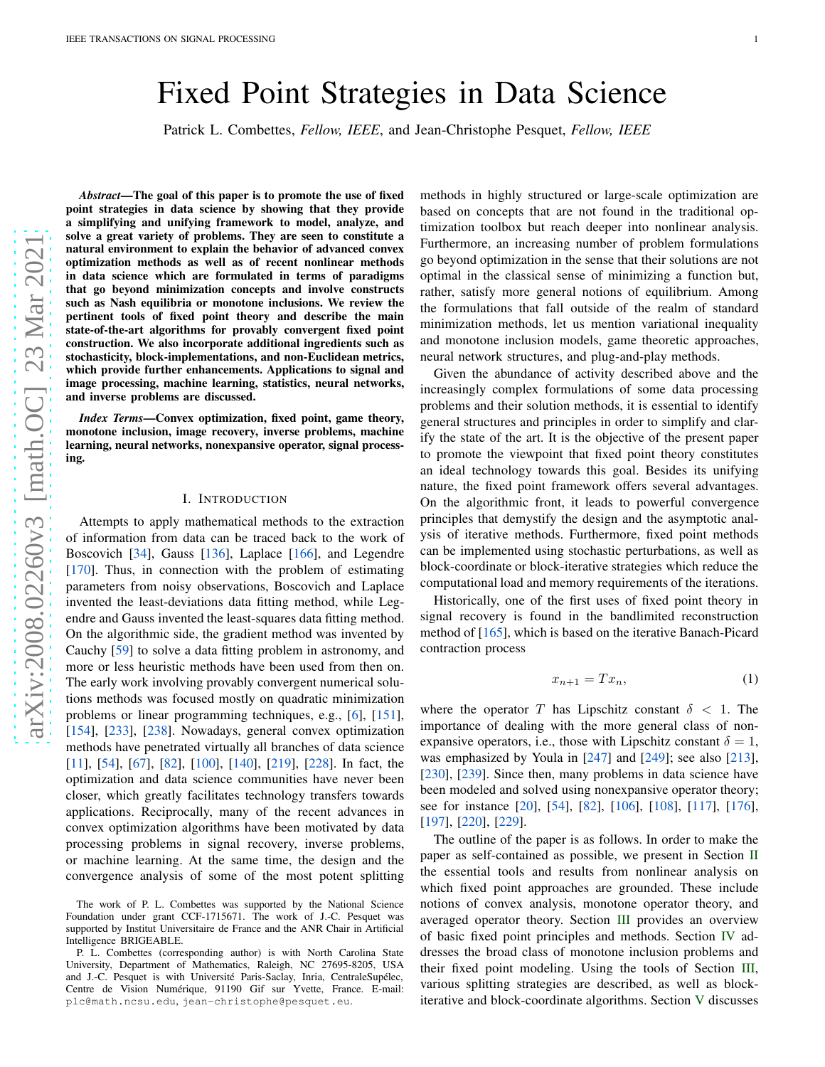# Fixed Point Strategies in Data Science

Patrick L. Combettes, *Fellow, IEEE*, and Jean-Christophe Pesquet, *Fellow, IEEE*

***Abstract*—The goal of this paper is to promote the use of fixed point strategies in data science by showing that they provide a simplifying and unifying framework to model, analyze, and solve a great variety of problems. They are seen to constitute a natural environment to explain the behavior of advanced convex optimization methods as well as of recent nonlinear methods in data science which are formulated in terms of paradigms that go beyond minimization concepts and involve constructs such as Nash equilibria or monotone inclusions. We review the pertinent tools of fixed point theory and describe the main state-of-the-art algorithms for provably convergent fixed point construction. We also incorporate additional ingredients such as stochasticity, block-implementations, and non-Euclidean metrics, which provide further enhancements. Applications to signal and image processing, machine learning, statistics, neural networks, and inverse problems are discussed.**

***Index Terms*—Convex optimization, fixed point, game theory, monotone inclusion, image recovery, inverse problems, machine learning, neural networks, nonexpansive operator, signal processing.**

## I. Introduction

Attempts to apply mathematical methods to the extraction of information from data can be traced back to the work of Boscovich [34], Gauss [136], Laplace [166], and Legendre [170]. Thus, in connection with the problem of estimating parameters from noisy observations, Boscovich and Laplace invented the least-deviations data fitting method, while Legendre and Gauss invented the least-squares data fitting method. On the algorithmic side, the gradient method was invented by Cauchy [59] to solve a data fitting problem in astronomy, and more or less heuristic methods have been used from then on. The early work involving provably convergent numerical solutions methods was focused mostly on quadratic minimization problems or linear programming techniques, e.g., [6], [151], [154], [233], [238]. Nowadays, general convex optimization methods have penetrated virtually all branches of data science [11], [54], [67], [82], [100], [140], [219], [228]. In fact, the optimization and data science communities have never been closer, which greatly facilitates technology transfers towards applications. Reciprocally, many of the recent advances in convex optimization algorithms have been motivated by data processing problems in signal recovery, inverse problems, or machine learning. At the same time, the design and the convergence analysis of some of the most potent splitting methods in highly structured or large-scale optimization are based on concepts that are not found in the traditional optimization toolbox but reach deeper into nonlinear analysis. Furthermore, an increasing number of problem formulations go beyond optimization in the sense that their solutions are not optimal in the classical sense of minimizing a function but, rather, satisfy more general notions of equilibrium. Among the formulations that fall outside of the realm of standard minimization methods, let us mention variational inequality and monotone inclusion models, game theoretic approaches, neural network structures, and plug-and-play methods.

Given the abundance of activity described above and the increasingly complex formulations of some data processing problems and their solution methods, it is essential to identify general structures and principles in order to simplify and clarify the state of the art. It is the objective of the present paper to promote the viewpoint that fixed point theory constitutes an ideal technology towards this goal. Besides its unifying nature, the fixed point framework offers several advantages. On the algorithmic front, it leads to powerful convergence principles that demystify the design and the asymptotic analysis of iterative methods. Furthermore, fixed point methods can be implemented using stochastic perturbations, as well as block-coordinate or block-iterative strategies which reduce the computational load and memory requirements of the iterations.

Historically, one of the first uses of fixed point theory in signal recovery is found in the bandlimited reconstruction method of [165], which is based on the iterative Banach-Picard contraction process

$$x_{n+1} = Tx_n, \tag{1}$$

where the operator $T$ has Lipschitz constant $\delta < 1$. The importance of dealing with the more general class of nonexpansive operators, i.e., those with Lipschitz constant $\delta = 1$, was emphasized by Youla in [247] and [249]; see also [213], [230], [239]. Since then, many problems in data science have been modeled and solved using nonexpansive operator theory; see for instance [20], [54], [82], [106], [108], [117], [176], [197], [220], [229].

The outline of the paper is as follows. In order to make the paper as self-contained as possible, we present in Section II the essential tools and results from nonlinear analysis on which fixed point approaches are grounded. These include notions of convex analysis, monotone operator theory, and averaged operator theory. Section III provides an overview of basic fixed point principles and methods. Section IV addresses the broad class of monotone inclusion problems and their fixed point modeling. Using the tools of Section III, various splitting strategies are described, as well as block-iterative and block-coordinate algorithms. Section V discusses

The work of P. L. Combettes was supported by the National Science Foundation under grant CCF-1715671. The work of J.-C. Pesquet was supported by Institut Universitaire de France and the ANR Chair in Artificial Intelligence BRIGEABLE.

P. L. Combettes (corresponding author) is with North Carolina State University, Department of Mathematics, Raleigh, NC 27695-8205, USA and J.-C. Pesquet is with Université Paris-Saclay, Inria, CentraleSupélec, Centre de Vision Numérique, 91190 Gif sur Yvette, France. E-mail: plc@math.ncsu.edu, jean-christophe@pesquet.eu.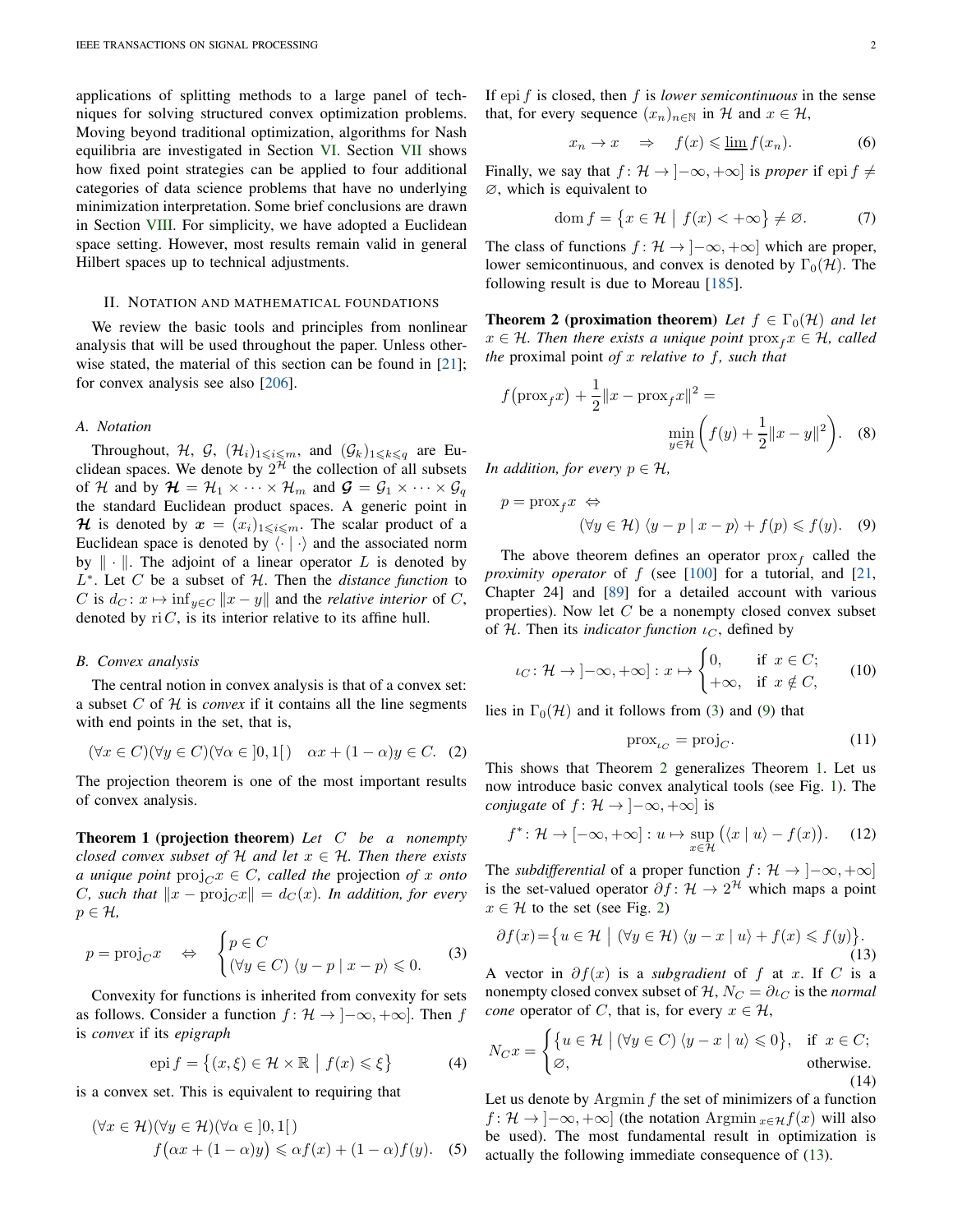applications of splitting methods to a large panel of techniques for solving structured convex optimization problems. Moving beyond traditional optimization, algorithms for Nash equilibria are investigated in Section VI. Section VII shows how fixed point strategies can be applied to four additional categories of data science problems that have no underlying minimization interpretation. Some brief conclusions are drawn in Section VIII. For simplicity, we have adopted a Euclidean space setting. However, most results remain valid in general Hilbert spaces up to technical adjustments.

## II. Notation and mathematical foundations

We review the basic tools and principles from nonlinear analysis that will be used throughout the paper. Unless otherwise stated, the material of this section can be found in [21]; for convex analysis see also [206].

### A. Notation

Throughout, $\mathcal{H}$, $\mathcal{G}$, $(\mathcal{H}_i)_{1\leqslant i\leqslant m}$, and $(\mathcal{G}_k)_{1\leqslant k\leqslant q}$ are Euclidean spaces. We denote by $2^{\mathcal{H}}$ the collection of all subsets of $\mathcal{H}$ and by $\boldsymbol{\mathcal{H}} = \mathcal{H}_1 \times \cdots \times \mathcal{H}_m$ and $\boldsymbol{\mathcal{G}} = \mathcal{G}_1 \times \cdots \times \mathcal{G}_q$ the standard Euclidean product spaces. A generic point in $\boldsymbol{\mathcal{H}}$ is denoted by $\boldsymbol{x} = (x_i)_{1\leqslant i\leqslant m}$. The scalar product of a Euclidean space is denoted by $\langle \cdot \mid \cdot \rangle$ and the associated norm by $\|\cdot\|$. The adjoint of a linear operator $L$ is denoted by $L^*$. Let $C$ be a subset of $\mathcal{H}$. Then the *distance function* to $C$ is $d_C \colon x \mapsto \inf_{y\in C}\|x-y\|$ and the *relative interior* of $C$, denoted by $\operatorname{ri} C$, is its interior relative to its affine hull.

### B. Convex analysis

The central notion in convex analysis is that of a convex set: a subset $C$ of $\mathcal{H}$ is *convex* if it contains all the line segments with end points in the set, that is,

$$(\forall x \in C)(\forall y \in C)(\forall \alpha \in \left]0,1\right[)\quad \alpha x + (1-\alpha)y \in C. \quad (2)$$

The projection theorem is one of the most important results of convex analysis.

**Theorem 1 (projection theorem)** *Let $C$ be a nonempty closed convex subset of $\mathcal{H}$ and let $x \in \mathcal{H}$. Then there exists a unique point $\operatorname{proj}_C x \in C$, called the* projection *of $x$ onto $C$, such that $\|x - \operatorname{proj}_C x\| = d_C(x)$. In addition, for every $p \in \mathcal{H}$,*

$$p = \operatorname{proj}_C x \quad \Leftrightarrow \quad \begin{cases} p \in C \\ (\forall y \in C)\ \langle y - p \mid x - p\rangle \leqslant 0. \end{cases} \quad (3)$$

Convexity for functions is inherited from convexity for sets as follows. Consider a function $f \colon \mathcal{H} \to \left]-\infty,+\infty\right]$. Then $f$ is *convex* if its *epigraph*

$$\operatorname{epi} f = \big\{(x,\xi) \in \mathcal{H}\times\mathbb{R} \;\big|\; f(x) \leqslant \xi\big\} \quad (4)$$

is a convex set. This is equivalent to requiring that

$$(\forall x \in \mathcal{H})(\forall y \in \mathcal{H})(\forall \alpha \in \left]0,1\right[)\quad f\big(\alpha x + (1-\alpha)y\big) \leqslant \alpha f(x) + (1-\alpha)f(y). \quad (5)$$

If $\operatorname{epi} f$ is closed, then $f$ is *lower semicontinuous* in the sense that, for every sequence $(x_n)_{n\in\mathbb{N}}$ in $\mathcal{H}$ and $x \in \mathcal{H}$,

$$x_n \to x \quad \Rightarrow \quad f(x) \leqslant \varliminf f(x_n). \quad (6)$$

Finally, we say that $f \colon \mathcal{H} \to \left]-\infty,+\infty\right]$ is *proper* if $\operatorname{epi} f \neq \varnothing$, which is equivalent to

$$\operatorname{dom} f = \big\{x \in \mathcal{H} \;\big|\; f(x) < +\infty\big\} \neq \varnothing. \quad (7)$$

The class of functions $f \colon \mathcal{H} \to \left]-\infty,+\infty\right]$ which are proper, lower semicontinuous, and convex is denoted by $\Gamma_0(\mathcal{H})$. The following result is due to Moreau [185].

**Theorem 2 (proximation theorem)** *Let $f \in \Gamma_0(\mathcal{H})$ and let $x \in \mathcal{H}$. Then there exists a unique point $\operatorname{prox}_f x \in \mathcal{H}$, called the* proximal point *of $x$ relative to $f$, such that*

$$f\big(\operatorname{prox}_f x\big) + \frac{1}{2}\|x - \operatorname{prox}_f x\|^2 = \min_{y\in\mathcal{H}}\left(f(y) + \frac{1}{2}\|x-y\|^2\right). \quad (8)$$

*In addition, for every $p \in \mathcal{H}$,*

$$p = \operatorname{prox}_f x \quad \Leftrightarrow \quad (\forall y \in \mathcal{H})\ \langle y - p \mid x - p\rangle + f(p) \leqslant f(y). \quad (9)$$

The above theorem defines an operator $\operatorname{prox}_f$ called the *proximity operator* of $f$ (see [100] for a tutorial, and [21, Chapter 24] and [89] for a detailed account with various properties). Now let $C$ be a nonempty closed convex subset of $\mathcal{H}$. Then its *indicator function* $\iota_C$, defined by

$$\iota_C \colon \mathcal{H} \to \left]-\infty,+\infty\right] : x \mapsto \begin{cases} 0, & \text{if } x \in C; \\ +\infty, & \text{if } x \notin C, \end{cases} \quad (10)$$

lies in $\Gamma_0(\mathcal{H})$ and it follows from (3) and (9) that

$$\operatorname{prox}_{\iota_C} = \operatorname{proj}_C. \quad (11)$$

This shows that Theorem 2 generalizes Theorem 1. Let us now introduce basic convex analytical tools (see Fig. 1). The *conjugate* of $f \colon \mathcal{H} \to \left]-\infty,+\infty\right]$ is

$$f^* \colon \mathcal{H} \to [-\infty,+\infty] : u \mapsto \sup_{x\in\mathcal{H}}\big(\langle x \mid u\rangle - f(x)\big). \quad (12)$$

The *subdifferential* of a proper function $f \colon \mathcal{H} \to \left]-\infty,+\infty\right]$ is the set-valued operator $\partial f \colon \mathcal{H} \to 2^{\mathcal{H}}$ which maps a point $x \in \mathcal{H}$ to the set (see Fig. 2)

$$\partial f(x) = \big\{u \in \mathcal{H} \;\big|\; (\forall y \in \mathcal{H})\ \langle y - x \mid u\rangle + f(x) \leqslant f(y)\big\}. \quad (13)$$

A vector in $\partial f(x)$ is a *subgradient* of $f$ at $x$. If $C$ is a nonempty closed convex subset of $\mathcal{H}$, $N_C = \partial\iota_C$ is the *normal cone* operator of $C$, that is, for every $x \in \mathcal{H}$,

$$N_C x = \begin{cases} \big\{u \in \mathcal{H} \;\big|\; (\forall y \in C)\ \langle y - x \mid u\rangle \leqslant 0\big\}, & \text{if } x \in C; \\ \varnothing, & \text{otherwise.} \end{cases} \quad (14)$$

Let us denote by $\operatorname{Argmin} f$ the set of minimizers of a function $f \colon \mathcal{H} \to \left]-\infty,+\infty\right]$ (the notation $\operatorname{Argmin}_{x\in\mathcal{H}} f(x)$ will also be used). The most fundamental result in optimization is actually the following immediate consequence of (13).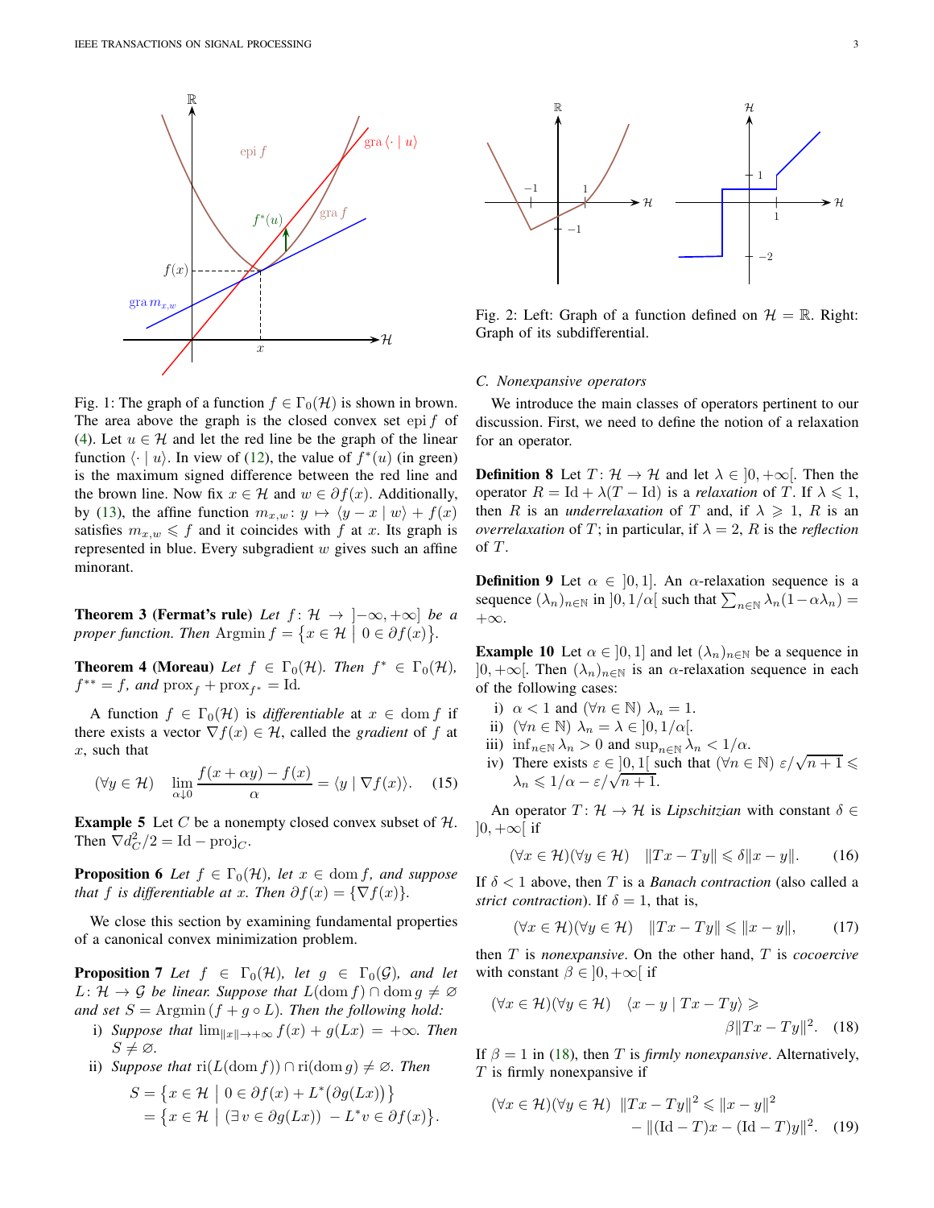Fig. 1: The graph of a function $f \in \Gamma_0(\mathcal{H})$ is shown in brown. The area above the graph is the closed convex set $\operatorname{epi} f$ of (4). Let $u \in \mathcal{H}$ and let the red line be the graph of the linear function $\langle \cdot \mid u\rangle$. In view of (12), the value of $f^*(u)$ (in green) is the maximum signed difference between the red line and the brown line. Now fix $x \in \mathcal{H}$ and $w \in \partial f(x)$. Additionally, by (13), the affine function $m_{x,w} \colon y \mapsto \langle y - x \mid w\rangle + f(x)$ satisfies $m_{x,w} \leqslant f$ and it coincides with $f$ at $x$. Its graph is represented in blue. Every subgradient $w$ gives such an affine minorant.

**Theorem 3 (Fermat's rule)** *Let $f \colon \mathcal{H} \to \left]-\infty,+\infty\right]$ be a proper function. Then* $\operatorname{Argmin} f = \big\{x \in \mathcal{H} \mid 0 \in \partial f(x)\big\}$.

**Theorem 4 (Moreau)** *Let $f \in \Gamma_0(\mathcal{H})$. Then $f^* \in \Gamma_0(\mathcal{H})$, $f^{**} = f$, and* $\operatorname{prox}_f + \operatorname{prox}_{f^*} = \operatorname{Id}$.

A function $f \in \Gamma_0(\mathcal{H})$ is *differentiable* at $x \in \operatorname{dom} f$ if there exists a vector $\nabla f(x) \in \mathcal{H}$, called the *gradient* of $f$ at $x$, such that

$$(\forall y \in \mathcal{H}) \quad \lim_{\alpha \downarrow 0} \frac{f(x+\alpha y) - f(x)}{\alpha} = \langle y \mid \nabla f(x)\rangle. \tag{15}$$

**Example 5** Let $C$ be a nonempty closed convex subset of $\mathcal{H}$. Then $\nabla d_C^2/2 = \operatorname{Id} - \operatorname{proj}_C$.

**Proposition 6** *Let $f \in \Gamma_0(\mathcal{H})$, let $x \in \operatorname{dom} f$, and suppose that $f$ is differentiable at $x$. Then $\partial f(x) = \{\nabla f(x)\}$.*

We close this section by examining fundamental properties of a canonical convex minimization problem.

**Proposition 7** *Let $f \in \Gamma_0(\mathcal{H})$, let $g \in \Gamma_0(\mathcal{G})$, and let $L \colon \mathcal{H} \to \mathcal{G}$ be linear. Suppose that $L(\operatorname{dom} f) \cap \operatorname{dom} g \neq \varnothing$ and set $S = \operatorname{Argmin}(f + g \circ L)$. Then the following hold:*

i) *Suppose that $\lim_{\|x\| \to +\infty} f(x) + g(Lx) = +\infty$. Then $S \neq \varnothing$.*
ii) *Suppose that $\operatorname{ri}(L(\operatorname{dom} f)) \cap \operatorname{ri}(\operatorname{dom} g) \neq \varnothing$. Then*

$$\begin{aligned} S &= \big\{x \in \mathcal{H} \mid 0 \in \partial f(x) + L^*\big(\partial g(Lx)\big)\big\} \\ &= \big\{x \in \mathcal{H} \mid (\exists\, v \in \partial g(Lx)) \; -L^* v \in \partial f(x)\big\}. \end{aligned}$$

Fig. 2: Left: Graph of a function defined on $\mathcal{H} = \mathbb{R}$. Right: Graph of its subdifferential.

### C. Nonexpansive operators

We introduce the main classes of operators pertinent to our discussion. First, we need to define the notion of a relaxation for an operator.

**Definition 8** Let $T \colon \mathcal{H} \to \mathcal{H}$ and let $\lambda \in \left]0,+\infty\right[$. Then the operator $R = \operatorname{Id} + \lambda(T - \operatorname{Id})$ is a *relaxation* of $T$. If $\lambda \leqslant 1$, then $R$ is an *underrelaxation* of $T$ and, if $\lambda \geqslant 1$, $R$ is an *overrelaxation* of $T$; in particular, if $\lambda = 2$, $R$ is the *reflection* of $T$.

**Definition 9** Let $\alpha \in \left]0,1\right]$. An $\alpha$-relaxation sequence is a sequence $(\lambda_n)_{n\in\mathbb{N}}$ in $\left]0,1/\alpha\right[$ such that $\sum_{n\in\mathbb{N}} \lambda_n(1-\alpha\lambda_n) = +\infty$.

**Example 10** Let $\alpha \in \left]0,1\right]$ and let $(\lambda_n)_{n\in\mathbb{N}}$ be a sequence in $\left]0,+\infty\right[$. Then $(\lambda_n)_{n\in\mathbb{N}}$ is an $\alpha$-relaxation sequence in each of the following cases:

i) $\alpha < 1$ and $(\forall n \in \mathbb{N})$ $\lambda_n = 1$.
ii) $(\forall n \in \mathbb{N})$ $\lambda_n = \lambda \in \left]0,1/\alpha\right[$.
iii) $\inf_{n\in\mathbb{N}} \lambda_n > 0$ and $\sup_{n\in\mathbb{N}} \lambda_n < 1/\alpha$.
iv) There exists $\varepsilon \in \left]0,1\right[$ such that $(\forall n \in \mathbb{N})$ $\varepsilon/\sqrt{n+1} \leqslant \lambda_n \leqslant 1/\alpha - \varepsilon/\sqrt{n+1}$.

An operator $T \colon \mathcal{H} \to \mathcal{H}$ is *Lipschitzian* with constant $\delta \in \left]0,+\infty\right[$ if

$$(\forall x \in \mathcal{H})(\forall y \in \mathcal{H}) \quad \|Tx - Ty\| \leqslant \delta \|x - y\|. \tag{16}$$

If $\delta < 1$ above, then $T$ is a *Banach contraction* (also called a *strict contraction*). If $\delta = 1$, that is,

$$(\forall x \in \mathcal{H})(\forall y \in \mathcal{H}) \quad \|Tx - Ty\| \leqslant \|x - y\|, \tag{17}$$

then $T$ is *nonexpansive*. On the other hand, $T$ is *cocoercive* with constant $\beta \in \left]0,+\infty\right[$ if

$$(\forall x \in \mathcal{H})(\forall y \in \mathcal{H}) \quad \langle x - y \mid Tx - Ty\rangle \geqslant \beta\|Tx - Ty\|^2. \tag{18}$$

If $\beta = 1$ in (18), then $T$ is *firmly nonexpansive*. Alternatively, $T$ is firmly nonexpansive if

$$(\forall x \in \mathcal{H})(\forall y \in \mathcal{H}) \;\; \|Tx - Ty\|^2 \leqslant \|x - y\|^2 - \|(\operatorname{Id} - T)x - (\operatorname{Id} - T)y\|^2. \tag{19}$$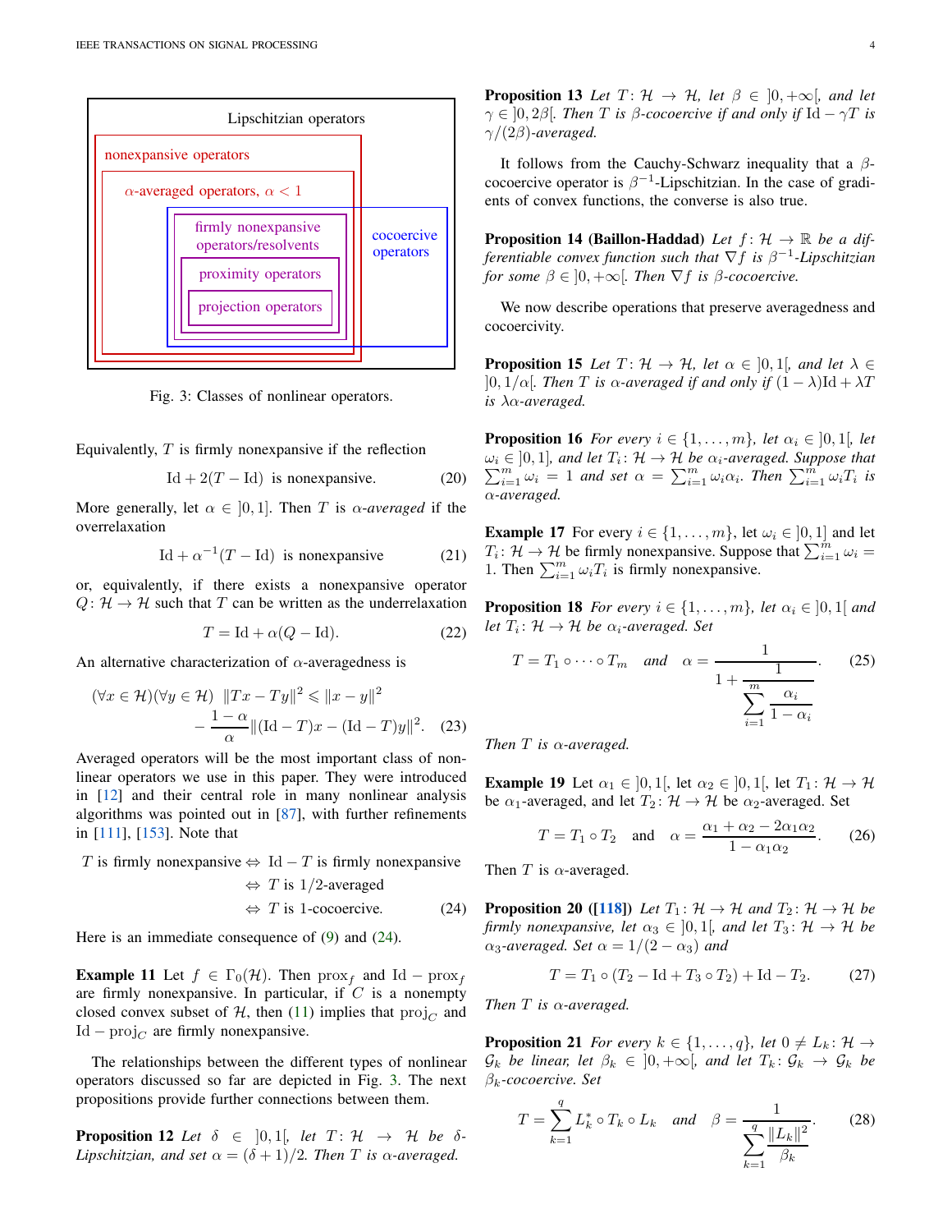Lipschitzian operators

nonexpansive operators

$\alpha$-averaged operators, $\alpha < 1$

firmly nonexpansive operators/resolvents

proximity operators

projection operators

cocoercive operators

Fig. 3: Classes of nonlinear operators.

Equivalently, $T$ is firmly nonexpansive if the reflection

$$\mathrm{Id} + 2(T - \mathrm{Id}) \;\text{ is nonexpansive.} \tag{20}$$

More generally, let $\alpha \in \,]0, 1]$. Then $T$ is *$\alpha$-averaged* if the overrelaxation

$$\mathrm{Id} + \alpha^{-1}(T - \mathrm{Id}) \;\text{ is nonexpansive} \tag{21}$$

or, equivalently, if there exists a nonexpansive operator $Q\colon \mathcal{H} \to \mathcal{H}$ such that $T$ can be written as the underrelaxation

$$T = \mathrm{Id} + \alpha(Q - \mathrm{Id}). \tag{22}$$

An alternative characterization of $\alpha$-averagedness is

$$(\forall x \in \mathcal{H})(\forall y \in \mathcal{H}) \;\; \|Tx - Ty\|^2 \leqslant \|x - y\|^2 - \frac{1-\alpha}{\alpha}\|(\mathrm{Id} - T)x - (\mathrm{Id} - T)y\|^2. \tag{23}$$

Averaged operators will be the most important class of nonlinear operators we use in this paper. They were introduced in [12] and their central role in many nonlinear analysis algorithms was pointed out in [87], with further refinements in [111], [153]. Note that

$$\begin{aligned} T \text{ is firmly nonexpansive} &\Leftrightarrow \mathrm{Id} - T \text{ is firmly nonexpansive} \\ &\Leftrightarrow T \text{ is } 1/2\text{-averaged} \\ &\Leftrightarrow T \text{ is 1-cocoercive.} \end{aligned} \tag{24}$$

Here is an immediate consequence of (9) and (24).

**Example 11** Let $f \in \Gamma_0(\mathcal{H})$. Then $\mathrm{prox}_f$ and $\mathrm{Id} - \mathrm{prox}_f$ are firmly nonexpansive. In particular, if $C$ is a nonempty closed convex subset of $\mathcal{H}$, then (11) implies that $\mathrm{proj}_C$ and $\mathrm{Id} - \mathrm{proj}_C$ are firmly nonexpansive.

The relationships between the different types of nonlinear operators discussed so far are depicted in Fig. 3. The next propositions provide further connections between them.

**Proposition 12** *Let $\delta \in \,]0, 1[$, let $T\colon \mathcal{H} \to \mathcal{H}$ be $\delta$-Lipschitzian, and set $\alpha = (\delta + 1)/2$. Then $T$ is $\alpha$-averaged.*

**Proposition 13** *Let $T\colon \mathcal{H} \to \mathcal{H}$, let $\beta \in \,]0, +\infty[$, and let $\gamma \in \,]0, 2\beta[$. Then $T$ is $\beta$-cocoercive if and only if $\mathrm{Id} - \gamma T$ is $\gamma/(2\beta)$-averaged.*

It follows from the Cauchy-Schwarz inequality that a $\beta$-cocoercive operator is $\beta^{-1}$-Lipschitzian. In the case of gradients of convex functions, the converse is also true.

**Proposition 14 (Baillon-Haddad)** *Let $f\colon \mathcal{H} \to \mathbb{R}$ be a differentiable convex function such that $\nabla f$ is $\beta^{-1}$-Lipschitzian for some $\beta \in \,]0, +\infty[$. Then $\nabla f$ is $\beta$-cocoercive.*

We now describe operations that preserve averagedness and cocoercivity.

**Proposition 15** *Let $T\colon \mathcal{H} \to \mathcal{H}$, let $\alpha \in \,]0, 1[$, and let $\lambda \in \,]0, 1/\alpha[$. Then $T$ is $\alpha$-averaged if and only if $(1 - \lambda)\mathrm{Id} + \lambda T$ is $\lambda\alpha$-averaged.*

**Proposition 16** *For every $i \in \{1, \ldots, m\}$, let $\alpha_i \in \,]0, 1[$, let $\omega_i \in \,]0, 1]$, and let $T_i\colon \mathcal{H} \to \mathcal{H}$ be $\alpha_i$-averaged. Suppose that $\sum_{i=1}^m \omega_i = 1$ and set $\alpha = \sum_{i=1}^m \omega_i \alpha_i$. Then $\sum_{i=1}^m \omega_i T_i$ is $\alpha$-averaged.*

**Example 17** For every $i \in \{1, \ldots, m\}$, let $\omega_i \in \,]0, 1]$ and let $T_i\colon \mathcal{H} \to \mathcal{H}$ be firmly nonexpansive. Suppose that $\sum_{i=1}^m \omega_i = 1$. Then $\sum_{i=1}^m \omega_i T_i$ is firmly nonexpansive.

**Proposition 18** *For every $i \in \{1, \ldots, m\}$, let $\alpha_i \in \,]0, 1[$ and let $T_i\colon \mathcal{H} \to \mathcal{H}$ be $\alpha_i$-averaged. Set*

$$T = T_1 \circ \cdots \circ T_m \quad \text{and} \quad \alpha = \frac{1}{1 + \dfrac{1}{\displaystyle\sum_{i=1}^m \frac{\alpha_i}{1 - \alpha_i}}}. \tag{25}$$

*Then $T$ is $\alpha$-averaged.*

**Example 19** Let $\alpha_1 \in \,]0, 1[$, let $\alpha_2 \in \,]0, 1[$, let $T_1\colon \mathcal{H} \to \mathcal{H}$ be $\alpha_1$-averaged, and let $T_2\colon \mathcal{H} \to \mathcal{H}$ be $\alpha_2$-averaged. Set

$$T = T_1 \circ T_2 \quad \text{and} \quad \alpha = \frac{\alpha_1 + \alpha_2 - 2\alpha_1\alpha_2}{1 - \alpha_1\alpha_2}. \tag{26}$$

Then $T$ is $\alpha$-averaged.

**Proposition 20 ([118])** *Let $T_1\colon \mathcal{H} \to \mathcal{H}$ and $T_2\colon \mathcal{H} \to \mathcal{H}$ be firmly nonexpansive, let $\alpha_3 \in \,]0, 1[$, and let $T_3\colon \mathcal{H} \to \mathcal{H}$ be $\alpha_3$-averaged. Set $\alpha = 1/(2 - \alpha_3)$ and*

$$T = T_1 \circ (T_2 - \mathrm{Id} + T_3 \circ T_2) + \mathrm{Id} - T_2. \tag{27}$$

*Then $T$ is $\alpha$-averaged.*

**Proposition 21** *For every $k \in \{1, \ldots, q\}$, let $0 \neq L_k\colon \mathcal{H} \to \mathcal{G}_k$ be linear, let $\beta_k \in \,]0, +\infty[$, and let $T_k\colon \mathcal{G}_k \to \mathcal{G}_k$ be $\beta_k$-cocoercive. Set*

$$T = \sum_{k=1}^q L_k^* \circ T_k \circ L_k \quad \text{and} \quad \beta = \frac{1}{\displaystyle\sum_{k=1}^q \frac{\|L_k\|^2}{\beta_k}}. \tag{28}$$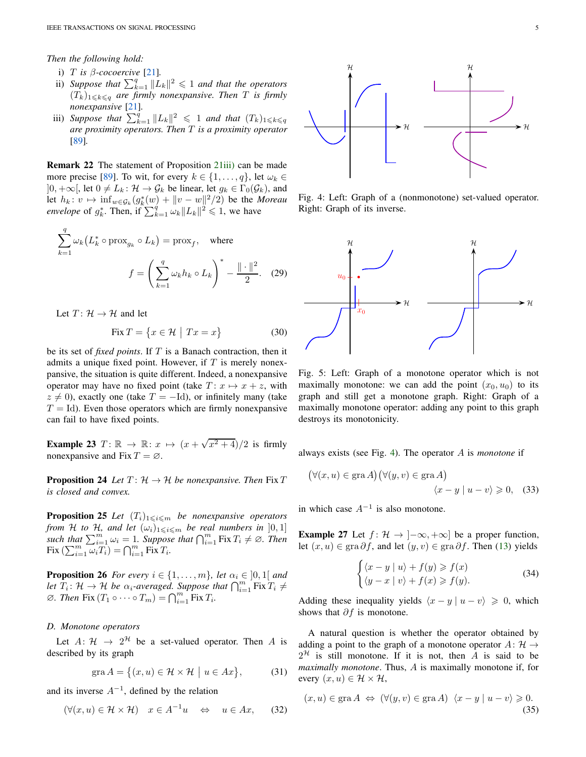*Then the following hold:*

i) $T$ *is* $\beta$*-cocoercive* [21].

ii) *Suppose that* $\sum_{k=1}^q \|L_k\|^2 \leqslant 1$ *and that the operators* $(T_k)_{1\leqslant k\leqslant q}$ *are firmly nonexpansive. Then* $T$ *is firmly nonexpansive* [21].

iii) *Suppose that* $\sum_{k=1}^q \|L_k\|^2 \leqslant 1$ *and that* $(T_k)_{1\leqslant k\leqslant q}$ *are proximity operators. Then* $T$ *is a proximity operator* [89].

**Remark 22** The statement of Proposition 21iii) can be made more precise [89]. To wit, for every $k \in \{1,\ldots,q\}$, let $\omega_k \in \left]0,+\infty\right[$, let $0 \neq L_k \colon \mathcal{H} \to \mathcal{G}_k$ be linear, let $g_k \in \Gamma_0(\mathcal{G}_k)$, and let $h_k \colon v \mapsto \inf_{w\in\mathcal{G}_k}(g_k^*(w) + \|v-w\|^2/2)$ be the *Moreau envelope* of $g_k^*$. Then, if $\sum_{k=1}^q \omega_k\|L_k\|^2 \leqslant 1$, we have

$$\sum_{k=1}^q \omega_k\big(L_k^* \circ \operatorname{prox}_{g_k} \circ L_k\big) = \operatorname{prox}_f, \quad \text{where}$$
$$f = \left(\sum_{k=1}^q \omega_k h_k \circ L_k\right)^* - \frac{\|\cdot\|^2}{2}. \quad (29)$$

Let $T \colon \mathcal{H} \to \mathcal{H}$ and let

$$\operatorname{Fix} T = \big\{x \in \mathcal{H} \;\big|\; Tx = x\big\} \quad (30)$$

be its set of *fixed points*. If $T$ is a Banach contraction, then it admits a unique fixed point. However, if $T$ is merely nonexpansive, the situation is quite different. Indeed, a nonexpansive operator may have no fixed point (take $T \colon x \mapsto x + z$, with $z \neq 0$), exactly one (take $T = -\mathrm{Id}$), or infinitely many (take $T = \mathrm{Id}$). Even those operators which are firmly nonexpansive can fail to have fixed points.

**Example 23** $T \colon \mathbb{R} \to \mathbb{R} \colon x \mapsto (x + \sqrt{x^2+4})/2$ is firmly nonexpansive and $\operatorname{Fix} T = \varnothing$.

**Proposition 24** *Let* $T \colon \mathcal{H} \to \mathcal{H}$ *be nonexpansive. Then* $\operatorname{Fix} T$ *is closed and convex.*

**Proposition 25** *Let* $(T_i)_{1\leqslant i\leqslant m}$ *be nonexpansive operators from* $\mathcal{H}$ *to* $\mathcal{H}$*, and let* $(\omega_i)_{1\leqslant i\leqslant m}$ *be real numbers in* $]0,1]$ *such that* $\sum_{i=1}^m \omega_i = 1$*. Suppose that* $\bigcap_{i=1}^m \operatorname{Fix} T_i \neq \varnothing$*. Then* $\operatorname{Fix}\big(\sum_{i=1}^m \omega_i T_i\big) = \bigcap_{i=1}^m \operatorname{Fix} T_i$*.*

**Proposition 26** *For every* $i \in \{1,\ldots,m\}$*, let* $\alpha_i \in \left]0,1\right[$ *and let* $T_i \colon \mathcal{H} \to \mathcal{H}$ *be* $\alpha_i$*-averaged. Suppose that* $\bigcap_{i=1}^m \operatorname{Fix} T_i \neq \varnothing$*. Then* $\operatorname{Fix}(T_1 \circ \cdots \circ T_m) = \bigcap_{i=1}^m \operatorname{Fix} T_i$*.*

### D. Monotone operators

Let $A \colon \mathcal{H} \to 2^{\mathcal{H}}$ be a set-valued operator. Then $A$ is described by its graph

$$\operatorname{gra} A = \big\{(x,u) \in \mathcal{H}\times\mathcal{H} \;\big|\; u \in Ax\big\}, \quad (31)$$

and its inverse $A^{-1}$, defined by the relation

$$(\forall (x,u) \in \mathcal{H}\times\mathcal{H}) \quad x \in A^{-1}u \quad \Leftrightarrow \quad u \in Ax, \quad (32)$$

always exists (see Fig. 4). The operator $A$ is *monotone* if

$$\big(\forall (x,u) \in \operatorname{gra} A\big)\big(\forall (y,v) \in \operatorname{gra} A\big) \quad \langle x-y \mid u-v\rangle \geqslant 0, \quad (33)$$

in which case $A^{-1}$ is also monotone.

Fig. 4: Left: Graph of a (nonmonotone) set-valued operator. Right: Graph of its inverse.

Fig. 5: Left: Graph of a monotone operator which is not maximally monotone: we can add the point $(x_0,u_0)$ to its graph and still get a monotone graph. Right: Graph of a maximally monotone operator: adding any point to this graph destroys its monotonicity.

**Example 27** Let $f \colon \mathcal{H} \to \left]-\infty,+\infty\right]$ be a proper function, let $(x,u) \in \operatorname{gra}\partial f$, and let $(y,v) \in \operatorname{gra}\partial f$. Then (13) yields

$$\begin{cases} \langle x-y \mid u\rangle + f(y) \geqslant f(x) \\ \langle y-x \mid v\rangle + f(x) \geqslant f(y). \end{cases} \quad (34)$$

Adding these inequality yields $\langle x-y \mid u-v\rangle \geqslant 0$, which shows that $\partial f$ is monotone.

A natural question is whether the operator obtained by adding a point to the graph of a monotone operator $A \colon \mathcal{H} \to 2^{\mathcal{H}}$ is still monotone. If it is not, then $A$ is said to be *maximally monotone*. Thus, $A$ is maximally monotone if, for every $(x,u) \in \mathcal{H}\times\mathcal{H}$,

$$(x,u) \in \operatorname{gra} A \;\Leftrightarrow\; (\forall (y,v) \in \operatorname{gra} A) \;\; \langle x-y \mid u-v\rangle \geqslant 0. \quad (35)$$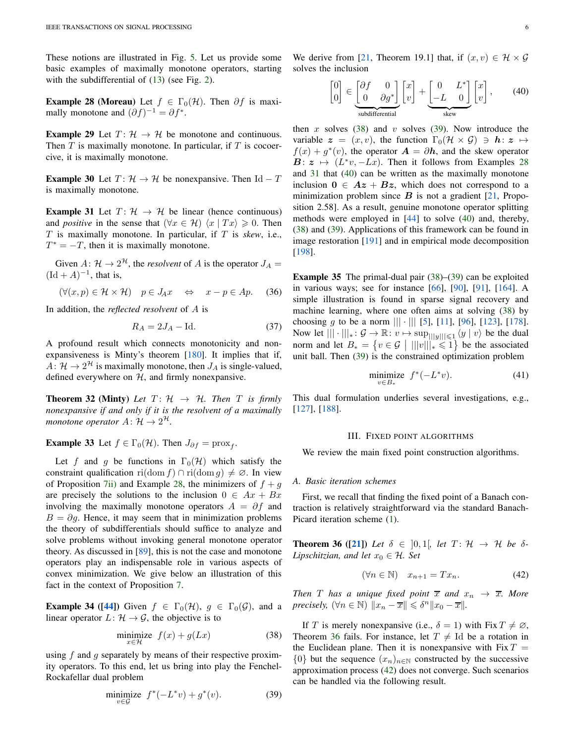These notions are illustrated in Fig. 5. Let us provide some basic examples of maximally monotone operators, starting with the subdifferential of (13) (see Fig. 2).

**Example 28 (Moreau)** Let $f \in \Gamma_0(\mathcal{H})$. Then $\partial f$ is maximally monotone and $(\partial f)^{-1} = \partial f^*$.

**Example 29** Let $T\colon \mathcal{H} \to \mathcal{H}$ be monotone and continuous. Then $T$ is maximally monotone. In particular, if $T$ is cocoercive, it is maximally monotone.

**Example 30** Let $T\colon \mathcal{H} \to \mathcal{H}$ be nonexpansive. Then $\mathrm{Id} - T$ is maximally monotone.

**Example 31** Let $T\colon \mathcal{H} \to \mathcal{H}$ be linear (hence continuous) and *positive* in the sense that $(\forall x \in \mathcal{H})\ \langle x \mid Tx\rangle \geqslant 0$. Then $T$ is maximally monotone. In particular, if $T$ is *skew*, i.e., $T^* = -T$, then it is maximally monotone.

Given $A\colon \mathcal{H} \to 2^{\mathcal{H}}$, the *resolvent* of $A$ is the operator $J_A = (\mathrm{Id} + A)^{-1}$, that is,

$$(\forall (x,p) \in \mathcal{H} \times \mathcal{H}) \quad p \in J_A x \quad \Leftrightarrow \quad x - p \in Ap. \tag{36}$$

In addition, the *reflected resolvent* of $A$ is

$$R_A = 2J_A - \mathrm{Id}. \tag{37}$$

A profound result which connects monotonicity and nonexpansiveness is Minty's theorem [180]. It implies that if, $A\colon \mathcal{H} \to 2^{\mathcal{H}}$ is maximally monotone, then $J_A$ is single-valued, defined everywhere on $\mathcal{H}$, and firmly nonexpansive.

**Theorem 32 (Minty)** *Let $T\colon \mathcal{H} \to \mathcal{H}$. Then $T$ is firmly nonexpansive if and only if it is the resolvent of a maximally monotone operator $A\colon \mathcal{H} \to 2^{\mathcal{H}}$.*

**Example 33** Let $f \in \Gamma_0(\mathcal{H})$. Then $J_{\partial f} = \mathrm{prox}_f$.

Let $f$ and $g$ be functions in $\Gamma_0(\mathcal{H})$ which satisfy the constraint qualification $\mathrm{ri}(\mathrm{dom}\, f) \cap \mathrm{ri}(\mathrm{dom}\, g) \neq \varnothing$. In view of Proposition 7ii) and Example 28, the minimizers of $f + g$ are precisely the solutions to the inclusion $0 \in Ax + Bx$ involving the maximally monotone operators $A = \partial f$ and $B = \partial g$. Hence, it may seem that in minimization problems the theory of subdifferentials should suffice to analyze and solve problems without invoking general monotone operator theory. As discussed in [89], this is not the case and monotone operators play an indispensable role in various aspects of convex minimization. We give below an illustration of this fact in the context of Proposition 7.

**Example 34 ([44])** Given $f \in \Gamma_0(\mathcal{H})$, $g \in \Gamma_0(\mathcal{G})$, and a linear operator $L\colon \mathcal{H} \to \mathcal{G}$, the objective is to

$$\underset{x \in \mathcal{H}}{\text{minimize}} \;\; f(x) + g(Lx) \tag{38}$$

using $f$ and $g$ separately by means of their respective proximity operators. To this end, let us bring into play the Fenchel-Rockafellar dual problem

$$\underset{v \in \mathcal{G}}{\text{minimize}} \;\; f^*(-L^*v) + g^*(v). \tag{39}$$

We derive from [21, Theorem 19.1] that, if $(x, v) \in \mathcal{H} \times \mathcal{G}$ solves the inclusion

$$\begin{bmatrix} 0 \\ 0 \end{bmatrix} \in \underbrace{\begin{bmatrix} \partial f & 0 \\ 0 & \partial g^* \end{bmatrix}}_{\text{subdifferential}} \begin{bmatrix} x \\ v \end{bmatrix} + \underbrace{\begin{bmatrix} 0 & L^* \\ -L & 0 \end{bmatrix}}_{\text{skew}} \begin{bmatrix} x \\ v \end{bmatrix}, \tag{40}$$

then $x$ solves (38) and $v$ solves (39). Now introduce the variable $\boldsymbol{z} = (x, v)$, the function $\Gamma_0(\mathcal{H} \times \mathcal{G}) \ni \boldsymbol{h}\colon \boldsymbol{z} \mapsto f(x) + g^*(v)$, the operator $\boldsymbol{A} = \partial \boldsymbol{h}$, and the skew operator $\boldsymbol{B}\colon \boldsymbol{z} \mapsto (L^*v, -Lx)$. Then it follows from Examples 28 and 31 that (40) can be written as the maximally monotone inclusion $\boldsymbol{0} \in \boldsymbol{A}\boldsymbol{z} + \boldsymbol{B}\boldsymbol{z}$, which does not correspond to a minimization problem since $\boldsymbol{B}$ is not a gradient [21, Proposition 2.58]. As a result, genuine monotone operator splitting methods were employed in [44] to solve (40) and, thereby, (38) and (39). Applications of this framework can be found in image restoration [191] and in empirical mode decomposition [198].

**Example 35** The primal-dual pair (38)–(39) can be exploited in various ways; see for instance [66], [90], [91], [164]. A simple illustration is found in sparse signal recovery and machine learning, where one often aims at solving (38) by choosing $g$ to be a norm $|||\cdot|||$ [5], [11], [96], [123], [178]. Now let $|||\cdot|||_*\colon \mathcal{G} \to \mathbb{R}\colon v \mapsto \sup_{|||y||| \leqslant 1} \langle y \mid v\rangle$ be the dual norm and let $B_* = \{v \in \mathcal{G} \mid |||v|||_* \leqslant 1\}$ be the associated unit ball. Then (39) is the constrained optimization problem

$$\underset{v \in B_*}{\text{minimize}} \;\; f^*(-L^*v). \tag{41}$$

This dual formulation underlies several investigations, e.g., [127], [188].

## III. Fixed point algorithms

We review the main fixed point construction algorithms.

### A. Basic iteration schemes

First, we recall that finding the fixed point of a Banach contraction is relatively straightforward via the standard Banach-Picard iteration scheme (1).

**Theorem 36 ([21])** *Let $\delta \in \left]0,1\right[$, let $T\colon \mathcal{H} \to \mathcal{H}$ be $\delta$-Lipschitzian, and let $x_0 \in \mathcal{H}$. Set*

$$(\forall n \in \mathbb{N}) \quad x_{n+1} = Tx_n. \tag{42}$$

*Then $T$ has a unique fixed point $\overline{x}$ and $x_n \to \overline{x}$. More precisely, $(\forall n \in \mathbb{N})\ \|x_n - \overline{x}\| \leqslant \delta^n \|x_0 - \overline{x}\|$.*

If $T$ is merely nonexpansive (i.e., $\delta = 1$) with $\mathrm{Fix}\, T \neq \varnothing$, Theorem 36 fails. For instance, let $T \neq \mathrm{Id}$ be a rotation in the Euclidean plane. Then it is nonexpansive with $\mathrm{Fix}\, T = \{0\}$ but the sequence $(x_n)_{n \in \mathbb{N}}$ constructed by the successive approximation process (42) does not converge. Such scenarios can be handled via the following result.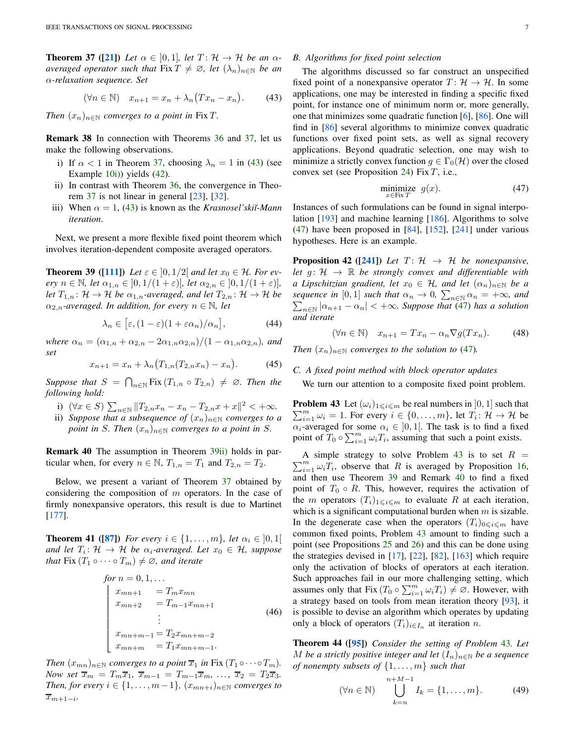**Theorem 37 ([21])** *Let $\alpha \in ]0,1]$, let $T\colon \mathcal{H} \to \mathcal{H}$ be an $\alpha$-averaged operator such that $\operatorname{Fix} T \neq \varnothing$, let $(\lambda_n)_{n\in\mathbb{N}}$ be an $\alpha$-relaxation sequence. Set*

$$(\forall n \in \mathbb{N}) \quad x_{n+1} = x_n + \lambda_n\big(Tx_n - x_n\big). \tag{43}$$

*Then $(x_n)_{n\in\mathbb{N}}$ converges to a point in $\operatorname{Fix} T$.*

**Remark 38** In connection with Theorems 36 and 37, let us make the following observations.

- i) If $\alpha < 1$ in Theorem 37, choosing $\lambda_n = 1$ in (43) (see Example 10i)) yields (42).
- ii) In contrast with Theorem 36, the convergence in Theorem 37 is not linear in general [23], [32].
- iii) When $\alpha = 1$, (43) is known as the *Krasnosel'skiĭ-Mann iteration*.

Next, we present a more flexible fixed point theorem which involves iteration-dependent composite averaged operators.

**Theorem 39 ([111])** *Let $\varepsilon \in ]0,1/2[$ and let $x_0 \in \mathcal{H}$. For every $n \in \mathbb{N}$, let $\alpha_{1,n} \in ]0,1/(1+\varepsilon)]$, let $\alpha_{2,n} \in ]0,1/(1+\varepsilon)]$, let $T_{1,n}\colon \mathcal{H} \to \mathcal{H}$ be $\alpha_{1,n}$-averaged, and let $T_{2,n}\colon \mathcal{H} \to \mathcal{H}$ be $\alpha_{2,n}$-averaged. In addition, for every $n \in \mathbb{N}$, let*

$$\lambda_n \in \big[\varepsilon, (1-\varepsilon)(1+\varepsilon\alpha_n)/\alpha_n\big], \tag{44}$$

*where $\alpha_n = (\alpha_{1,n} + \alpha_{2,n} - 2\alpha_{1,n}\alpha_{2,n})/(1-\alpha_{1,n}\alpha_{2,n})$, and set*

$$x_{n+1} = x_n + \lambda_n\big(T_{1,n}(T_{2,n}x_n) - x_n\big). \tag{45}$$

*Suppose that $S = \bigcap_{n\in\mathbb{N}} \operatorname{Fix}(T_{1,n} \circ T_{2,n}) \neq \varnothing$. Then the following hold:*

- i) $(\forall x \in S)\ \sum_{n\in\mathbb{N}} \|T_{2,n}x_n - x_n - T_{2,n}x + x\|^2 < +\infty$.
- ii) *Suppose that a subsequence of $(x_n)_{n\in\mathbb{N}}$ converges to a point in $S$. Then $(x_n)_{n\in\mathbb{N}}$ converges to a point in $S$.*

**Remark 40** The assumption in Theorem 39ii) holds in particular when, for every $n \in \mathbb{N}$, $T_{1,n} = T_1$ and $T_{2,n} = T_2$.

Below, we present a variant of Theorem 37 obtained by considering the composition of $m$ operators. In the case of firmly nonexpansive operators, this result is due to Martinet [177].

**Theorem 41 ([87])** *For every $i \in \{1,\ldots,m\}$, let $\alpha_i \in ]0,1[$ and let $T_i\colon \mathcal{H} \to \mathcal{H}$ be $\alpha_i$-averaged. Let $x_0 \in \mathcal{H}$, suppose that $\operatorname{Fix}(T_1 \circ \cdots \circ T_m) \neq \varnothing$, and iterate*

$$\begin{array}{l}
\text{for } n = 0,1,\ldots\\
\left\lfloor
\begin{array}{ll}
x_{mn+1} &= T_m x_{mn}\\
x_{mn+2} &= T_{m-1} x_{mn+1}\\
&\ \vdots\\
x_{mn+m-1} &= T_2 x_{mn+m-2}\\
x_{mn+m} &= T_1 x_{mn+m-1}.
\end{array}
\right.
\end{array} \tag{46}$$

*Then $(x_{mn})_{n\in\mathbb{N}}$ converges to a point $\overline{x}_1$ in $\operatorname{Fix}(T_1 \circ \cdots \circ T_m)$. Now set $\overline{x}_m = T_m\overline{x}_1$, $\overline{x}_{m-1} = T_{m-1}\overline{x}_m$, $\ldots$, $\overline{x}_2 = T_2\overline{x}_3$. Then, for every $i \in \{1,\ldots,m-1\}$, $(x_{mn+i})_{n\in\mathbb{N}}$ converges to $\overline{x}_{m+1-i}$.*

### B. Algorithms for fixed point selection

The algorithms discussed so far construct an unspecified fixed point of a nonexpansive operator $T\colon \mathcal{H} \to \mathcal{H}$. In some applications, one may be interested in finding a specific fixed point, for instance one of minimum norm or, more generally, one that minimizes some quadratic function [6], [86]. One will find in [86] several algorithms to minimize convex quadratic functions over fixed point sets, as well as signal recovery applications. Beyond quadratic selection, one may wish to minimize a strictly convex function $g \in \Gamma_0(\mathcal{H})$ over the closed convex set (see Proposition 24) $\operatorname{Fix} T$, i.e.,

$$\underset{x\in\operatorname{Fix} T}{\text{minimize}} \;\; g(x). \tag{47}$$

Instances of such formulations can be found in signal interpolation [193] and machine learning [186]. Algorithms to solve (47) have been proposed in [84], [152], [241] under various hypotheses. Here is an example.

**Proposition 42 ([241])** *Let $T\colon \mathcal{H} \to \mathcal{H}$ be nonexpansive, let $g\colon \mathcal{H} \to \mathbb{R}$ be strongly convex and differentiable with a Lipschitzian gradient, let $x_0 \in \mathcal{H}$, and let $(\alpha_n)_{n\in\mathbb{N}}$ be a sequence in $[0,1]$ such that $\alpha_n \to 0$, $\sum_{n\in\mathbb{N}} \alpha_n = +\infty$, and $\sum_{n\in\mathbb{N}} |\alpha_{n+1} - \alpha_n| < +\infty$. Suppose that (47) has a solution and iterate*

$$(\forall n \in \mathbb{N}) \quad x_{n+1} = Tx_n - \alpha_n \nabla g(Tx_n). \tag{48}$$

*Then $(x_n)_{n\in\mathbb{N}}$ converges to the solution to (47).*

### C. A fixed point method with block operator updates

We turn our attention to a composite fixed point problem.

**Problem 43** Let $(\omega_i)_{1\leqslant i\leqslant m}$ be real numbers in $]0,1]$ such that $\sum_{i=1}^m \omega_i = 1$. For every $i \in \{0,\ldots,m\}$, let $T_i\colon \mathcal{H} \to \mathcal{H}$ be $\alpha_i$-averaged for some $\alpha_i \in ]0,1[$. The task is to find a fixed point of $T_0 \circ \sum_{i=1}^m \omega_i T_i$, assuming that such a point exists.

A simple strategy to solve Problem 43 is to set $R = \sum_{i=1}^m \omega_i T_i$, observe that $R$ is averaged by Proposition 16, and then use Theorem 39 and Remark 40 to find a fixed point of $T_0 \circ R$. This, however, requires the activation of the $m$ operators $(T_i)_{1\leqslant i\leqslant m}$ to evaluate $R$ at each iteration, which is a significant computational burden when $m$ is sizable. In the degenerate case when the operators $(T_i)_{0\leqslant i\leqslant m}$ have common fixed points, Problem 43 amount to finding such a point (see Propositions 25 and 26) and this can be done using the strategies devised in [17], [22], [82], [163] which require only the activation of blocks of operators at each iteration. Such approaches fail in our more challenging setting, which assumes only that $\operatorname{Fix}(T_0 \circ \sum_{i=1}^m \omega_i T_i) \neq \varnothing$. However, with a strategy based on tools from mean iteration theory [93], it is possible to devise an algorithm which operates by updating only a block of operators $(T_i)_{i\in I_n}$ at iteration $n$.

**Theorem 44 ([95])** *Consider the setting of Problem 43. Let $M$ be a strictly positive integer and let $(I_n)_{n\in\mathbb{N}}$ be a sequence of nonempty subsets of $\{1,\ldots,m\}$ such that*

$$(\forall n \in \mathbb{N}) \quad \bigcup_{k=n}^{n+M-1} I_k = \{1,\ldots,m\}. \tag{49}$$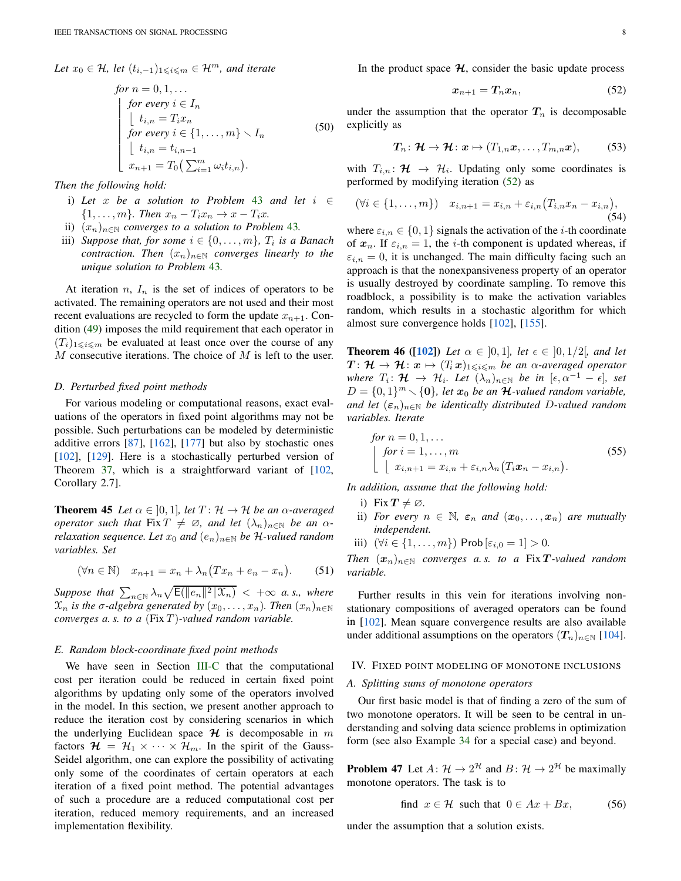*Let $x_0 \in \mathcal{H}$, let $(t_{i,-1})_{1 \leqslant i \leqslant m} \in \mathcal{H}^m$, and iterate*

$$
\begin{array}{l}
\text{for } n = 0, 1, \ldots \\
\left\lfloor
\begin{array}{l}
\text{for every } i \in I_n \\
\left\lfloor \; t_{i,n} = T_i x_n \right. \\
\text{for every } i \in \{1, \ldots, m\} \smallsetminus I_n \\
\left\lfloor \; t_{i,n} = t_{i,n-1} \right. \\
x_{n+1} = T_0\big(\sum_{i=1}^m \omega_i t_{i,n}\big).
\end{array}
\right.
\end{array}
\tag{50}
$$

*Then the following hold:*

i) *Let $x$ be a solution to Problem 43 and let $i \in \{1, \ldots, m\}$. Then $x_n - T_i x_n \to x - T_i x$.*

ii) *$(x_n)_{n \in \mathbb{N}}$ converges to a solution to Problem 43.*

iii) *Suppose that, for some $i \in \{0, \ldots, m\}$, $T_i$ is a Banach contraction. Then $(x_n)_{n \in \mathbb{N}}$ converges linearly to the unique solution to Problem 43.*

At iteration $n$, $I_n$ is the set of indices of operators to be activated. The remaining operators are not used and their most recent evaluations are recycled to form the update $x_{n+1}$. Condition (49) imposes the mild requirement that each operator in $(T_i)_{1 \leqslant i \leqslant m}$ be evaluated at least once over the course of any $M$ consecutive iterations. The choice of $M$ is left to the user.

### D. Perturbed fixed point methods

For various modeling or computational reasons, exact evaluations of the operators in fixed point algorithms may not be possible. Such perturbations can be modeled by deterministic additive errors [87], [162], [177] but also by stochastic ones [102], [129]. Here is a stochastically perturbed version of Theorem 37, which is a straightforward variant of [102, Corollary 2.7].

**Theorem 45** *Let $\alpha \in \left]0, 1\right]$, let $T\colon \mathcal{H} \to \mathcal{H}$ be an $\alpha$-averaged operator such that $\operatorname{Fix} T \neq \varnothing$, and let $(\lambda_n)_{n \in \mathbb{N}}$ be an $\alpha$-relaxation sequence. Let $x_0$ and $(e_n)_{n \in \mathbb{N}}$ be $\mathcal{H}$-valued random variables. Set*

$$
(\forall n \in \mathbb{N}) \quad x_{n+1} = x_n + \lambda_n\big(Tx_n + e_n - x_n\big). \tag{51}
$$

*Suppose that $\sum_{n \in \mathbb{N}} \lambda_n \sqrt{\mathsf{E}(\|e_n\|^2 \,|\, \mathcal{X}_n)} < +\infty$ a. s., where $\mathcal{X}_n$ is the $\sigma$-algebra generated by $(x_0, \ldots, x_n)$. Then $(x_n)_{n \in \mathbb{N}}$ converges a. s. to a $(\operatorname{Fix} T)$-valued random variable.*

### E. Random block-coordinate fixed point methods

We have seen in Section III-C that the computational cost per iteration could be reduced in certain fixed point algorithms by updating only some of the operators involved in the model. In this section, we present another approach to reduce the iteration cost by considering scenarios in which the underlying Euclidean space $\boldsymbol{\mathcal{H}}$ is decomposable in $m$ factors $\boldsymbol{\mathcal{H}} = \mathcal{H}_1 \times \cdots \times \mathcal{H}_m$. In the spirit of the Gauss-Seidel algorithm, one can explore the possibility of activating only some of the coordinates of certain operators at each iteration of a fixed point method. The potential advantages of such a procedure are a reduced computational cost per iteration, reduced memory requirements, and an increased implementation flexibility.

In the product space $\boldsymbol{\mathcal{H}}$, consider the basic update process

$$
\boldsymbol{x}_{n+1} = \boldsymbol{T}_n \boldsymbol{x}_n, \tag{52}
$$

under the assumption that the operator $\boldsymbol{T}_n$ is decomposable explicitly as

$$
\boldsymbol{T}_n \colon \boldsymbol{\mathcal{H}} \to \boldsymbol{\mathcal{H}} \colon \boldsymbol{x} \mapsto (T_{1,n}\boldsymbol{x}, \ldots, T_{m,n}\boldsymbol{x}), \tag{53}
$$

with $T_{i,n} \colon \boldsymbol{\mathcal{H}} \to \mathcal{H}_i$. Updating only some coordinates is performed by modifying iteration (52) as

$$
(\forall i \in \{1, \ldots, m\}) \quad x_{i,n+1} = x_{i,n} + \varepsilon_{i,n}\big(T_{i,n}x_n - x_{i,n}\big), \tag{54}
$$

where $\varepsilon_{i,n} \in \{0, 1\}$ signals the activation of the $i$-th coordinate of $\boldsymbol{x}_n$. If $\varepsilon_{i,n} = 1$, the $i$-th component is updated whereas, if $\varepsilon_{i,n} = 0$, it is unchanged. The main difficulty facing such an approach is that the nonexpansiveness property of an operator is usually destroyed by coordinate sampling. To remove this roadblock, a possibility is to make the activation variables random, which results in a stochastic algorithm for which almost sure convergence holds [102], [155].

**Theorem 46 ([102])** *Let $\alpha \in \left]0, 1\right]$, let $\epsilon \in \left]0, 1/2\right[$, and let $\boldsymbol{T} \colon \boldsymbol{\mathcal{H}} \to \boldsymbol{\mathcal{H}} \colon \boldsymbol{x} \mapsto (T_i \boldsymbol{x})_{1 \leqslant i \leqslant m}$ be an $\alpha$-averaged operator where $T_i \colon \boldsymbol{\mathcal{H}} \to \mathcal{H}_i$. Let $(\lambda_n)_{n \in \mathbb{N}}$ be in $[\epsilon, \alpha^{-1} - \epsilon]$, set $D = \{0, 1\}^m \smallsetminus \{\boldsymbol{0}\}$, let $\boldsymbol{x}_0$ be an $\boldsymbol{\mathcal{H}}$-valued random variable, and let $(\boldsymbol{\varepsilon}_n)_{n \in \mathbb{N}}$ be identically distributed $D$-valued random variables. Iterate*

$$
\begin{array}{l}
\text{for } n = 0, 1, \ldots \\
\left\lfloor
\begin{array}{l}
\text{for } i = 1, \ldots, m \\
\left\lfloor \; x_{i,n+1} = x_{i,n} + \varepsilon_{i,n}\lambda_n\big(T_i \boldsymbol{x}_n - x_{i,n}\big). \right.
\end{array}
\right.
\end{array}
\tag{55}
$$

*In addition, assume that the following hold:*

i) $\operatorname{Fix} \boldsymbol{T} \neq \varnothing$.

ii) *For every $n \in \mathbb{N}$, $\boldsymbol{\varepsilon}_n$ and $(\boldsymbol{x}_0, \ldots, \boldsymbol{x}_n)$ are mutually independent.*

iii) $(\forall i \in \{1, \ldots, m\})$ $\mathsf{Prob}\,[\varepsilon_{i,0} = 1] > 0$.

*Then $(\boldsymbol{x}_n)_{n \in \mathbb{N}}$ converges a. s. to a $\operatorname{Fix} \boldsymbol{T}$-valued random variable.*

Further results in this vein for iterations involving nonstationary compositions of averaged operators can be found in [102]. Mean square convergence results are also available under additional assumptions on the operators $(\boldsymbol{T}_n)_{n \in \mathbb{N}}$ [104].

## IV. Fixed point modeling of monotone inclusions

### A. Splitting sums of monotone operators

Our first basic model is that of finding a zero of the sum of two monotone operators. It will be seen to be central in understanding and solving data science problems in optimization form (see also Example 34 for a special case) and beyond.

**Problem 47** Let $A \colon \mathcal{H} \to 2^{\mathcal{H}}$ and $B \colon \mathcal{H} \to 2^{\mathcal{H}}$ be maximally monotone operators. The task is to

$$
\text{find } \; x \in \mathcal{H} \; \text{ such that } \; 0 \in Ax + Bx, \tag{56}
$$

under the assumption that a solution exists.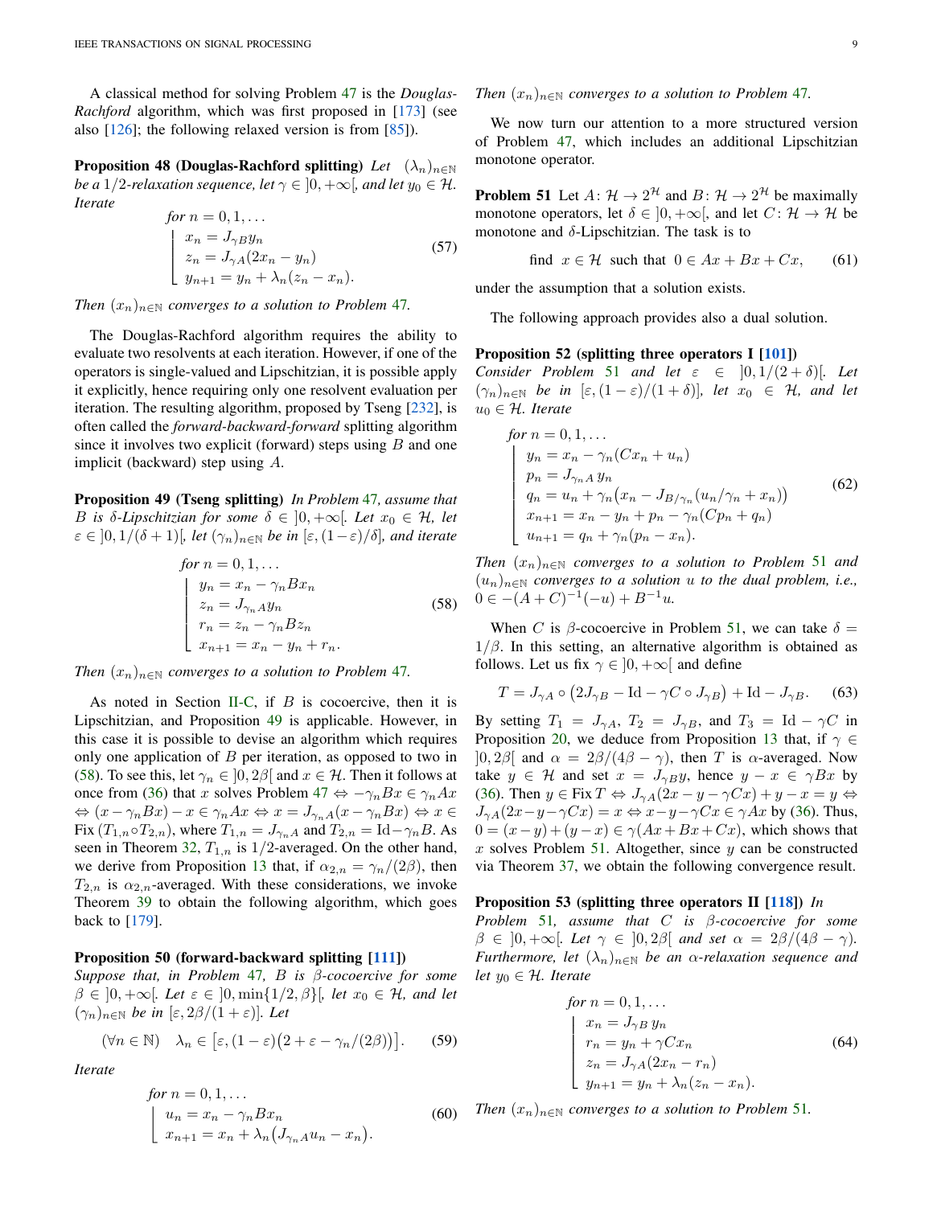A classical method for solving Problem 47 is the *Douglas-Rachford* algorithm, which was first proposed in [173] (see also [126]; the following relaxed version is from [85]).

**Proposition 48 (Douglas-Rachford splitting)** *Let $(\lambda_n)_{n\in\mathbb{N}}$ be a 1/2-relaxation sequence, let $\gamma \in \left]0,+\infty\right[$, and let $y_0 \in \mathcal{H}$. Iterate*

$$
\begin{array}{l}
\text{for } n = 0,1,\ldots \\
\left\lfloor
\begin{array}{l}
x_n = J_{\gamma B} y_n \\
z_n = J_{\gamma A}(2x_n - y_n) \\
y_{n+1} = y_n + \lambda_n(z_n - x_n).
\end{array}
\right.
\end{array}
\tag{57}
$$

*Then $(x_n)_{n\in\mathbb{N}}$ converges to a solution to Problem 47.*

The Douglas-Rachford algorithm requires the ability to evaluate two resolvents at each iteration. However, if one of the operators is single-valued and Lipschitzian, it is possible apply it explicitly, hence requiring only one resolvent evaluation per iteration. The resulting algorithm, proposed by Tseng [232], is often called the *forward-backward-forward* splitting algorithm since it involves two explicit (forward) steps using $B$ and one implicit (backward) step using $A$.

**Proposition 49 (Tseng splitting)** *In Problem 47, assume that $B$ is $\delta$-Lipschitzian for some $\delta \in \left]0,+\infty\right[$. Let $x_0 \in \mathcal{H}$, let $\varepsilon \in \left]0,1/(\delta+1)\right[$, let $(\gamma_n)_{n\in\mathbb{N}}$ be in $[\varepsilon,(1-\varepsilon)/\delta]$, and iterate*

$$
\begin{array}{l}
\text{for } n = 0,1,\ldots \\
\left\lfloor
\begin{array}{l}
y_n = x_n - \gamma_n B x_n \\
z_n = J_{\gamma_n A} y_n \\
r_n = z_n - \gamma_n B z_n \\
x_{n+1} = x_n - y_n + r_n.
\end{array}
\right.
\end{array}
\tag{58}
$$

*Then $(x_n)_{n\in\mathbb{N}}$ converges to a solution to Problem 47.*

As noted in Section II-C, if $B$ is cocoercive, then it is Lipschitzian, and Proposition 49 is applicable. However, in this case it is possible to devise an algorithm which requires only one application of $B$ per iteration, as opposed to two in (58). To see this, let $\gamma_n \in \left]0,2\beta\right[$ and $x \in \mathcal{H}$. Then it follows at once from (36) that $x$ solves Problem 47 $\Leftrightarrow -\gamma_n Bx \in \gamma_n Ax$ $\Leftrightarrow (x-\gamma_n Bx) - x \in \gamma_n Ax \Leftrightarrow x = J_{\gamma_n A}(x-\gamma_n Bx) \Leftrightarrow x \in \operatorname{Fix}(T_{1,n} \circ T_{2,n})$, where $T_{1,n} = J_{\gamma_n A}$ and $T_{2,n} = \mathrm{Id} - \gamma_n B$. As seen in Theorem 32, $T_{1,n}$ is 1/2-averaged. On the other hand, we derive from Proposition 13 that, if $\alpha_{2,n} = \gamma_n/(2\beta)$, then $T_{2,n}$ is $\alpha_{2,n}$-averaged. With these considerations, we invoke Theorem 39 to obtain the following algorithm, which goes back to [179].

**Proposition 50 (forward-backward splitting [111])** *Suppose that, in Problem 47, $B$ is $\beta$-cocoercive for some $\beta \in \left]0,+\infty\right[$. Let $\varepsilon \in \left]0,\min\{1/2,\beta\}\right[$, let $x_0 \in \mathcal{H}$, and let $(\gamma_n)_{n\in\mathbb{N}}$ be in $[\varepsilon, 2\beta/(1+\varepsilon)]$. Let*

$$
(\forall n \in \mathbb{N}) \quad \lambda_n \in \big[\varepsilon, (1-\varepsilon)\big(2+\varepsilon-\gamma_n/(2\beta)\big)\big]. \tag{59}
$$

*Iterate*

$$
\begin{array}{l}
\text{for } n = 0,1,\ldots \\
\left\lfloor
\begin{array}{l}
u_n = x_n - \gamma_n B x_n \\
x_{n+1} = x_n + \lambda_n\big(J_{\gamma_n A} u_n - x_n\big).
\end{array}
\right.
\end{array}
\tag{60}
$$

*Then $(x_n)_{n\in\mathbb{N}}$ converges to a solution to Problem 47.*

We now turn our attention to a more structured version of Problem 47, which includes an additional Lipschitzian monotone operator.

**Problem 51** Let $A\colon \mathcal{H} \to 2^{\mathcal{H}}$ and $B\colon \mathcal{H} \to 2^{\mathcal{H}}$ be maximally monotone operators, let $\delta \in \left]0,+\infty\right[$, and let $C\colon \mathcal{H} \to \mathcal{H}$ be monotone and $\delta$-Lipschitzian. The task is to

$$
\text{find } x \in \mathcal{H} \text{ such that } 0 \in Ax + Bx + Cx, \tag{61}
$$

under the assumption that a solution exists.

The following approach provides also a dual solution.

**Proposition 52 (splitting three operators I [101])** *Consider Problem 51 and let $\varepsilon \in \left]0,1/(2+\delta)\right[$. Let $(\gamma_n)_{n\in\mathbb{N}}$ be in $[\varepsilon,(1-\varepsilon)/(1+\delta)]$, let $x_0 \in \mathcal{H}$, and let $u_0 \in \mathcal{H}$. Iterate*

$$
\begin{array}{l}
\text{for } n = 0,1,\ldots \\
\left\lfloor
\begin{array}{l}
y_n = x_n - \gamma_n(Cx_n + u_n) \\
p_n = J_{\gamma_n A}\, y_n \\
q_n = u_n + \gamma_n\big(x_n - J_{B/\gamma_n}(u_n/\gamma_n + x_n)\big) \\
x_{n+1} = x_n - y_n + p_n - \gamma_n(Cp_n + q_n) \\
u_{n+1} = q_n + \gamma_n(p_n - x_n).
\end{array}
\right.
\end{array}
\tag{62}
$$

*Then $(x_n)_{n\in\mathbb{N}}$ converges to a solution to Problem 51 and $(u_n)_{n\in\mathbb{N}}$ converges to a solution $u$ to the dual problem, i.e., $0 \in -(A+C)^{-1}(-u) + B^{-1}u$.*

When $C$ is $\beta$-cocoercive in Problem 51, we can take $\delta = 1/\beta$. In this setting, an alternative algorithm is obtained as follows. Let us fix $\gamma \in \left]0,+\infty\right[$ and define

$$
T = J_{\gamma A} \circ \big(2J_{\gamma B} - \mathrm{Id} - \gamma C \circ J_{\gamma B}\big) + \mathrm{Id} - J_{\gamma B}. \tag{63}
$$

By setting $T_1 = J_{\gamma A}$, $T_2 = J_{\gamma B}$, and $T_3 = \mathrm{Id} - \gamma C$ in Proposition 20, we deduce from Proposition 13 that, if $\gamma \in \left]0,2\beta\right[$ and $\alpha = 2\beta/(4\beta-\gamma)$, then $T$ is $\alpha$-averaged. Now take $y \in \mathcal{H}$ and set $x = J_{\gamma B} y$, hence $y - x \in \gamma Bx$ by (36). Then $y \in \operatorname{Fix} T \Leftrightarrow J_{\gamma A}(2x - y - \gamma Cx) + y - x = y \Leftrightarrow J_{\gamma A}(2x-y-\gamma Cx) = x \Leftrightarrow x-y-\gamma Cx \in \gamma Ax$ by (36). Thus, $0 = (x-y)+(y-x) \in \gamma(Ax+Bx+Cx)$, which shows that $x$ solves Problem 51. Altogether, since $y$ can be constructed via Theorem 37, we obtain the following convergence result.

**Proposition 53 (splitting three operators II [118])** *In Problem 51, assume that $C$ is $\beta$-cocoercive for some $\beta \in \left]0,+\infty\right[$. Let $\gamma \in \left]0,2\beta\right[$ and set $\alpha = 2\beta/(4\beta-\gamma)$. Furthermore, let $(\lambda_n)_{n\in\mathbb{N}}$ be an $\alpha$-relaxation sequence and let $y_0 \in \mathcal{H}$. Iterate*

$$
\begin{array}{l}
\text{for } n = 0,1,\ldots \\
\left\lfloor
\begin{array}{l}
x_n = J_{\gamma B}\, y_n \\
r_n = y_n + \gamma C x_n \\
z_n = J_{\gamma A}(2x_n - r_n) \\
y_{n+1} = y_n + \lambda_n(z_n - x_n).
\end{array}
\right.
\end{array}
\tag{64}
$$

*Then $(x_n)_{n\in\mathbb{N}}$ converges to a solution to Problem 51.*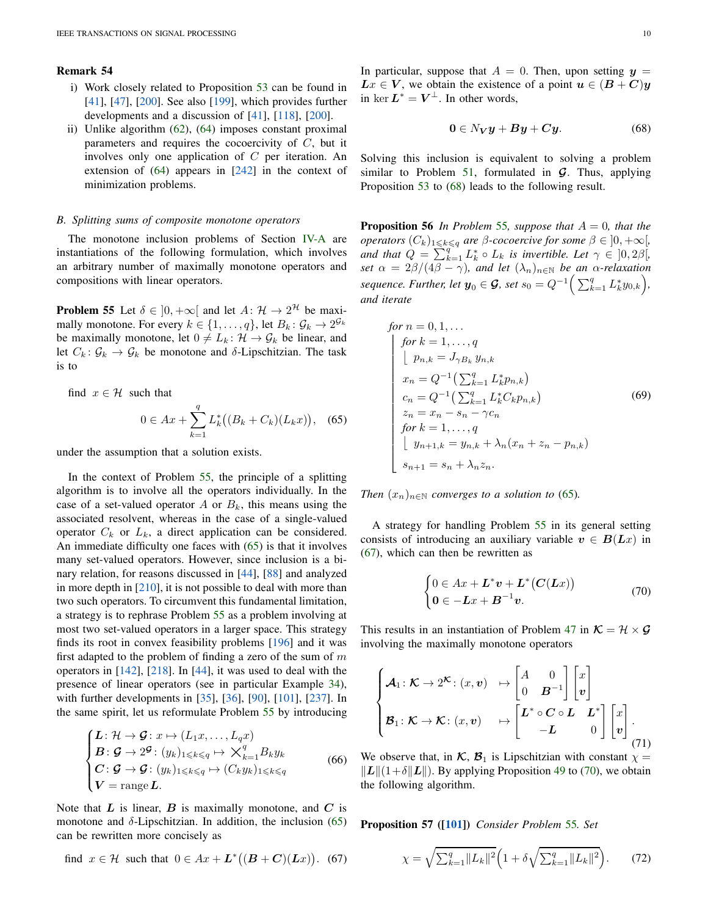**Remark 54**

i) Work closely related to Proposition 53 can be found in [41], [47], [200]. See also [199], which provides further developments and a discussion of [41], [118], [200].

ii) Unlike algorithm (62), (64) imposes constant proximal parameters and requires the cocoercivity of $C$, but it involves only one application of $C$ per iteration. An extension of (64) appears in [242] in the context of minimization problems.

### B. Splitting sums of composite monotone operators

The monotone inclusion problems of Section IV-A are instantiations of the following formulation, which involves an arbitrary number of maximally monotone operators and compositions with linear operators.

**Problem 55** Let $\delta \in \,]0,+\infty[$ and let $A\colon \mathcal{H} \to 2^{\mathcal{H}}$ be maximally monotone. For every $k \in \{1,\ldots,q\}$, let $B_k\colon \mathcal{G}_k \to 2^{\mathcal{G}_k}$ be maximally monotone, let $0 \neq L_k\colon \mathcal{H} \to \mathcal{G}_k$ be linear, and let $C_k\colon \mathcal{G}_k \to \mathcal{G}_k$ be monotone and $\delta$-Lipschitzian. The task is to

$$\text{find } x \in \mathcal{H} \text{ such that } 0 \in Ax + \sum_{k=1}^{q} L_k^*\big((B_k + C_k)(L_k x)\big), \quad (65)$$

under the assumption that a solution exists.

In the context of Problem 55, the principle of a splitting algorithm is to involve all the operators individually. In the case of a set-valued operator $A$ or $B_k$, this means using the associated resolvent, whereas in the case of a single-valued operator $C_k$ or $L_k$, a direct application can be considered. An immediate difficulty one faces with (65) is that it involves many set-valued operators. However, since inclusion is a binary relation, for reasons discussed in [44], [88] and analyzed in more depth in [210], it is not possible to deal with more than two such operators. To circumvent this fundamental limitation, a strategy is to rephrase Problem 55 as a problem involving at most two set-valued operators in a larger space. This strategy finds its root in convex feasibility problems [196] and it was first adapted to the problem of finding a zero of the sum of $m$ operators in [142], [218]. In [44], it was used to deal with the presence of linear operators (see in particular Example 34), with further developments in [35], [36], [90], [101], [237]. In the same spirit, let us reformulate Problem 55 by introducing

$$\begin{cases} \boldsymbol{L}\colon \mathcal{H} \to \boldsymbol{\mathcal{G}}\colon x \mapsto (L_1 x,\ldots,L_q x) \\ \boldsymbol{B}\colon \boldsymbol{\mathcal{G}} \to 2^{\boldsymbol{\mathcal{G}}}\colon (y_k)_{1\leqslant k\leqslant q} \mapsto \bigtimes_{k=1}^{q} B_k y_k \\ \boldsymbol{C}\colon \boldsymbol{\mathcal{G}} \to \boldsymbol{\mathcal{G}}\colon (y_k)_{1\leqslant k\leqslant q} \mapsto (C_k y_k)_{1\leqslant k\leqslant q} \\ \boldsymbol{V} = \operatorname{range} \boldsymbol{L}. \end{cases} \quad (66)$$

Note that $\boldsymbol{L}$ is linear, $\boldsymbol{B}$ is maximally monotone, and $\boldsymbol{C}$ is monotone and $\delta$-Lipschitzian. In addition, the inclusion (65) can be rewritten more concisely as

$$\text{find } x \in \mathcal{H} \text{ such that } 0 \in Ax + \boldsymbol{L}^*\big((\boldsymbol{B}+\boldsymbol{C})(\boldsymbol{L}x)\big). \quad (67)$$

In particular, suppose that $A = 0$. Then, upon setting $\boldsymbol{y} = \boldsymbol{L}x \in \boldsymbol{V}$, we obtain the existence of a point $\boldsymbol{u} \in (\boldsymbol{B}+\boldsymbol{C})\boldsymbol{y}$ in $\ker \boldsymbol{L}^* = \boldsymbol{V}^{\perp}$. In other words,

$$\boldsymbol{0} \in N_{\boldsymbol{V}}\boldsymbol{y} + \boldsymbol{B}\boldsymbol{y} + \boldsymbol{C}\boldsymbol{y}. \quad (68)$$

Solving this inclusion is equivalent to solving a problem similar to Problem 51, formulated in $\boldsymbol{\mathcal{G}}$. Thus, applying Proposition 53 to (68) leads to the following result.

**Proposition 56** *In Problem 55, suppose that $A = 0$, that the operators $(C_k)_{1\leqslant k\leqslant q}$ are $\beta$-cocoercive for some $\beta \in \,]0,+\infty[$, and that $Q = \sum_{k=1}^{q} L_k^* \circ L_k$ is invertible. Let $\gamma \in \,]0,2\beta[$, set $\alpha = 2\beta/(4\beta-\gamma)$, and let $(\lambda_n)_{n\in\mathbb{N}}$ be an $\alpha$-relaxation sequence. Further, let $\boldsymbol{y}_0 \in \boldsymbol{\mathcal{G}}$, set $s_0 = Q^{-1}\Big(\sum_{k=1}^{q} L_k^* y_{0,k}\Big)$, and iterate*

$$\begin{array}{l}
\text{for } n = 0,1,\ldots \\
\left\lfloor \begin{array}{l}
\text{for } k = 1,\ldots,q \\
\left\lfloor\; p_{n,k} = J_{\gamma B_k}\, y_{n,k} \right. \\
x_n = Q^{-1}\big(\sum_{k=1}^{q} L_k^* p_{n,k}\big) \\
c_n = Q^{-1}\big(\sum_{k=1}^{q} L_k^* C_k p_{n,k}\big) \\
z_n = x_n - s_n - \gamma c_n \\
\text{for } k = 1,\ldots,q \\
\left\lfloor\; y_{n+1,k} = y_{n,k} + \lambda_n(x_n + z_n - p_{n,k}) \right. \\
s_{n+1} = s_n + \lambda_n z_n.
\end{array}\right.
\end{array} \quad (69)$$

*Then $(x_n)_{n\in\mathbb{N}}$ converges to a solution to (65).*

A strategy for handling Problem 55 in its general setting consists of introducing an auxiliary variable $\boldsymbol{v} \in \boldsymbol{B}(\boldsymbol{L}x)$ in (67), which can then be rewritten as

$$\begin{cases} 0 \in Ax + \boldsymbol{L}^*\boldsymbol{v} + \boldsymbol{L}^*\big(\boldsymbol{C}(\boldsymbol{L}x)\big) \\ \boldsymbol{0} \in -\boldsymbol{L}x + \boldsymbol{B}^{-1}\boldsymbol{v}. \end{cases} \quad (70)$$

This results in an instantiation of Problem 47 in $\boldsymbol{\mathcal{K}} = \mathcal{H} \times \boldsymbol{\mathcal{G}}$ involving the maximally monotone operators

$$\begin{cases} \boldsymbol{\mathcal{A}}_1\colon \boldsymbol{\mathcal{K}} \to 2^{\boldsymbol{\mathcal{K}}}\colon (x,\boldsymbol{v}) \mapsto \begin{bmatrix} A & 0 \\ 0 & \boldsymbol{B}^{-1} \end{bmatrix} \begin{bmatrix} x \\ \boldsymbol{v} \end{bmatrix} \\ \boldsymbol{\mathcal{B}}_1\colon \boldsymbol{\mathcal{K}} \to \boldsymbol{\mathcal{K}}\colon (x,\boldsymbol{v}) \mapsto \begin{bmatrix} \boldsymbol{L}^* \circ \boldsymbol{C} \circ \boldsymbol{L} & \boldsymbol{L}^* \\ -\boldsymbol{L} & 0 \end{bmatrix} \begin{bmatrix} x \\ \boldsymbol{v} \end{bmatrix}. \end{cases} \quad (71)$$

We observe that, in $\boldsymbol{\mathcal{K}}$, $\boldsymbol{\mathcal{B}}_1$ is Lipschitzian with constant $\chi = \|\boldsymbol{L}\|(1+\delta\|\boldsymbol{L}\|)$. By applying Proposition 49 to (70), we obtain the following algorithm.

**Proposition 57 ([101])** *Consider Problem 55. Set*

$$\chi = \sqrt{\textstyle\sum_{k=1}^{q}\|L_k\|^2}\Big(1 + \delta\sqrt{\textstyle\sum_{k=1}^{q}\|L_k\|^2}\Big). \quad (72)$$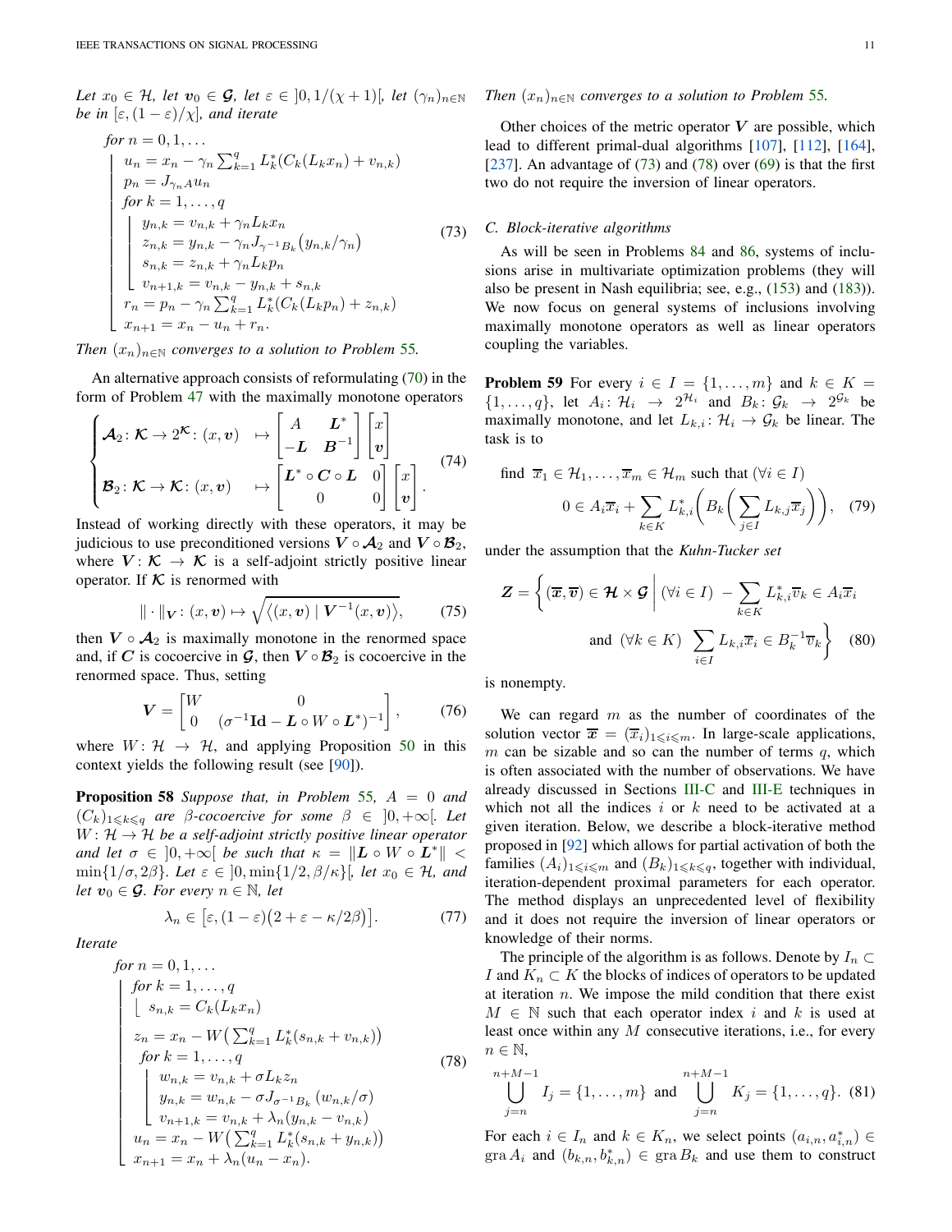*Let $x_0 \in \mathcal{H}$, let $\boldsymbol{v}_0 \in \boldsymbol{\mathcal{G}}$, let $\varepsilon \in \left]0, 1/(\chi+1)\right[$, let $(\gamma_n)_{n\in\mathbb{N}}$ be in $[\varepsilon, (1-\varepsilon)/\chi]$, and iterate*

$$
\begin{array}{l}
\text{for } n = 0, 1, \ldots \\
\left\lfloor
\begin{array}{l}
u_n = x_n - \gamma_n \sum_{k=1}^q L_k^*(C_k(L_k x_n) + v_{n,k}) \\
p_n = J_{\gamma_n A} u_n \\
\text{for } k = 1, \ldots, q \\
\left\lfloor
\begin{array}{l}
y_{n,k} = v_{n,k} + \gamma_n L_k x_n \\
z_{n,k} = y_{n,k} - \gamma_n J_{\gamma^{-1} B_k}\big(y_{n,k}/\gamma_n\big) \\
s_{n,k} = z_{n,k} + \gamma_n L_k p_n \\
v_{n+1,k} = v_{n,k} - y_{n,k} + s_{n,k}
\end{array}
\right. \\
r_n = p_n - \gamma_n \sum_{k=1}^q L_k^*(C_k(L_k p_n) + z_{n,k}) \\
x_{n+1} = x_n - u_n + r_n.
\end{array}
\right.
\end{array}
\tag{73}
$$

*Then $(x_n)_{n\in\mathbb{N}}$ converges to a solution to Problem 55.*

An alternative approach consists of reformulating (70) in the form of Problem 47 with the maximally monotone operators

$$
\begin{cases}
\boldsymbol{\mathcal{A}}_2 \colon \boldsymbol{\mathcal{K}} \to 2^{\boldsymbol{\mathcal{K}}} \colon (x, \boldsymbol{v}) & \mapsto \begin{bmatrix} A & \boldsymbol{L}^* \\ -\boldsymbol{L} & \boldsymbol{B}^{-1} \end{bmatrix} \begin{bmatrix} x \\ \boldsymbol{v} \end{bmatrix} \\
\boldsymbol{\mathcal{B}}_2 \colon \boldsymbol{\mathcal{K}} \to \boldsymbol{\mathcal{K}} \colon (x, \boldsymbol{v}) & \mapsto \begin{bmatrix} \boldsymbol{L}^* \circ \boldsymbol{C} \circ \boldsymbol{L} & 0 \\ 0 & 0 \end{bmatrix} \begin{bmatrix} x \\ \boldsymbol{v} \end{bmatrix}.
\end{cases}
\tag{74}
$$

Instead of working directly with these operators, it may be judicious to use preconditioned versions $\boldsymbol{V} \circ \boldsymbol{\mathcal{A}}_2$ and $\boldsymbol{V} \circ \boldsymbol{\mathcal{B}}_2$, where $\boldsymbol{V} \colon \boldsymbol{\mathcal{K}} \to \boldsymbol{\mathcal{K}}$ is a self-adjoint strictly positive linear operator. If $\boldsymbol{\mathcal{K}}$ is renormed with

$$
\|\cdot\|_{\boldsymbol{V}} \colon (x, \boldsymbol{v}) \mapsto \sqrt{\langle (x, \boldsymbol{v}) \mid \boldsymbol{V}^{-1}(x, \boldsymbol{v}) \rangle},
\tag{75}
$$

then $\boldsymbol{V} \circ \boldsymbol{\mathcal{A}}_2$ is maximally monotone in the renormed space and, if $\boldsymbol{C}$ is cocoercive in $\boldsymbol{\mathcal{G}}$, then $\boldsymbol{V} \circ \boldsymbol{\mathcal{B}}_2$ is cocoercive in the renormed space. Thus, setting

$$
\boldsymbol{V} = \begin{bmatrix} W & 0 \\ 0 & (\sigma^{-1}\mathbf{Id} - \boldsymbol{L} \circ W \circ \boldsymbol{L}^*)^{-1} \end{bmatrix},
\tag{76}
$$

where $W \colon \mathcal{H} \to \mathcal{H}$, and applying Proposition 50 in this context yields the following result (see [90]).

**Proposition 58** *Suppose that, in Problem 55, $A = 0$ and $(C_k)_{1\leqslant k\leqslant q}$ are $\beta$-cocoercive for some $\beta \in \left]0, +\infty\right[$. Let $W \colon \mathcal{H} \to \mathcal{H}$ be a self-adjoint strictly positive linear operator and let $\sigma \in \left]0, +\infty\right[$ be such that $\kappa = \|\boldsymbol{L} \circ W \circ \boldsymbol{L}^*\| < \min\{1/\sigma, 2\beta\}$. Let $\varepsilon \in \left]0, \min\{1/2, \beta/\kappa\}\right[$, let $x_0 \in \mathcal{H}$, and let $\boldsymbol{v}_0 \in \boldsymbol{\mathcal{G}}$. For every $n \in \mathbb{N}$, let*

$$
\lambda_n \in \big[\varepsilon, (1-\varepsilon)\big(2 + \varepsilon - \kappa/2\beta\big)\big].
\tag{77}
$$

*Iterate*

$$
\begin{array}{l}
\text{for } n = 0, 1, \ldots \\
\left\lfloor
\begin{array}{l}
\text{for } k = 1, \ldots, q \\
\left\lfloor s_{n,k} = C_k(L_k x_n) \right. \\
z_n = x_n - W\big(\sum_{k=1}^q L_k^*(s_{n,k} + v_{n,k})\big) \\
\text{for } k = 1, \ldots, q \\
\left\lfloor
\begin{array}{l}
w_{n,k} = v_{n,k} + \sigma L_k z_n \\
y_{n,k} = w_{n,k} - \sigma J_{\sigma^{-1} B_k}\left(w_{n,k}/\sigma\right) \\
v_{n+1,k} = v_{n,k} + \lambda_n(y_{n,k} - v_{n,k})
\end{array}
\right. \\
u_n = x_n - W\big(\sum_{k=1}^q L_k^*(s_{n,k} + y_{n,k})\big) \\
x_{n+1} = x_n + \lambda_n(u_n - x_n).
\end{array}
\right.
\end{array}
\tag{78}
$$

*Then $(x_n)_{n\in\mathbb{N}}$ converges to a solution to Problem 55.*

Other choices of the metric operator $\boldsymbol{V}$ are possible, which lead to different primal-dual algorithms [107], [112], [164], [237]. An advantage of (73) and (78) over (69) is that the first two do not require the inversion of linear operators.

### C. Block-iterative algorithms

As will be seen in Problems 84 and 86, systems of inclusions arise in multivariate optimization problems (they will also be present in Nash equilibria; see, e.g., (153) and (183)). We now focus on general systems of inclusions involving maximally monotone operators as well as linear operators coupling the variables.

**Problem 59** For every $i \in I = \{1, \ldots, m\}$ and $k \in K = \{1, \ldots, q\}$, let $A_i \colon \mathcal{H}_i \to 2^{\mathcal{H}_i}$ and $B_k \colon \mathcal{G}_k \to 2^{\mathcal{G}_k}$ be maximally monotone, and let $L_{k,i} \colon \mathcal{H}_i \to \mathcal{G}_k$ be linear. The task is to

$$
\text{find } \overline{x}_1 \in \mathcal{H}_1, \ldots, \overline{x}_m \in \mathcal{H}_m \text{ such that } (\forall i \in I)
$$
$$
0 \in A_i \overline{x}_i + \sum_{k\in K} L_{k,i}^* \bigg( B_k \bigg( \sum_{j\in I} L_{k,j} \overline{x}_j \bigg) \bigg),
\tag{79}
$$

under the assumption that the *Kuhn-Tucker set*

$$
\boldsymbol{Z} = \bigg\{ (\overline{\boldsymbol{x}}, \overline{\boldsymbol{v}}) \in \boldsymbol{\mathcal{H}} \times \boldsymbol{\mathcal{G}} \;\bigg|\; (\forall i \in I)\; -\sum_{k\in K} L_{k,i}^* \overline{v}_k \in A_i \overline{x}_i
$$
$$
\text{and } (\forall k \in K)\; \sum_{i\in I} L_{k,i} \overline{x}_i \in B_k^{-1} \overline{v}_k \bigg\}
\tag{80}
$$

is nonempty.

We can regard $m$ as the number of coordinates of the solution vector $\overline{\boldsymbol{x}} = (\overline{x}_i)_{1\leqslant i\leqslant m}$. In large-scale applications, $m$ can be sizable and so can the number of terms $q$, which is often associated with the number of observations. We have already discussed in Sections III-C and III-E techniques in which not all the indices $i$ or $k$ need to be activated at a given iteration. Below, we describe a block-iterative method proposed in [92] which allows for partial activation of both the families $(A_i)_{1\leqslant i\leqslant m}$ and $(B_k)_{1\leqslant k\leqslant q}$, together with individual, iteration-dependent proximal parameters for each operator. The method displays an unprecedented level of flexibility and it does not require the inversion of linear operators or knowledge of their norms.

The principle of the algorithm is as follows. Denote by $I_n \subset I$ and $K_n \subset K$ the blocks of indices of operators to be updated at iteration $n$. We impose the mild condition that there exist $M \in \mathbb{N}$ such that each operator index $i$ and $k$ is used at least once within any $M$ consecutive iterations, i.e., for every $n \in \mathbb{N}$,

$$
\bigcup_{j=n}^{n+M-1} I_j = \{1, \ldots, m\} \text{ and } \bigcup_{j=n}^{n+M-1} K_j = \{1, \ldots, q\}.
\tag{81}
$$

For each $i \in I_n$ and $k \in K_n$, we select points $(a_{i,n}, a_{i,n}^*) \in \operatorname{gra} A_i$ and $(b_{k,n}, b_{k,n}^*) \in \operatorname{gra} B_k$ and use them to construct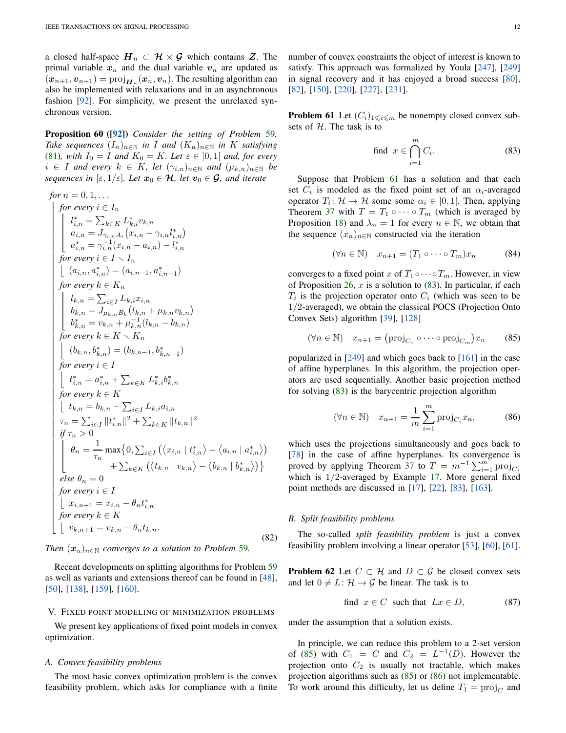a closed half-space $\boldsymbol{H}_n \subset \boldsymbol{\mathcal{H}} \times \boldsymbol{\mathcal{G}}$ which contains $\boldsymbol{Z}$. The primal variable $\boldsymbol{x}_n$ and the dual variable $\boldsymbol{v}_n$ are updated as $(\boldsymbol{x}_{n+1}, \boldsymbol{v}_{n+1}) = \operatorname{proj}_{\boldsymbol{H}_n}(\boldsymbol{x}_n, \boldsymbol{v}_n)$. The resulting algorithm can also be implemented with relaxations and in an asynchronous fashion [92]. For simplicity, we present the unrelaxed synchronous version.

**Proposition 60 ([92])** *Consider the setting of Problem 59. Take sequences $(I_n)_{n\in\mathbb{N}}$ in $I$ and $(K_n)_{n\in\mathbb{N}}$ in $K$ satisfying (81), with $I_0 = I$ and $K_0 = K$. Let $\varepsilon \in ]0,1[$ and, for every $i \in I$ and every $k \in K$, let $(\gamma_{i,n})_{n\in\mathbb{N}}$ and $(\mu_{k,n})_{n\in\mathbb{N}}$ be sequences in $[\varepsilon, 1/\varepsilon]$. Let $\boldsymbol{x}_0 \in \boldsymbol{\mathcal{H}}$, let $\boldsymbol{v}_0 \in \boldsymbol{\mathcal{G}}$, and iterate*

$$
\begin{array}{l}
\text{for } n = 0,1,\ldots \\
\left\lfloor
\begin{array}{l}
\text{for every } i \in I_n \\
\left\lfloor
\begin{array}{l}
l^*_{i,n} = \sum_{k\in K} L^*_{k,i} v_{k,n} \\
a_{i,n} = J_{\gamma_{i,n} A_i}\big(x_{i,n} - \gamma_{i,n} l^*_{i,n}\big) \\
a^*_{i,n} = \gamma_{i,n}^{-1}(x_{i,n} - a_{i,n}) - l^*_{i,n}
\end{array}
\right. \\
\text{for every } i \in I \smallsetminus I_n \\
\left\lfloor\; (a_{i,n}, a^*_{i,n}) = (a_{i,n-1}, a^*_{i,n-1}) \right. \\
\text{for every } k \in K_n \\
\left\lfloor
\begin{array}{l}
l_{k,n} = \sum_{i\in I} L_{k,i} x_{i,n} \\
b_{k,n} = J_{\mu_{k,n} B_k}\big(l_{k,n} + \mu_{k,n} v_{k,n}\big) \\
b^*_{k,n} = v_{k,n} + \mu_{k,n}^{-1}(l_{k,n} - b_{k,n})
\end{array}
\right. \\
\text{for every } k \in K \smallsetminus K_n \\
\left\lfloor\; (b_{k,n}, b^*_{k,n}) = (b_{k,n-1}, b^*_{k,n-1}) \right. \\
\text{for every } i \in I \\
\left\lfloor\; t^*_{i,n} = a^*_{i,n} + \sum_{k\in K} L^*_{k,i} b^*_{k,n} \right. \\
\text{for every } k \in K \\
\left\lfloor\; t_{k,n} = b_{k,n} - \sum_{i\in I} L_{k,i} a_{i,n} \right. \\
\tau_n = \sum_{i\in I} \|t^*_{i,n}\|^2 + \sum_{k\in K} \|t_{k,n}\|^2 \\
\text{if } \tau_n > 0 \\
\left\lfloor
\begin{array}{l}
\theta_n = \dfrac{1}{\tau_n} \max\big\{0, \sum_{i\in I} \big(\langle x_{i,n} \mid t^*_{i,n}\rangle - \langle a_{i,n} \mid a^*_{i,n}\rangle\big) \\
\qquad\qquad + \sum_{k\in K} \big(\langle t_{k,n} \mid v_{k,n}\rangle - \langle b_{k,n} \mid b^*_{k,n}\rangle\big)\big\}
\end{array}
\right. \\
\text{else } \theta_n = 0 \\
\text{for every } i \in I \\
\left\lfloor\; x_{i,n+1} = x_{i,n} - \theta_n t^*_{i,n} \right. \\
\text{for every } k \in K \\
\left\lfloor\; v_{k,n+1} = v_{k,n} - \theta_n t_{k,n}. \right.
\end{array}
\right.
\end{array}
\tag{82}
$$

*Then $(\boldsymbol{x}_n)_{n\in\mathbb{N}}$ converges to a solution to Problem 59.*

Recent developments on splitting algorithms for Problem 59 as well as variants and extensions thereof can be found in [48], [50], [138], [159], [160].

## V. Fixed point modeling of minimization problems

We present key applications of fixed point models in convex optimization.

### A. Convex feasibility problems

The most basic convex optimization problem is the convex feasibility problem, which asks for compliance with a finite number of convex constraints the object of interest is known to satisfy. This approach was formalized by Youla [247], [249] in signal recovery and it has enjoyed a broad success [80], [82], [150], [220], [227], [231].

**Problem 61** Let $(C_i)_{1\leqslant i\leqslant m}$ be nonempty closed convex subsets of $\mathcal{H}$. The task is to

$$
\text{find } \; x \in \bigcap_{i=1}^{m} C_i. \tag{83}
$$

Suppose that Problem 61 has a solution and that each set $C_i$ is modeled as the fixed point set of an $\alpha_i$-averaged operator $T_i \colon \mathcal{H} \to \mathcal{H}$ some some $\alpha_i \in ]0,1[$. Then, applying Theorem 37 with $T = T_1 \circ \cdots \circ T_m$ (which is averaged by Proposition 18) and $\lambda_n = 1$ for every $n \in \mathbb{N}$, we obtain that the sequence $(x_n)_{n\in\mathbb{N}}$ constructed via the iteration

$$
(\forall n \in \mathbb{N}) \quad x_{n+1} = (T_1 \circ \cdots \circ T_m) x_n \tag{84}
$$

converges to a fixed point $x$ of $T_1 \circ \cdots \circ T_m$. However, in view of Proposition 26, $x$ is a solution to (83). In particular, if each $T_i$ is the projection operator onto $C_i$ (which was seen to be $1/2$-averaged), we obtain the classical POCS (Projection Onto Convex Sets) algorithm [39], [128]

$$
(\forall n \in \mathbb{N}) \quad x_{n+1} = \big(\operatorname{proj}_{C_1} \circ \cdots \circ \operatorname{proj}_{C_m}\big) x_n \tag{85}
$$

popularized in [249] and which goes back to [161] in the case of affine hyperplanes. In this algorithm, the projection operators are used sequentially. Another basic projection method for solving (83) is the barycentric projection algorithm

$$
(\forall n \in \mathbb{N}) \quad x_{n+1} = \frac{1}{m} \sum_{i=1}^{m} \operatorname{proj}_{C_i} x_n, \tag{86}
$$

which uses the projections simultaneously and goes back to [78] in the case of affine hyperplanes. Its convergence is proved by applying Theorem 37 to $T = m^{-1} \sum_{i=1}^{m} \operatorname{proj}_{C_i}$ which is $1/2$-averaged by Example 17. More general fixed point methods are discussed in [17], [22], [83], [163].

### B. Split feasibility problems

The so-called *split feasibility problem* is just a convex feasibility problem involving a linear operator [53], [60], [61].

**Problem 62** Let $C \subset \mathcal{H}$ and $D \subset \mathcal{G}$ be closed convex sets and let $0 \neq L \colon \mathcal{H} \to \mathcal{G}$ be linear. The task is to

$$
\text{find } \; x \in C \; \text{ such that } \; Lx \in D, \tag{87}
$$

under the assumption that a solution exists.

In principle, we can reduce this problem to a 2-set version of (85) with $C_1 = C$ and $C_2 = L^{-1}(D)$. However the projection onto $C_2$ is usually not tractable, which makes projection algorithms such as (85) or (86) not implementable. To work around this difficulty, let us define $T_1 = \operatorname{proj}_C$ and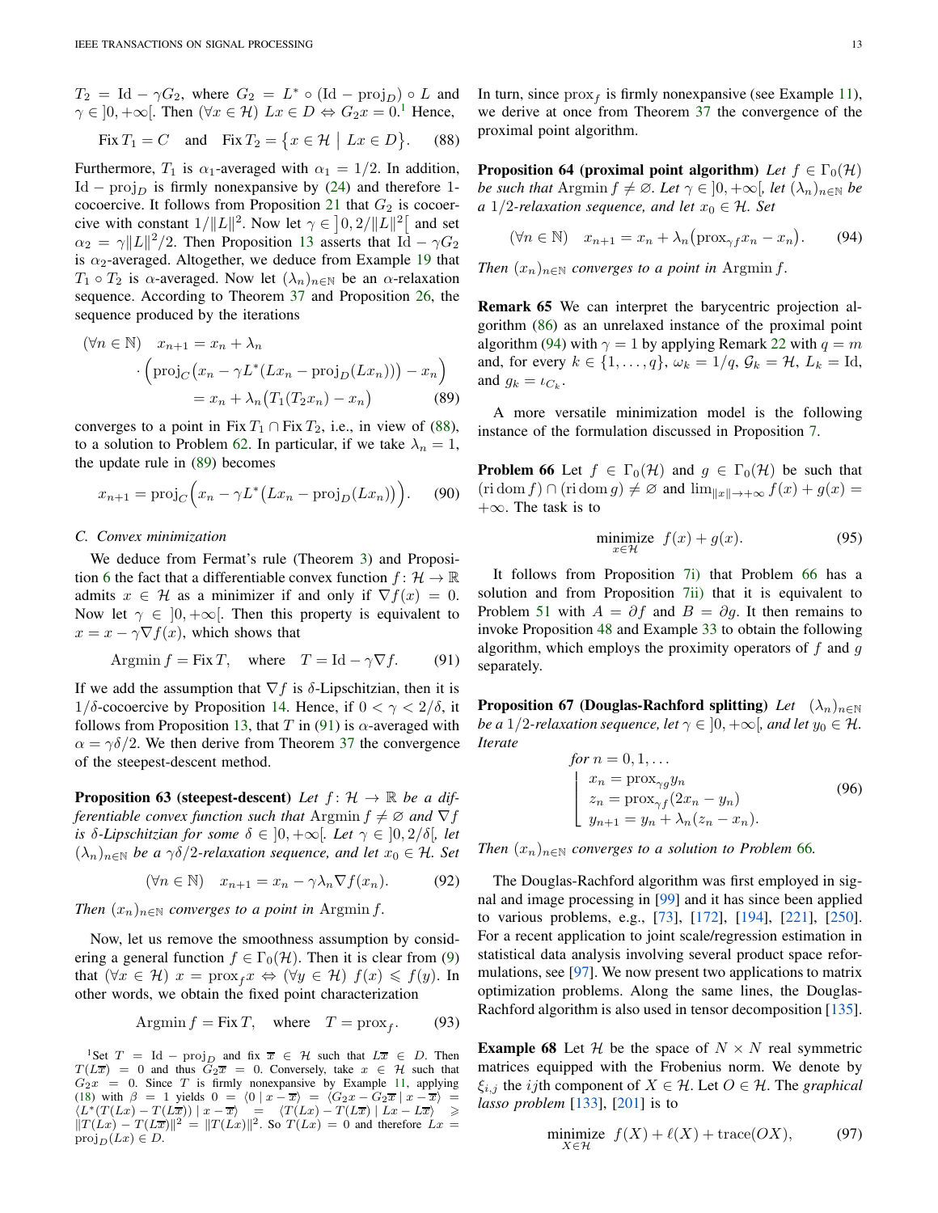$T_2 = \mathrm{Id} - \gamma G_2$, where $G_2 = L^* \circ (\mathrm{Id} - \mathrm{proj}_D) \circ L$ and $\gamma \in \left]0, +\infty\right[$. Then $(\forall x \in \mathcal{H})\ Lx \in D \Leftrightarrow G_2 x = 0$.[1] Hence,

$$\mathrm{Fix}\, T_1 = C \quad \text{and} \quad \mathrm{Fix}\, T_2 = \big\{ x \in \mathcal{H} \;\big|\; Lx \in D \big\}. \tag{88}$$

Furthermore, $T_1$ is $\alpha_1$-averaged with $\alpha_1 = 1/2$. In addition, $\mathrm{Id} - \mathrm{proj}_D$ is firmly nonexpansive by (24) and therefore 1-cocoercive. It follows from Proposition 21 that $G_2$ is cocoercive with constant $1/\|L\|^2$. Now let $\gamma \in \left]0, 2/\|L\|^2\right[$ and set $\alpha_2 = \gamma\|L\|^2/2$. Then Proposition 13 asserts that $\mathrm{Id} - \gamma G_2$ is $\alpha_2$-averaged. Altogether, we deduce from Example 19 that $T_1 \circ T_2$ is $\alpha$-averaged. Now let $(\lambda_n)_{n\in\mathbb{N}}$ be an $\alpha$-relaxation sequence. According to Theorem 37 and Proposition 26, the sequence produced by the iterations

$$\begin{aligned}(\forall n \in \mathbb{N}) \quad x_{n+1} &= x_n + \lambda_n \\ &\quad \cdot \Big( \mathrm{proj}_C\big(x_n - \gamma L^*(Lx_n - \mathrm{proj}_D(Lx_n))\big) - x_n \Big) \\ &= x_n + \lambda_n\big(T_1(T_2 x_n) - x_n\big)\end{aligned} \tag{89}$$

converges to a point in $\mathrm{Fix}\, T_1 \cap \mathrm{Fix}\, T_2$, i.e., in view of (88), to a solution to Problem 62. In particular, if we take $\lambda_n = 1$, the update rule in (89) becomes

$$x_{n+1} = \mathrm{proj}_C\Big(x_n - \gamma L^*\big(Lx_n - \mathrm{proj}_D(Lx_n)\big)\Big). \tag{90}$$

### C. Convex minimization

We deduce from Fermat's rule (Theorem 3) and Proposition 6 the fact that a differentiable convex function $f\colon \mathcal{H} \to \mathbb{R}$ admits $x \in \mathcal{H}$ as a minimizer if and only if $\nabla f(x) = 0$. Now let $\gamma \in \left]0, +\infty\right[$. Then this property is equivalent to $x = x - \gamma \nabla f(x)$, which shows that

$$\mathrm{Argmin}\, f = \mathrm{Fix}\, T, \quad \text{where} \quad T = \mathrm{Id} - \gamma \nabla f. \tag{91}$$

If we add the assumption that $\nabla f$ is $\delta$-Lipschitzian, then it is $1/\delta$-cocoercive by Proposition 14. Hence, if $0 < \gamma < 2/\delta$, it follows from Proposition 13, that $T$ in (91) is $\alpha$-averaged with $\alpha = \gamma\delta/2$. We then derive from Theorem 37 the convergence of the steepest-descent method.

**Proposition 63 (steepest-descent)** *Let $f\colon \mathcal{H} \to \mathbb{R}$ be a differentiable convex function such that $\mathrm{Argmin}\, f \neq \varnothing$ and $\nabla f$ is $\delta$-Lipschitzian for some $\delta \in \left]0, +\infty\right[$. Let $\gamma \in \left]0, 2/\delta\right[$, let $(\lambda_n)_{n\in\mathbb{N}}$ be a $\gamma\delta/2$-relaxation sequence, and let $x_0 \in \mathcal{H}$. Set*

$$(\forall n \in \mathbb{N}) \quad x_{n+1} = x_n - \gamma\lambda_n \nabla f(x_n). \tag{92}$$

*Then $(x_n)_{n\in\mathbb{N}}$ converges to a point in $\mathrm{Argmin}\, f$.*

Now, let us remove the smoothness assumption by considering a general function $f \in \Gamma_0(\mathcal{H})$. Then it is clear from (9) that $(\forall x \in \mathcal{H})\ x = \mathrm{prox}_f x \Leftrightarrow (\forall y \in \mathcal{H})\ f(x) \leqslant f(y)$. In other words, we obtain the fixed point characterization

$$\mathrm{Argmin}\, f = \mathrm{Fix}\, T, \quad \text{where} \quad T = \mathrm{prox}_f. \tag{93}$$

[1] Set $T = \mathrm{Id} - \mathrm{proj}_D$ and fix $\overline{x} \in \mathcal{H}$ such that $L\overline{x} \in D$. Then $T(L\overline{x}) = 0$ and thus $G_2\overline{x} = 0$. Conversely, take $x \in \mathcal{H}$ such that $G_2 x = 0$. Since $T$ is firmly nonexpansive by Example 11, applying (18) with $\beta = 1$ yields $0 = \langle 0 \mid x - \overline{x}\rangle = \langle G_2 x - G_2\overline{x} \mid x - \overline{x}\rangle = \langle L^*(T(Lx) - T(L\overline{x})) \mid x - \overline{x}\rangle = \langle T(Lx) - T(L\overline{x}) \mid Lx - L\overline{x}\rangle \geqslant \|T(Lx) - T(L\overline{x})\|^2 = \|T(Lx)\|^2$. So $T(Lx) = 0$ and therefore $Lx = \mathrm{proj}_D(Lx) \in D$.

In turn, since $\mathrm{prox}_f$ is firmly nonexpansive (see Example 11), we derive at once from Theorem 37 the convergence of the proximal point algorithm.

**Proposition 64 (proximal point algorithm)** *Let $f \in \Gamma_0(\mathcal{H})$ be such that $\mathrm{Argmin}\, f \neq \varnothing$. Let $\gamma \in \left]0, +\infty\right[$, let $(\lambda_n)_{n\in\mathbb{N}}$ be a $1/2$-relaxation sequence, and let $x_0 \in \mathcal{H}$. Set*

$$(\forall n \in \mathbb{N}) \quad x_{n+1} = x_n + \lambda_n\big(\mathrm{prox}_{\gamma f} x_n - x_n\big). \tag{94}$$

*Then $(x_n)_{n\in\mathbb{N}}$ converges to a point in $\mathrm{Argmin}\, f$.*

**Remark 65** We can interpret the barycentric projection algorithm (86) as an unrelaxed instance of the proximal point algorithm (94) with $\gamma = 1$ by applying Remark 22 with $q = m$ and, for every $k \in \{1, \ldots, q\}$, $\omega_k = 1/q$, $\mathcal{G}_k = \mathcal{H}$, $L_k = \mathrm{Id}$, and $g_k = \iota_{C_k}$.

A more versatile minimization model is the following instance of the formulation discussed in Proposition 7.

**Problem 66** Let $f \in \Gamma_0(\mathcal{H})$ and $g \in \Gamma_0(\mathcal{H})$ be such that $(\mathrm{ri}\,\mathrm{dom}\, f) \cap (\mathrm{ri}\,\mathrm{dom}\, g) \neq \varnothing$ and $\lim_{\|x\|\to+\infty} f(x) + g(x) = +\infty$. The task is to

$$\underset{x\in\mathcal{H}}{\text{minimize}} \;\; f(x) + g(x). \tag{95}$$

It follows from Proposition 7i) that Problem 66 has a solution and from Proposition 7ii) that it is equivalent to Problem 51 with $A = \partial f$ and $B = \partial g$. It then remains to invoke Proposition 48 and Example 33 to obtain the following algorithm, which employs the proximity operators of $f$ and $g$ separately.

**Proposition 67 (Douglas-Rachford splitting)** *Let $(\lambda_n)_{n\in\mathbb{N}}$ be a $1/2$-relaxation sequence, let $\gamma \in \left]0, +\infty\right[$, and let $y_0 \in \mathcal{H}$. Iterate*

$$\begin{array}{l} \text{for } n = 0, 1, \ldots \\ \left\lfloor \begin{array}{l} x_n = \mathrm{prox}_{\gamma g} y_n \\ z_n = \mathrm{prox}_{\gamma f}(2x_n - y_n) \\ y_{n+1} = y_n + \lambda_n(z_n - x_n). \end{array} \right. \end{array} \tag{96}$$

*Then $(x_n)_{n\in\mathbb{N}}$ converges to a solution to Problem 66.*

The Douglas-Rachford algorithm was first employed in signal and image processing in [99] and it has since been applied to various problems, e.g., [73], [172], [194], [221], [250]. For a recent application to joint scale/regression estimation in statistical data analysis involving several product space reformulations, see [97]. We now present two applications to matrix optimization problems. Along the same lines, the Douglas-Rachford algorithm is also used in tensor decomposition [135].

**Example 68** Let $\mathcal{H}$ be the space of $N \times N$ real symmetric matrices equipped with the Frobenius norm. We denote by $\xi_{i,j}$ the $ij$th component of $X \in \mathcal{H}$. Let $O \in \mathcal{H}$. The *graphical lasso problem* [133], [201] is to

$$\underset{X\in\mathcal{H}}{\text{minimize}} \;\; f(X) + \ell(X) + \mathrm{trace}(OX), \tag{97}$$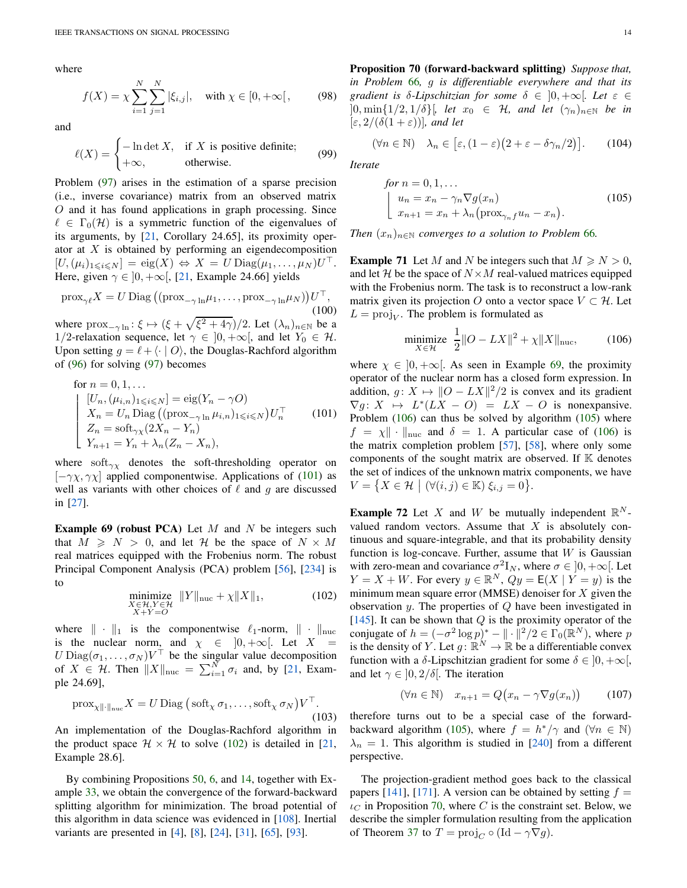where

$$f(X) = \chi \sum_{i=1}^{N}\sum_{j=1}^{N} |\xi_{i,j}|, \quad \text{with } \chi \in [0,+\infty[, \tag{98}$$

and

$$\ell(X) = \begin{cases} -\ln\det X, & \text{if } X \text{ is positive definite;} \\ +\infty, & \text{otherwise.} \end{cases} \tag{99}$$

Problem (97) arises in the estimation of a sparse precision (i.e., inverse covariance) matrix from an observed matrix $O$ and it has found applications in graph processing. Since $\ell \in \Gamma_0(\mathcal{H})$ is a symmetric function of the eigenvalues of its arguments, by [21, Corollary 24.65], its proximity operator at $X$ is obtained by performing an eigendecomposition $[U, (\mu_i)_{1\leqslant i\leqslant N}] = \operatorname{eig}(X) \Leftrightarrow X = U\operatorname{Diag}(\mu_1,\ldots,\mu_N)U^\top$. Here, given $\gamma \in ]0,+\infty[$, [21, Example 24.66] yields

$$\operatorname{prox}_{\gamma\ell} X = U\operatorname{Diag}\big((\operatorname{prox}_{-\gamma\ln}\mu_1,\ldots,\operatorname{prox}_{-\gamma\ln}\mu_N)\big)U^\top, \tag{100}$$

where $\operatorname{prox}_{-\gamma\ln}\colon \xi \mapsto (\xi + \sqrt{\xi^2+4\gamma})/2$. Let $(\lambda_n)_{n\in\mathbb{N}}$ be a $1/2$-relaxation sequence, let $\gamma \in ]0,+\infty[$, and let $Y_0 \in \mathcal{H}$. Upon setting $g = \ell + \langle\cdot \mid O\rangle$, the Douglas-Rachford algorithm of (96) for solving (97) becomes

$$\begin{array}{l} \text{for } n = 0,1,\ldots \\ \left\lfloor \begin{array}{l} [U_n, (\mu_{i,n})_{1\leqslant i\leqslant N}] = \operatorname{eig}(Y_n - \gamma O) \\ X_n = U_n\operatorname{Diag}\big((\operatorname{prox}_{-\gamma\ln}\mu_{i,n})_{1\leqslant i\leqslant N}\big)U_n^\top \\ Z_n = \operatorname{soft}_{\gamma\chi}(2X_n - Y_n) \\ Y_{n+1} = Y_n + \lambda_n(Z_n - X_n), \end{array}\right. \end{array} \tag{101}$$

where $\operatorname{soft}_{\gamma\chi}$ denotes the soft-thresholding operator on $[-\gamma\chi,\gamma\chi]$ applied componentwise. Applications of (101) as well as variants with other choices of $\ell$ and $g$ are discussed in [27].

**Example 69 (robust PCA)** Let $M$ and $N$ be integers such that $M \geqslant N > 0$, and let $\mathcal{H}$ be the space of $N \times M$ real matrices equipped with the Frobenius norm. The robust Principal Component Analysis (PCA) problem [56], [234] is to

$$\underset{\substack{X\in\mathcal{H}, Y\in\mathcal{H}\\ X+Y=O}}{\text{minimize}} \;\; \|Y\|_{\text{nuc}} + \chi\|X\|_1, \tag{102}$$

where $\|\cdot\|_1$ is the componentwise $\ell_1$-norm, $\|\cdot\|_{\text{nuc}}$ is the nuclear norm, and $\chi \in ]0,+\infty[$. Let $X = U\operatorname{Diag}(\sigma_1,\ldots,\sigma_N)V^\top$ be the singular value decomposition of $X \in \mathcal{H}$. Then $\|X\|_{\text{nuc}} = \sum_{i=1}^N \sigma_i$ and, by [21, Example 24.69],

$$\operatorname{prox}_{\chi\|\cdot\|_{\text{nuc}}} X = U\operatorname{Diag}\big(\operatorname{soft}_\chi\sigma_1,\ldots,\operatorname{soft}_\chi\sigma_N\big)V^\top. \tag{103}$$

An implementation of the Douglas-Rachford algorithm in the product space $\mathcal{H}\times\mathcal{H}$ to solve (102) is detailed in [21, Example 28.6].

By combining Propositions 50, 6, and 14, together with Example 33, we obtain the convergence of the forward-backward splitting algorithm for minimization. The broad potential of this algorithm in data science was evidenced in [108]. Inertial variants are presented in [4], [8], [24], [31], [65], [93].

**Proposition 70 (forward-backward splitting)** *Suppose that, in Problem 66, $g$ is differentiable everywhere and that its gradient is $\delta$-Lipschitzian for some $\delta \in ]0,+\infty[$. Let $\varepsilon \in ]0,\min\{1/2,1/\delta\}[$, let $x_0 \in \mathcal{H}$, and let $(\gamma_n)_{n\in\mathbb{N}}$ be in $[\varepsilon, 2/(\delta(1+\varepsilon))]$, and let*

$$(\forall n \in \mathbb{N}) \quad \lambda_n \in \big[\varepsilon, (1-\varepsilon)\big(2+\varepsilon-\delta\gamma_n/2\big)\big]. \tag{104}$$

*Iterate*

$$\begin{array}{l} \text{for } n = 0,1,\ldots \\ \left\lfloor \begin{array}{l} u_n = x_n - \gamma_n\nabla g(x_n) \\ x_{n+1} = x_n + \lambda_n\big(\operatorname{prox}_{\gamma_n f}u_n - x_n\big). \end{array}\right. \end{array} \tag{105}$$

*Then $(x_n)_{n\in\mathbb{N}}$ converges to a solution to Problem 66.*

**Example 71** Let $M$ and $N$ be integers such that $M \geqslant N > 0$, and let $\mathcal{H}$ be the space of $N\times M$ real-valued matrices equipped with the Frobenius norm. The task is to reconstruct a low-rank matrix given its projection $O$ onto a vector space $V \subset \mathcal{H}$. Let $L = \operatorname{proj}_V$. The problem is formulated as

$$\underset{X\in\mathcal{H}}{\text{minimize}} \;\; \frac{1}{2}\|O - LX\|^2 + \chi\|X\|_{\text{nuc}}, \tag{106}$$

where $\chi \in ]0,+\infty[$. As seen in Example 69, the proximity operator of the nuclear norm has a closed form expression. In addition, $g\colon X \mapsto \|O - LX\|^2/2$ is convex and its gradient $\nabla g\colon X \mapsto L^*(LX - O) = LX - O$ is nonexpansive. Problem (106) can thus be solved by algorithm (105) where $f = \chi\|\cdot\|_{\text{nuc}}$ and $\delta = 1$. A particular case of (106) is the matrix completion problem [57], [58], where only some components of the sought matrix are observed. If $\mathbb{K}$ denotes the set of indices of the unknown matrix components, we have $V = \big\{X \in \mathcal{H} \;\big|\; (\forall (i,j)\in\mathbb{K})\; \xi_{i,j} = 0\big\}$.

**Example 72** Let $X$ and $W$ be mutually independent $\mathbb{R}^N$-valued random vectors. Assume that $X$ is absolutely continuous and square-integrable, and that its probability density function is log-concave. Further, assume that $W$ is Gaussian with zero-mean and covariance $\sigma^2\mathrm{I}_N$, where $\sigma \in ]0,+\infty[$. Let $Y = X + W$. For every $y \in \mathbb{R}^N$, $Qy = \mathsf{E}(X \mid Y = y)$ is the minimum mean square error (MMSE) denoiser for $X$ given the observation $y$. The properties of $Q$ have been investigated in [145]. It can be shown that $Q$ is the proximity operator of the conjugate of $h = (-\sigma^2\log p)^* - \|\cdot\|^2/2 \in \Gamma_0(\mathbb{R}^N)$, where $p$ is the density of $Y$. Let $g\colon \mathbb{R}^N \to \mathbb{R}$ be a differentiable convex function with a $\delta$-Lipschitzian gradient for some $\delta \in ]0,+\infty[$, and let $\gamma \in ]0,2/\delta[$. The iteration

$$(\forall n \in \mathbb{N}) \quad x_{n+1} = Q\big(x_n - \gamma\nabla g(x_n)\big) \tag{107}$$

therefore turns out to be a special case of the forward-backward algorithm (105), where $f = h^*/\gamma$ and $(\forall n \in \mathbb{N})$ $\lambda_n = 1$. This algorithm is studied in [240] from a different perspective.

The projection-gradient method goes back to the classical papers [141], [171]. A version can be obtained by setting $f = \iota_C$ in Proposition 70, where $C$ is the constraint set. Below, we describe the simpler formulation resulting from the application of Theorem 37 to $T = \operatorname{proj}_C \circ (\mathrm{Id} - \gamma\nabla g)$.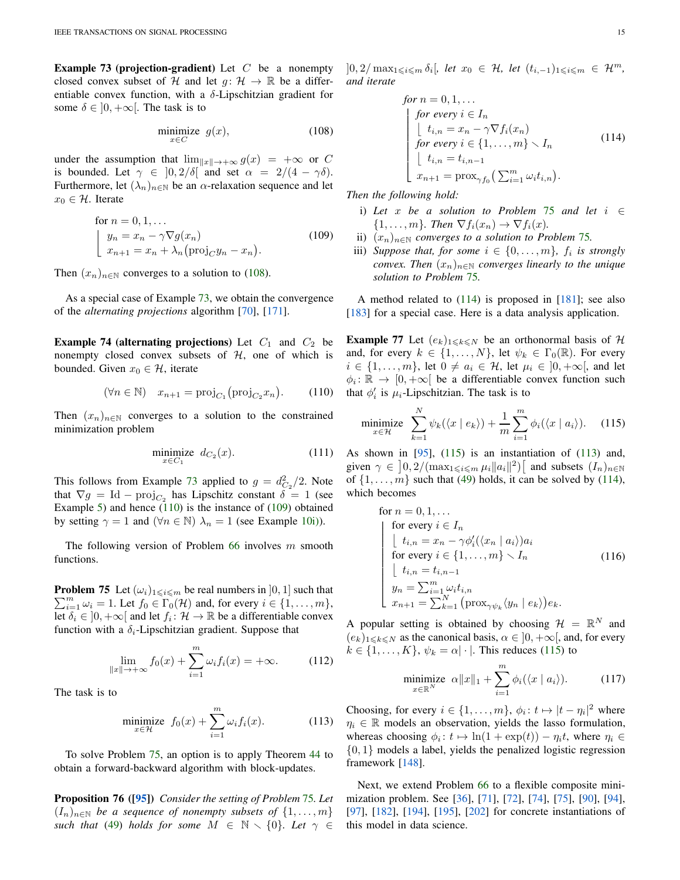**Example 73 (projection-gradient)** Let $C$ be a nonempty closed convex subset of $\mathcal{H}$ and let $g\colon \mathcal{H} \to \mathbb{R}$ be a differentiable convex function, with a $\delta$-Lipschitzian gradient for some $\delta \in \left]0,+\infty\right[$. The task is to

$$\underset{x\in C}{\text{minimize}}\;\; g(x), \tag{108}$$

under the assumption that $\lim_{\|x\|\to+\infty} g(x) = +\infty$ or $C$ is bounded. Let $\gamma \in \left]0, 2/\delta\right[$ and set $\alpha = 2/(4-\gamma\delta)$. Furthermore, let $(\lambda_n)_{n\in\mathbb{N}}$ be an $\alpha$-relaxation sequence and let $x_0 \in \mathcal{H}$. Iterate

$$\begin{array}{l}
\text{for } n = 0, 1, \ldots \\
\left\lfloor \begin{array}{l}
y_n = x_n - \gamma \nabla g(x_n) \\
x_{n+1} = x_n + \lambda_n\big(\text{proj}_C y_n - x_n\big).
\end{array}\right.
\end{array} \tag{109}$$

Then $(x_n)_{n\in\mathbb{N}}$ converges to a solution to (108).

As a special case of Example 73, we obtain the convergence of the *alternating projections* algorithm [70], [171].

**Example 74 (alternating projections)** Let $C_1$ and $C_2$ be nonempty closed convex subsets of $\mathcal{H}$, one of which is bounded. Given $x_0 \in \mathcal{H}$, iterate

$$(\forall n \in \mathbb{N}) \quad x_{n+1} = \text{proj}_{C_1}\big(\text{proj}_{C_2} x_n\big). \tag{110}$$

Then $(x_n)_{n\in\mathbb{N}}$ converges to a solution to the constrained minimization problem

$$\underset{x\in C_1}{\text{minimize}}\;\; d_{C_2}(x). \tag{111}$$

This follows from Example 73 applied to $g = d_{C_2}^2/2$. Note that $\nabla g = \text{Id} - \text{proj}_{C_2}$ has Lipschitz constant $\delta = 1$ (see Example 5) and hence (110) is the instance of (109) obtained by setting $\gamma = 1$ and $(\forall n \in \mathbb{N})\; \lambda_n = 1$ (see Example 10i)).

The following version of Problem 66 involves $m$ smooth functions.

**Problem 75** Let $(\omega_i)_{1\leqslant i\leqslant m}$ be real numbers in $]0,1]$ such that $\sum_{i=1}^m \omega_i = 1$. Let $f_0 \in \Gamma_0(\mathcal{H})$ and, for every $i \in \{1,\ldots,m\}$, let $\delta_i \in \left]0,+\infty\right[$ and let $f_i\colon \mathcal{H} \to \mathbb{R}$ be a differentiable convex function with a $\delta_i$-Lipschitzian gradient. Suppose that

$$\lim_{\|x\|\to+\infty} f_0(x) + \sum_{i=1}^m \omega_i f_i(x) = +\infty. \tag{112}$$

The task is to

$$\underset{x\in\mathcal{H}}{\text{minimize}}\;\; f_0(x) + \sum_{i=1}^m \omega_i f_i(x). \tag{113}$$

To solve Problem 75, an option is to apply Theorem 44 to obtain a forward-backward algorithm with block-updates.

**Proposition 76 ([95])** *Consider the setting of Problem 75. Let $(I_n)_{n\in\mathbb{N}}$ be a sequence of nonempty subsets of $\{1,\ldots,m\}$ such that (49) holds for some $M \in \mathbb{N}\smallsetminus\{0\}$. Let $\gamma \in \left]0, 2/\max_{1\leqslant i\leqslant m}\delta_i\right[$, let $x_0 \in \mathcal{H}$, let $(t_{i,-1})_{1\leqslant i\leqslant m} \in \mathcal{H}^m$, and iterate*

$$\begin{array}{l}
\text{for } n = 0, 1, \ldots \\
\left\lfloor \begin{array}{l}
\text{for every } i \in I_n \\
\left\lfloor \; t_{i,n} = x_n - \gamma \nabla f_i(x_n) \right. \\
\text{for every } i \in \{1,\ldots,m\}\smallsetminus I_n \\
\left\lfloor \; t_{i,n} = t_{i,n-1} \right. \\
x_{n+1} = \text{prox}_{\gamma f_0}\big(\sum_{i=1}^m \omega_i t_{i,n}\big).
\end{array}\right.
\end{array} \tag{114}$$

*Then the following hold:*

i) *Let $x$ be a solution to Problem 75 and let $i \in \{1,\ldots,m\}$. Then $\nabla f_i(x_n) \to \nabla f_i(x)$.*

ii) *$(x_n)_{n\in\mathbb{N}}$ converges to a solution to Problem 75.*

iii) *Suppose that, for some $i \in \{0,\ldots,m\}$, $f_i$ is strongly convex. Then $(x_n)_{n\in\mathbb{N}}$ converges linearly to the unique solution to Problem 75.*

A method related to (114) is proposed in [181]; see also [183] for a special case. Here is a data analysis application.

**Example 77** Let $(e_k)_{1\leqslant k\leqslant N}$ be an orthonormal basis of $\mathcal{H}$ and, for every $k \in \{1,\ldots,N\}$, let $\psi_k \in \Gamma_0(\mathbb{R})$. For every $i \in \{1,\ldots,m\}$, let $0 \neq a_i \in \mathcal{H}$, let $\mu_i \in \left]0,+\infty\right[$, and let $\phi_i\colon \mathbb{R} \to \left[0,+\infty\right[$ be a differentiable convex function such that $\phi_i'$ is $\mu_i$-Lipschitzian. The task is to

$$\underset{x\in\mathcal{H}}{\text{minimize}}\;\; \sum_{k=1}^N \psi_k(\langle x \mid e_k\rangle) + \frac{1}{m}\sum_{i=1}^m \phi_i(\langle x \mid a_i\rangle). \tag{115}$$

As shown in [95], (115) is an instantiation of (113) and, given $\gamma \in \left]0, 2/(\max_{1\leqslant i\leqslant m}\mu_i\|a_i\|^2)\right[$ and subsets $(I_n)_{n\in\mathbb{N}}$ of $\{1,\ldots,m\}$ such that (49) holds, it can be solved by (114), which becomes

$$\begin{array}{l}
\text{for } n = 0, 1, \ldots \\
\left\lfloor \begin{array}{l}
\text{for every } i \in I_n \\
\left\lfloor \; t_{i,n} = x_n - \gamma \phi_i'(\langle x_n \mid a_i\rangle) a_i \right. \\
\text{for every } i \in \{1,\ldots,m\}\smallsetminus I_n \\
\left\lfloor \; t_{i,n} = t_{i,n-1} \right. \\
y_n = \sum_{i=1}^m \omega_i t_{i,n} \\
x_{n+1} = \sum_{k=1}^N \big(\text{prox}_{\gamma\psi_k}\langle y_n \mid e_k\rangle\big) e_k.
\end{array}\right.
\end{array} \tag{116}$$

A popular setting is obtained by choosing $\mathcal{H} = \mathbb{R}^N$ and $(e_k)_{1\leqslant k\leqslant N}$ as the canonical basis, $\alpha \in \left]0,+\infty\right[$, and, for every $k \in \{1,\ldots,K\}$, $\psi_k = \alpha|\cdot|$. This reduces (115) to

$$\underset{x\in\mathbb{R}^N}{\text{minimize}}\;\; \alpha\|x\|_1 + \sum_{i=1}^m \phi_i(\langle x \mid a_i\rangle). \tag{117}$$

Choosing, for every $i \in \{1,\ldots,m\}$, $\phi_i\colon t \mapsto |t-\eta_i|^2$ where $\eta_i \in \mathbb{R}$ models an observation, yields the lasso formulation, whereas choosing $\phi_i\colon t \mapsto \ln(1+\exp(t)) - \eta_i t$, where $\eta_i \in \{0,1\}$ models a label, yields the penalized logistic regression framework [148].

Next, we extend Problem 66 to a flexible composite minimization problem. See [36], [71], [72], [74], [75], [90], [94], [97], [182], [194], [195], [202] for concrete instantiations of this model in data science.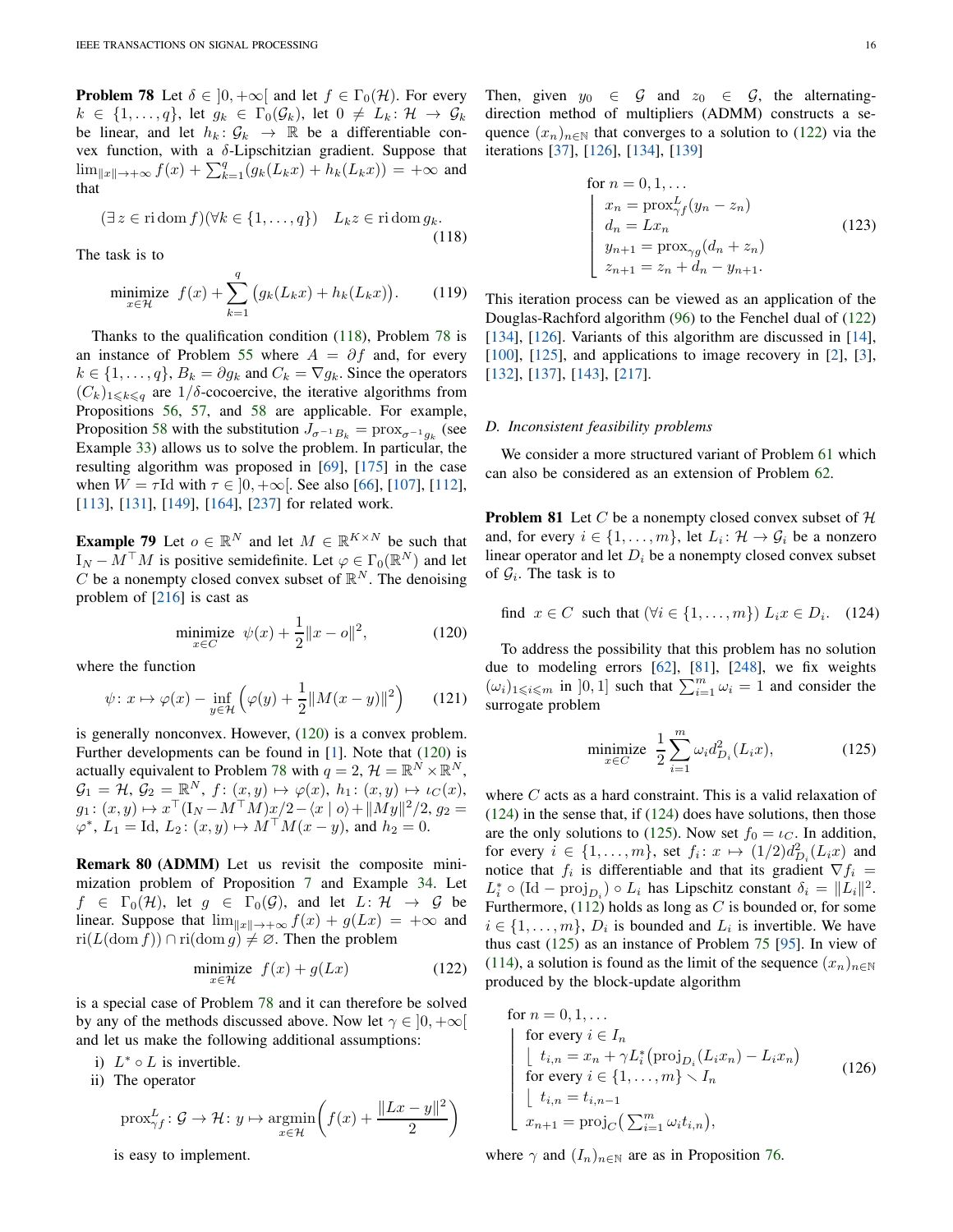**Problem 78** Let $\delta \in ]0,+\infty[$ and let $f \in \Gamma_0(\mathcal{H})$. For every $k \in \{1,\ldots,q\}$, let $g_k \in \Gamma_0(\mathcal{G}_k)$, let $0 \neq L_k \colon \mathcal{H} \to \mathcal{G}_k$ be linear, and let $h_k \colon \mathcal{G}_k \to \mathbb{R}$ be a differentiable convex function, with a $\delta$-Lipschitzian gradient. Suppose that $\lim_{\|x\|\to+\infty} f(x) + \sum_{k=1}^q (g_k(L_k x) + h_k(L_k x)) = +\infty$ and that

$$(\exists\, z \in \operatorname{ri}\operatorname{dom} f)(\forall k \in \{1,\ldots,q\}) \quad L_k z \in \operatorname{ri}\operatorname{dom} g_k. \tag{118}$$

The task is to

$$\underset{x\in\mathcal{H}}{\text{minimize}} \;\; f(x) + \sum_{k=1}^q \big(g_k(L_k x) + h_k(L_k x)\big). \tag{119}$$

Thanks to the qualification condition (118), Problem 78 is an instance of Problem 55 where $A = \partial f$ and, for every $k \in \{1,\ldots,q\}$, $B_k = \partial g_k$ and $C_k = \nabla g_k$. Since the operators $(C_k)_{1\leqslant k\leqslant q}$ are $1/\delta$-cocoercive, the iterative algorithms from Propositions 56, 57, and 58 are applicable. For example, Proposition 58 with the substitution $J_{\sigma^{-1}B_k} = \operatorname{prox}_{\sigma^{-1}g_k}$ (see Example 33) allows us to solve the problem. In particular, the resulting algorithm was proposed in [69], [175] in the case when $W = \tau\mathrm{Id}$ with $\tau \in ]0,+\infty[$. See also [66], [107], [112], [113], [131], [149], [164], [237] for related work.

**Example 79** Let $o \in \mathbb{R}^N$ and let $M \in \mathbb{R}^{K\times N}$ be such that $\mathrm{I}_N - M^\top M$ is positive semidefinite. Let $\varphi \in \Gamma_0(\mathbb{R}^N)$ and let $C$ be a nonempty closed convex subset of $\mathbb{R}^N$. The denoising problem of [216] is cast as

$$\underset{x\in C}{\text{minimize}} \;\; \psi(x) + \frac{1}{2}\|x - o\|^2, \tag{120}$$

where the function

$$\psi\colon x \mapsto \varphi(x) - \inf_{y\in\mathcal{H}} \left(\varphi(y) + \frac{1}{2}\|M(x-y)\|^2\right) \tag{121}$$

is generally nonconvex. However, (120) is a convex problem. Further developments can be found in [1]. Note that (120) is actually equivalent to Problem 78 with $q = 2$, $\mathcal{H} = \mathbb{R}^N \times \mathbb{R}^N$, $\mathcal{G}_1 = \mathcal{H}$, $\mathcal{G}_2 = \mathbb{R}^N$, $f\colon (x,y) \mapsto \varphi(y)$, $h_1\colon (x,y) \mapsto \iota_C(x)$, $g_1\colon (x,y) \mapsto x^\top(\mathrm{I}_N - M^\top M)x/2 - \langle x \mid o\rangle + \|My\|^2/2$, $g_2 = \varphi^*$, $L_1 = \mathrm{Id}$, $L_2\colon (x,y) \mapsto M^\top M(x-y)$, and $h_2 = 0$.

**Remark 80 (ADMM)** Let us revisit the composite minimization problem of Proposition 7 and Example 34. Let $f \in \Gamma_0(\mathcal{H})$, let $g \in \Gamma_0(\mathcal{G})$, and let $L\colon \mathcal{H} \to \mathcal{G}$ be linear. Suppose that $\lim_{\|x\|\to+\infty} f(x) + g(Lx) = +\infty$ and $\operatorname{ri}(L(\operatorname{dom} f)) \cap \operatorname{ri}(\operatorname{dom} g) \neq \varnothing$. Then the problem

$$\underset{x\in\mathcal{H}}{\text{minimize}} \;\; f(x) + g(Lx) \tag{122}$$

is a special case of Problem 78 and it can therefore be solved by any of the methods discussed above. Now let $\gamma \in ]0,+\infty[$ and let us make the following additional assumptions:

i) $L^* \circ L$ is invertible.
ii) The operator

$$\operatorname{prox}^L_{\gamma f}\colon \mathcal{G} \to \mathcal{H}\colon y \mapsto \underset{x\in\mathcal{H}}{\operatorname{argmin}} \left(f(x) + \frac{\|Lx - y\|^2}{2}\right)$$

is easy to implement.

Then, given $y_0 \in \mathcal{G}$ and $z_0 \in \mathcal{G}$, the alternating-direction method of multipliers (ADMM) constructs a sequence $(x_n)_{n\in\mathbb{N}}$ that converges to a solution to (122) via the iterations [37], [126], [134], [139]

$$
\begin{array}{l}
\text{for } n = 0,1,\ldots \\
\left\lfloor
\begin{array}{l}
x_n = \operatorname{prox}^L_{\gamma f}(y_n - z_n) \\
d_n = Lx_n \\
y_{n+1} = \operatorname{prox}_{\gamma g}(d_n + z_n) \\
z_{n+1} = z_n + d_n - y_{n+1}.
\end{array}
\right.
\end{array}
\tag{123}
$$

This iteration process can be viewed as an application of the Douglas-Rachford algorithm (96) to the Fenchel dual of (122) [134], [126]. Variants of this algorithm are discussed in [14], [100], [125], and applications to image recovery in [2], [3], [132], [137], [143], [217].

### D. Inconsistent feasibility problems

We consider a more structured variant of Problem 61 which can also be considered as an extension of Problem 62.

**Problem 81** Let $C$ be a nonempty closed convex subset of $\mathcal{H}$ and, for every $i \in \{1,\ldots,m\}$, let $L_i\colon \mathcal{H} \to \mathcal{G}_i$ be a nonzero linear operator and let $D_i$ be a nonempty closed convex subset of $\mathcal{G}_i$. The task is to

$$\text{find } \; x \in C \;\text{ such that } (\forall i \in \{1,\ldots,m\})\; L_i x \in D_i. \tag{124}$$

To address the possibility that this problem has no solution due to modeling errors [62], [81], [248], we fix weights $(\omega_i)_{1\leqslant i\leqslant m}$ in $]0,1]$ such that $\sum_{i=1}^m \omega_i = 1$ and consider the surrogate problem

$$\underset{x\in C}{\text{minimize}} \;\; \frac{1}{2}\sum_{i=1}^m \omega_i d^2_{D_i}(L_i x), \tag{125}$$

where $C$ acts as a hard constraint. This is a valid relaxation of (124) in the sense that, if (124) does have solutions, then those are the only solutions to (125). Now set $f_0 = \iota_C$. In addition, for every $i \in \{1,\ldots,m\}$, set $f_i\colon x \mapsto (1/2)d^2_{D_i}(L_i x)$ and notice that $f_i$ is differentiable and that its gradient $\nabla f_i = L_i^* \circ (\mathrm{Id} - \operatorname{proj}_{D_i}) \circ L_i$ has Lipschitz constant $\delta_i = \|L_i\|^2$. Furthermore, (112) holds as long as $C$ is bounded or, for some $i \in \{1,\ldots,m\}$, $D_i$ is bounded and $L_i$ is invertible. We have thus cast (125) as an instance of Problem 75 [95]. In view of (114), a solution is found as the limit of the sequence $(x_n)_{n\in\mathbb{N}}$ produced by the block-update algorithm

$$
\begin{array}{l}
\text{for } n = 0,1,\ldots \\
\left\lfloor
\begin{array}{l}
\text{for every } i \in I_n \\
\left\lfloor\; t_{i,n} = x_n + \gamma L_i^*\big(\operatorname{proj}_{D_i}(L_i x_n) - L_i x_n\big) \right. \\
\text{for every } i \in \{1,\ldots,m\} \smallsetminus I_n \\
\left\lfloor\; t_{i,n} = t_{i,n-1} \right. \\
x_{n+1} = \operatorname{proj}_C\big(\sum_{i=1}^m \omega_i t_{i,n}\big),
\end{array}
\right.
\end{array}
\tag{126}
$$

where $\gamma$ and $(I_n)_{n\in\mathbb{N}}$ are as in Proposition 76.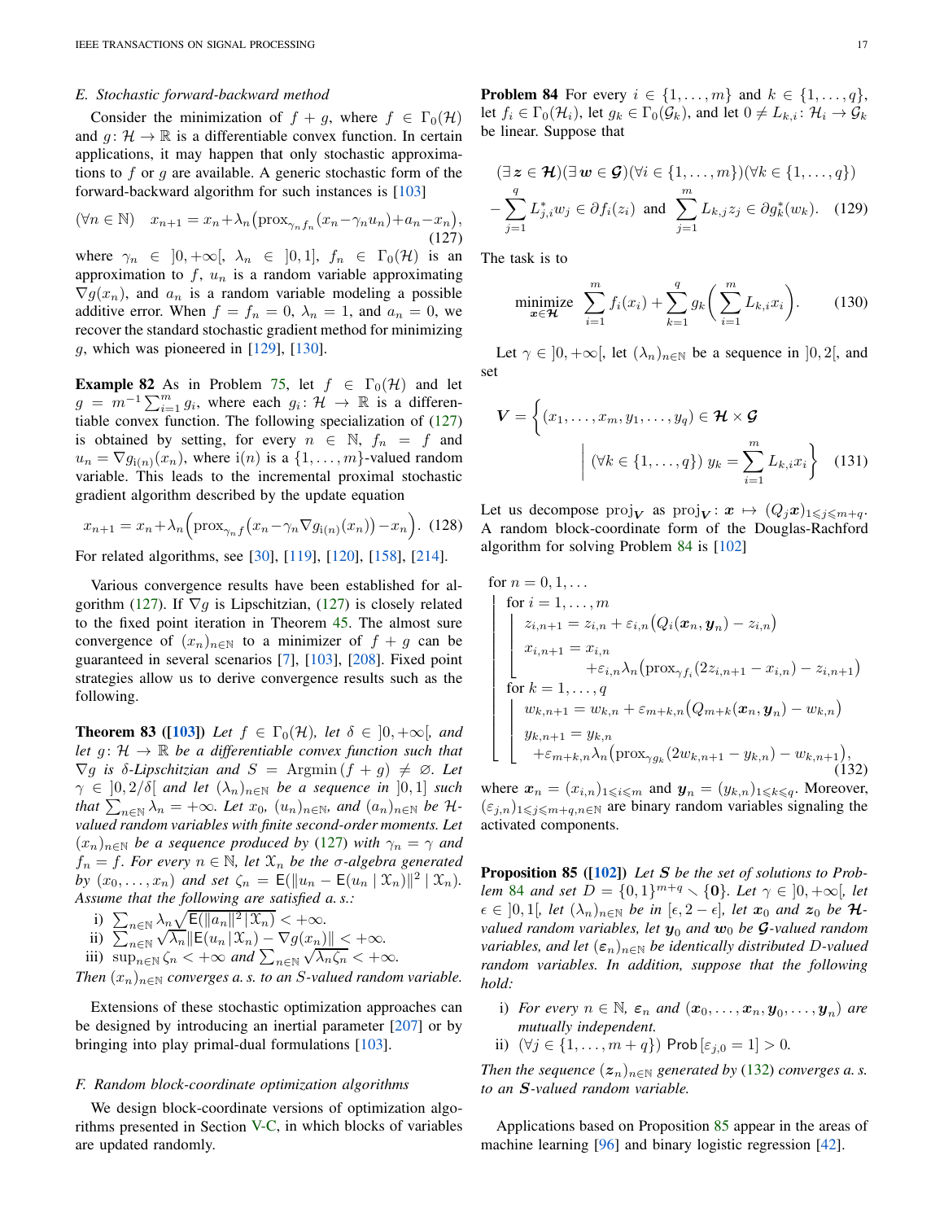### E. Stochastic forward-backward method

Consider the minimization of $f+g$, where $f \in \Gamma_0(\mathcal{H})$ and $g\colon \mathcal{H} \to \mathbb{R}$ is a differentiable convex function. In certain applications, it may happen that only stochastic approximations to $f$ or $g$ are available. A generic stochastic form of the forward-backward algorithm for such instances is [103]

$$(\forall n \in \mathbb{N}) \quad x_{n+1} = x_n + \lambda_n\big(\mathrm{prox}_{\gamma_n f_n}(x_n - \gamma_n u_n) + a_n - x_n\big), \tag{127}$$

where $\gamma_n \in \left]0,+\infty\right[$, $\lambda_n \in \left]0,1\right]$, $f_n \in \Gamma_0(\mathcal{H})$ is an approximation to $f$, $u_n$ is a random variable approximating $\nabla g(x_n)$, and $a_n$ is a random variable modeling a possible additive error. When $f = f_n = 0$, $\lambda_n = 1$, and $a_n = 0$, we recover the standard stochastic gradient method for minimizing $g$, which was pioneered in [129], [130].

**Example 82** As in Problem 75, let $f \in \Gamma_0(\mathcal{H})$ and let $g = m^{-1}\sum_{i=1}^m g_i$, where each $g_i\colon \mathcal{H} \to \mathbb{R}$ is a differentiable convex function. The following specialization of (127) is obtained by setting, for every $n \in \mathbb{N}$, $f_n = f$ and $u_n = \nabla g_{\mathrm{i}(n)}(x_n)$, where $\mathrm{i}(n)$ is a $\{1,\ldots,m\}$-valued random variable. This leads to the incremental proximal stochastic gradient algorithm described by the update equation

$$x_{n+1} = x_n + \lambda_n\Big(\mathrm{prox}_{\gamma_n f}\big(x_n - \gamma_n \nabla g_{\mathrm{i}(n)}(x_n)\big) - x_n\Big). \tag{128}$$

For related algorithms, see [30], [119], [120], [158], [214].

Various convergence results have been established for algorithm (127). If $\nabla g$ is Lipschitzian, (127) is closely related to the fixed point iteration in Theorem 45. The almost sure convergence of $(x_n)_{n\in\mathbb{N}}$ to a minimizer of $f+g$ can be guaranteed in several scenarios [7], [103], [208]. Fixed point strategies allow us to derive convergence results such as the following.

**Theorem 83 ([103])** *Let $f \in \Gamma_0(\mathcal{H})$, let $\delta \in \left]0,+\infty\right[$, and let $g\colon \mathcal{H} \to \mathbb{R}$ be a differentiable convex function such that $\nabla g$ is $\delta$-Lipschitzian and $S = \mathrm{Argmin}\,(f+g) \neq \varnothing$. Let $\gamma \in \left]0,2/\delta\right[$ and let $(\lambda_n)_{n\in\mathbb{N}}$ be a sequence in $\left]0,1\right]$ such that $\sum_{n\in\mathbb{N}}\lambda_n = +\infty$. Let $x_0$, $(u_n)_{n\in\mathbb{N}}$, and $(a_n)_{n\in\mathbb{N}}$ be $\mathcal{H}$-valued random variables with finite second-order moments. Let $(x_n)_{n\in\mathbb{N}}$ be a sequence produced by (127) with $\gamma_n = \gamma$ and $f_n = f$. For every $n \in \mathbb{N}$, let $\mathcal{X}_n$ be the $\sigma$-algebra generated by $(x_0,\ldots,x_n)$ and set $\zeta_n = \mathsf{E}(\|u_n - \mathsf{E}(u_n \mid \mathcal{X}_n)\|^2 \mid \mathcal{X}_n)$. Assume that the following are satisfied a. s.:*

i) $\sum_{n\in\mathbb{N}} \lambda_n \sqrt{\mathsf{E}(\|a_n\|^2 \,|\, \mathcal{X}_n)} < +\infty$.
ii) $\sum_{n\in\mathbb{N}} \sqrt{\lambda_n}\|\mathsf{E}(u_n \,|\, \mathcal{X}_n) - \nabla g(x_n)\| < +\infty$.
iii) $\sup_{n\in\mathbb{N}} \zeta_n < +\infty$ *and* $\sum_{n\in\mathbb{N}} \sqrt{\lambda_n \zeta_n} < +\infty$.

*Then $(x_n)_{n\in\mathbb{N}}$ converges a. s. to an $S$-valued random variable.*

Extensions of these stochastic optimization approaches can be designed by introducing an inertial parameter [207] or by bringing into play primal-dual formulations [103].

### F. Random block-coordinate optimization algorithms

We design block-coordinate versions of optimization algorithms presented in Section V-C, in which blocks of variables are updated randomly.

**Problem 84** For every $i \in \{1,\ldots,m\}$ and $k \in \{1,\ldots,q\}$, let $f_i \in \Gamma_0(\mathcal{H}_i)$, let $g_k \in \Gamma_0(\mathcal{G}_k)$, and let $0 \neq L_{k,i}\colon \mathcal{H}_i \to \mathcal{G}_k$ be linear. Suppose that

$$(\exists\, \boldsymbol{z} \in \boldsymbol{\mathcal{H}})(\exists\, \boldsymbol{w} \in \boldsymbol{\mathcal{G}})(\forall i \in \{1,\ldots,m\})(\forall k \in \{1,\ldots,q\})$$
$$-\sum_{j=1}^{q} L_{j,i}^* w_j \in \partial f_i(z_i) \;\text{ and }\; \sum_{j=1}^{m} L_{k,j} z_j \in \partial g_k^*(w_k). \tag{129}$$

The task is to

$$\underset{\boldsymbol{x}\in\boldsymbol{\mathcal{H}}}{\text{minimize}} \;\; \sum_{i=1}^{m} f_i(x_i) + \sum_{k=1}^{q} g_k\Big(\sum_{i=1}^{m} L_{k,i} x_i\Big). \tag{130}$$

Let $\gamma \in \left]0,+\infty\right[$, let $(\lambda_n)_{n\in\mathbb{N}}$ be a sequence in $\left]0,2\right[$, and set

$$\boldsymbol{V} = \Big\{(x_1,\ldots,x_m,y_1,\ldots,y_q) \in \boldsymbol{\mathcal{H}}\times\boldsymbol{\mathcal{G}} \;\Big|\; (\forall k \in \{1,\ldots,q\})\; y_k = \sum_{i=1}^{m} L_{k,i} x_i\Big\} \tag{131}$$

Let us decompose $\mathrm{proj}_{\boldsymbol{V}}$ as $\mathrm{proj}_{\boldsymbol{V}}\colon \boldsymbol{x} \mapsto (Q_j\boldsymbol{x})_{1\leqslant j\leqslant m+q}$. A random block-coordinate form of the Douglas-Rachford algorithm for solving Problem 84 is [102]

$$
\begin{array}{l}
\text{for } n = 0,1,\ldots\\
\quad \text{for } i = 1,\ldots,m\\
\quad\quad z_{i,n+1} = z_{i,n} + \varepsilon_{i,n}\big(Q_i(\boldsymbol{x}_n,\boldsymbol{y}_n) - z_{i,n}\big)\\
\quad\quad x_{i,n+1} = x_{i,n}\\
\quad\quad\quad\quad + \varepsilon_{i,n}\lambda_n\big(\mathrm{prox}_{\gamma f_i}(2z_{i,n+1} - x_{i,n}) - z_{i,n+1}\big)\\
\quad \text{for } k = 1,\ldots,q\\
\quad\quad w_{k,n+1} = w_{k,n} + \varepsilon_{m+k,n}\big(Q_{m+k}(\boldsymbol{x}_n,\boldsymbol{y}_n) - w_{k,n}\big)\\
\quad\quad y_{k,n+1} = y_{k,n}\\
\quad\quad\quad + \varepsilon_{m+k,n}\lambda_n\big(\mathrm{prox}_{\gamma g_k}(2w_{k,n+1} - y_{k,n}) - w_{k,n+1}\big),
\end{array}
\tag{132}$$

where $\boldsymbol{x}_n = (x_{i,n})_{1\leqslant i\leqslant m}$ and $\boldsymbol{y}_n = (y_{k,n})_{1\leqslant k\leqslant q}$. Moreover, $(\varepsilon_{j,n})_{1\leqslant j\leqslant m+q, n\in\mathbb{N}}$ are binary random variables signaling the activated components.

**Proposition 85 ([102])** *Let $\boldsymbol{S}$ be the set of solutions to Problem 84 and set $D = \{0,1\}^{m+q} \smallsetminus \{\boldsymbol{0}\}$. Let $\gamma \in \left]0,+\infty\right[$, let $\epsilon \in \left]0,1\right[$, let $(\lambda_n)_{n\in\mathbb{N}}$ be in $[\epsilon, 2-\epsilon]$, let $\boldsymbol{x}_0$ and $\boldsymbol{z}_0$ be $\boldsymbol{\mathcal{H}}$-valued random variables, let $\boldsymbol{y}_0$ and $\boldsymbol{w}_0$ be $\boldsymbol{\mathcal{G}}$-valued random variables, and let $(\boldsymbol{\varepsilon}_n)_{n\in\mathbb{N}}$ be identically distributed $D$-valued random variables. In addition, suppose that the following hold:*

i) *For every $n \in \mathbb{N}$, $\boldsymbol{\varepsilon}_n$ and $(\boldsymbol{x}_0,\ldots,\boldsymbol{x}_n,\boldsymbol{y}_0,\ldots,\boldsymbol{y}_n)$ are mutually independent.*
ii) $(\forall j \in \{1,\ldots,m+q\})\; \mathsf{Prob}\,[\varepsilon_{j,0} = 1] > 0$.

*Then the sequence $(\boldsymbol{z}_n)_{n\in\mathbb{N}}$ generated by (132) converges a. s. to an $\boldsymbol{S}$-valued random variable.*

Applications based on Proposition 85 appear in the areas of machine learning [96] and binary logistic regression [42].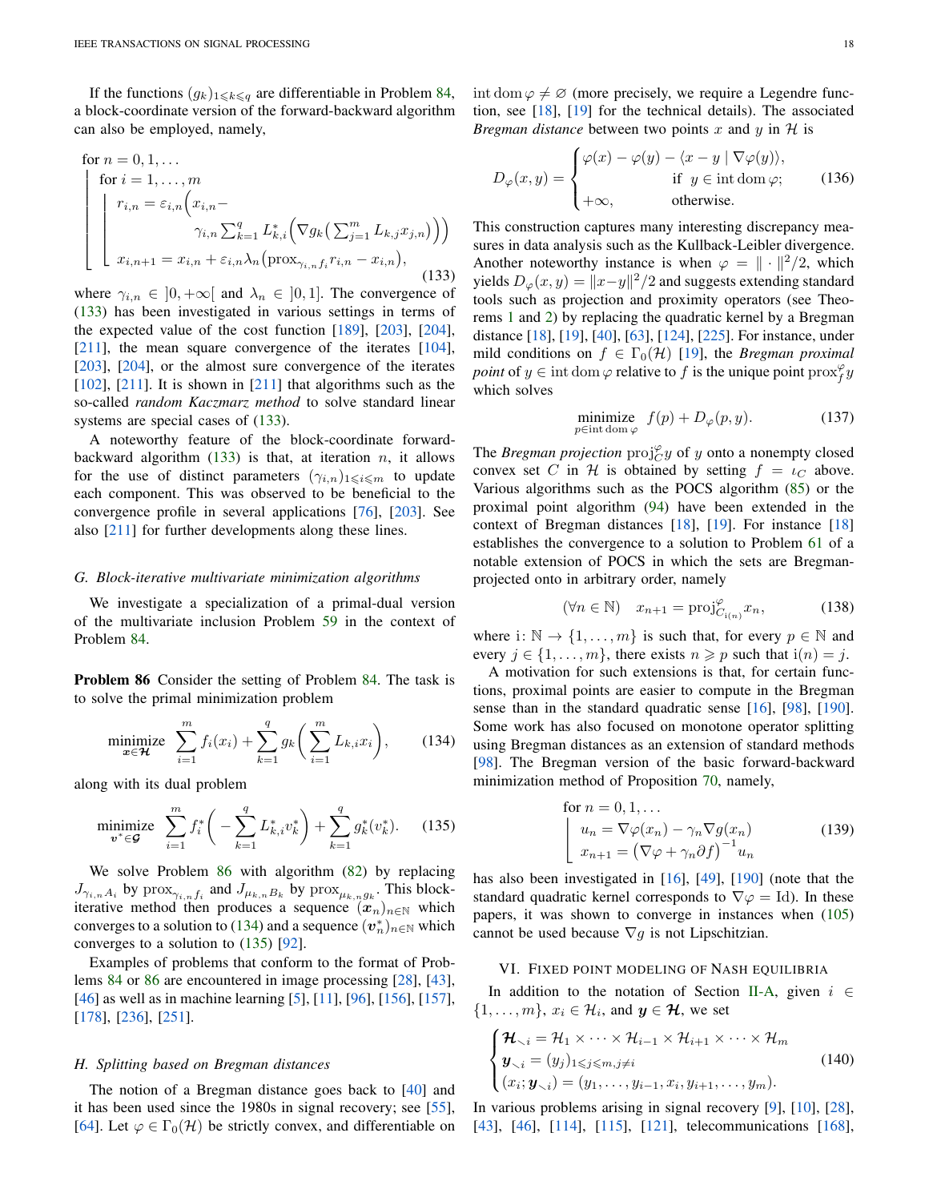If the functions $(g_k)_{1\leqslant k\leqslant q}$ are differentiable in Problem 84, a block-coordinate version of the forward-backward algorithm can also be employed, namely,

$$
\begin{array}{l}
\text{for } n=0,1,\ldots\\
\left\lfloor
\begin{array}{l}
\text{for } i=1,\ldots,m\\
\left\lfloor
\begin{array}{l}
r_{i,n}=\varepsilon_{i,n}\Big(x_{i,n}-\\
\qquad\qquad \gamma_{i,n}\sum_{k=1}^q L_{k,i}^*\Big(\nabla g_k\big(\sum_{j=1}^m L_{k,j}x_{j,n}\big)\Big)\Big)\\
x_{i,n+1}=x_{i,n}+\varepsilon_{i,n}\lambda_n\big(\mathrm{prox}_{\gamma_{i,n}f_i}r_{i,n}-x_{i,n}\big),
\end{array}
\right.
\end{array}
\right.
\end{array}
\tag{133}
$$

where $\gamma_{i,n}\in\left]0,+\infty\right[$ and $\lambda_n\in\left]0,1\right]$. The convergence of (133) has been investigated in various settings in terms of the expected value of the cost function [189], [203], [204], [211], the mean square convergence of the iterates [104], [203], [204], or the almost sure convergence of the iterates [102], [211]. It is shown in [211] that algorithms such as the so-called *random Kaczmarz method* to solve standard linear systems are special cases of (133).

A noteworthy feature of the block-coordinate forward-backward algorithm (133) is that, at iteration $n$, it allows for the use of distinct parameters $(\gamma_{i,n})_{1\leqslant i\leqslant m}$ to update each component. This was observed to be beneficial to the convergence profile in several applications [76], [203]. See also [211] for further developments along these lines.

### G. Block-iterative multivariate minimization algorithms

We investigate a specialization of a primal-dual version of the multivariate inclusion Problem 59 in the context of Problem 84.

**Problem 86** Consider the setting of Problem 84. The task is to solve the primal minimization problem

$$
\underset{\boldsymbol{x}\in\boldsymbol{\mathcal{H}}}{\text{minimize}}\;\sum_{i=1}^m f_i(x_i)+\sum_{k=1}^q g_k\Bigg(\sum_{i=1}^m L_{k,i}x_i\Bigg),
\tag{134}
$$

along with its dual problem

$$
\underset{\boldsymbol{v}^*\in\boldsymbol{\mathcal{G}}}{\text{minimize}}\;\sum_{i=1}^m f_i^*\Bigg(-\sum_{k=1}^q L_{k,i}^*v_k^*\Bigg)+\sum_{k=1}^q g_k^*(v_k^*).
\tag{135}
$$

We solve Problem 86 with algorithm (82) by replacing $J_{\gamma_{i,n}A_i}$ by $\mathrm{prox}_{\gamma_{i,n}f_i}$ and $J_{\mu_{k,n}B_k}$ by $\mathrm{prox}_{\mu_{k,n}g_k}$. This block-iterative method then produces a sequence $(\boldsymbol{x}_n)_{n\in\mathbb{N}}$ which converges to a solution to (134) and a sequence $(\boldsymbol{v}_n^*)_{n\in\mathbb{N}}$ which converges to a solution to (135) [92].

Examples of problems that conform to the format of Problems 84 or 86 are encountered in image processing [28], [43], [46] as well as in machine learning [5], [11], [96], [156], [157], [178], [236], [251].

### H. Splitting based on Bregman distances

The notion of a Bregman distance goes back to [40] and it has been used since the 1980s in signal recovery; see [55], [64]. Let $\varphi\in\Gamma_0(\mathcal{H})$ be strictly convex, and differentiable on $\mathrm{int\,dom}\,\varphi\neq\varnothing$ (more precisely, we require a Legendre function, see [18], [19] for the technical details). The associated *Bregman distance* between two points $x$ and $y$ in $\mathcal{H}$ is

$$
D_\varphi(x,y)=
\begin{cases}
\varphi(x)-\varphi(y)-\langle x-y\mid\nabla\varphi(y)\rangle,\\
\qquad\qquad\qquad\text{if } y\in\mathrm{int\,dom}\,\varphi;\\
+\infty, \qquad\qquad\;\;\text{otherwise.}
\end{cases}
\tag{136}
$$

This construction captures many interesting discrepancy measures in data analysis such as the Kullback-Leibler divergence. Another noteworthy instance is when $\varphi=\|\cdot\|^2/2$, which yields $D_\varphi(x,y)=\|x-y\|^2/2$ and suggests extending standard tools such as projection and proximity operators (see Theorems 1 and 2) by replacing the quadratic kernel by a Bregman distance [18], [19], [40], [63], [124], [225]. For instance, under mild conditions on $f\in\Gamma_0(\mathcal{H})$ [19], the *Bregman proximal point* of $y\in\mathrm{int\,dom}\,\varphi$ relative to $f$ is the unique point $\mathrm{prox}_f^\varphi y$ which solves

$$
\underset{p\in\mathrm{int\,dom}\,\varphi}{\text{minimize}}\;\; f(p)+D_\varphi(p,y).
\tag{137}
$$

The *Bregman projection* $\mathrm{proj}_C^\varphi y$ of $y$ onto a nonempty closed convex set $C$ in $\mathcal{H}$ is obtained by setting $f=\iota_C$ above. Various algorithms such as the POCS algorithm (85) or the proximal point algorithm (94) have been extended in the context of Bregman distances [18], [19]. For instance [18] establishes the convergence to a solution to Problem 61 of a notable extension of POCS in which the sets are Bregman-projected onto in arbitrary order, namely

$$
(\forall n\in\mathbb{N})\quad x_{n+1}=\mathrm{proj}_{C_{\mathrm{i}(n)}}^\varphi x_n,
\tag{138}
$$

where $\mathrm{i}\colon\mathbb{N}\to\{1,\ldots,m\}$ is such that, for every $p\in\mathbb{N}$ and every $j\in\{1,\ldots,m\}$, there exists $n\geqslant p$ such that $\mathrm{i}(n)=j$.

A motivation for such extensions is that, for certain functions, proximal points are easier to compute in the Bregman sense than in the standard quadratic sense [16], [98], [190]. Some work has also focused on monotone operator splitting using Bregman distances as an extension of standard methods [98]. The Bregman version of the basic forward-backward minimization method of Proposition 70, namely,

$$
\begin{array}{l}
\text{for } n=0,1,\ldots\\
\left\lfloor
\begin{array}{l}
u_n=\nabla\varphi(x_n)-\gamma_n\nabla g(x_n)\\
x_{n+1}=\big(\nabla\varphi+\gamma_n\partial f\big)^{-1}u_n
\end{array}
\right.
\end{array}
\tag{139}
$$

has also been investigated in [16], [49], [190] (note that the standard quadratic kernel corresponds to $\nabla\varphi=\mathrm{Id}$). In these papers, it was shown to converge in instances when (105) cannot be used because $\nabla g$ is not Lipschitzian.

## VI. Fixed point modeling of Nash equilibria

In addition to the notation of Section II-A, given $i\in\{1,\ldots,m\}$, $x_i\in\mathcal{H}_i$, and $\boldsymbol{y}\in\boldsymbol{\mathcal{H}}$, we set

$$
\begin{cases}
\boldsymbol{\mathcal{H}}_{\smallsetminus i}=\mathcal{H}_1\times\cdots\times\mathcal{H}_{i-1}\times\mathcal{H}_{i+1}\times\cdots\times\mathcal{H}_m\\
\boldsymbol{y}_{\smallsetminus i}=(y_j)_{1\leqslant j\leqslant m, j\neq i}\\
(x_i;\boldsymbol{y}_{\smallsetminus i})=(y_1,\ldots,y_{i-1},x_i,y_{i+1},\ldots,y_m).
\end{cases}
\tag{140}
$$

In various problems arising in signal recovery [9], [10], [28], [43], [46], [114], [115], [121], telecommunications [168],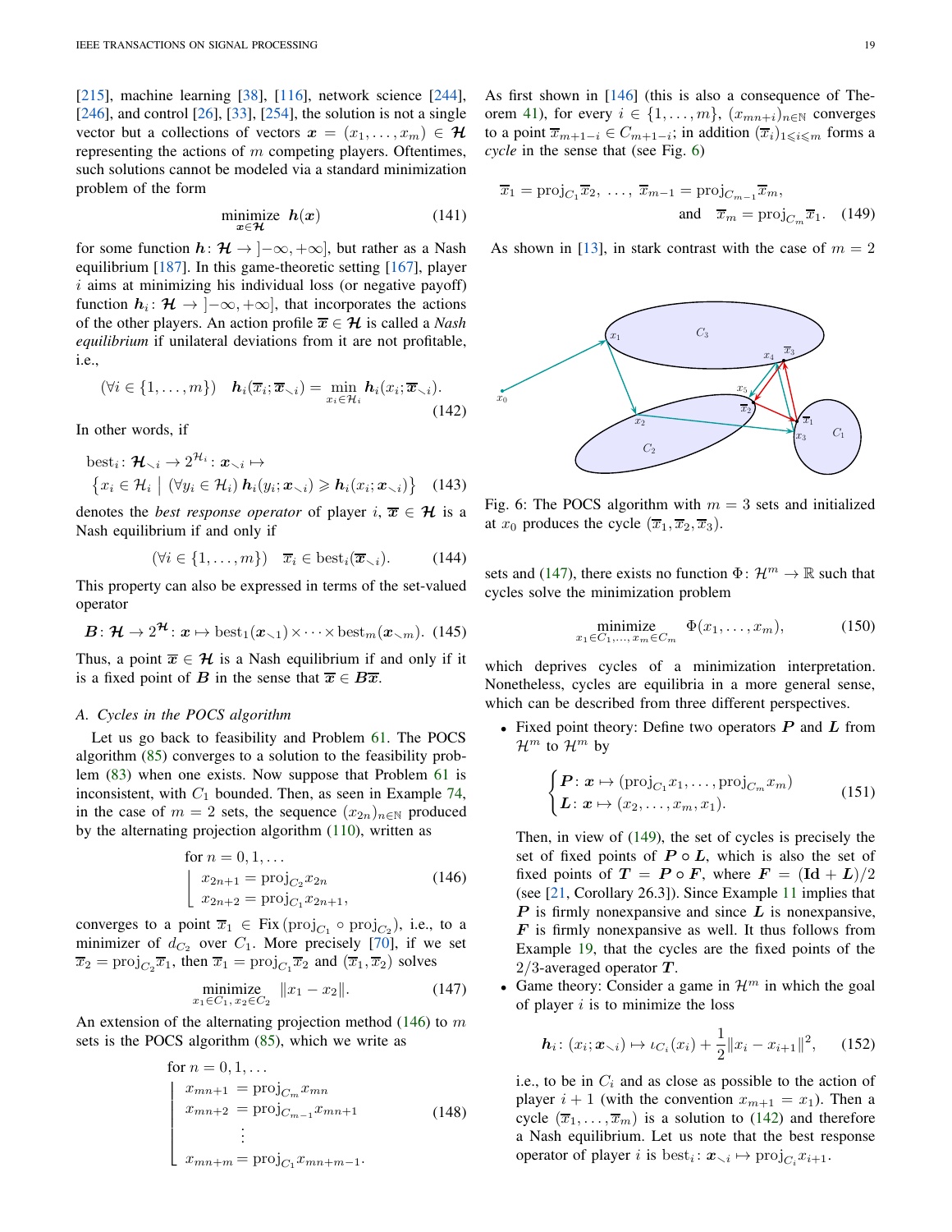[215], machine learning [38], [116], network science [244], [246], and control [26], [33], [254], the solution is not a single vector but a collections of vectors $\boldsymbol{x} = (x_1, \ldots, x_m) \in \boldsymbol{\mathcal{H}}$ representing the actions of $m$ competing players. Oftentimes, such solutions cannot be modeled via a standard minimization problem of the form

$$\underset{\boldsymbol{x} \in \boldsymbol{\mathcal{H}}}{\text{minimize}} \;\; \boldsymbol{h}(\boldsymbol{x}) \tag{141}$$

for some function $\boldsymbol{h}\colon \boldsymbol{\mathcal{H}} \to \left]-\infty, +\infty\right]$, but rather as a Nash equilibrium [187]. In this game-theoretic setting [167], player $i$ aims at minimizing his individual loss (or negative payoff) function $\boldsymbol{h}_i\colon \boldsymbol{\mathcal{H}} \to \left]-\infty, +\infty\right]$, that incorporates the actions of the other players. An action profile $\overline{\boldsymbol{x}} \in \boldsymbol{\mathcal{H}}$ is called a *Nash equilibrium* if unilateral deviations from it are not profitable, i.e.,

$$(\forall i \in \{1, \ldots, m\}) \quad \boldsymbol{h}_i(\overline{x}_i; \overline{\boldsymbol{x}}_{\smallsetminus i}) = \min_{x_i \in \mathcal{H}_i} \boldsymbol{h}_i(x_i; \overline{\boldsymbol{x}}_{\smallsetminus i}). \tag{142}$$

In other words, if

$$\begin{aligned}&\operatorname{best}_i\colon \boldsymbol{\mathcal{H}}_{\smallsetminus i} \to 2^{\mathcal{H}_i}\colon \boldsymbol{x}_{\smallsetminus i} \mapsto \\ &\big\{x_i \in \mathcal{H}_i \;\big|\; (\forall y_i \in \mathcal{H}_i)\; \boldsymbol{h}_i(y_i; \boldsymbol{x}_{\smallsetminus i}) \geqslant \boldsymbol{h}_i(x_i; \boldsymbol{x}_{\smallsetminus i})\big\}\end{aligned} \tag{143}$$

denotes the *best response operator* of player $i$, $\overline{\boldsymbol{x}} \in \boldsymbol{\mathcal{H}}$ is a Nash equilibrium if and only if

$$(\forall i \in \{1, \ldots, m\}) \quad \overline{x}_i \in \operatorname{best}_i(\overline{\boldsymbol{x}}_{\smallsetminus i}). \tag{144}$$

This property can also be expressed in terms of the set-valued operator

$$\boldsymbol{B}\colon \boldsymbol{\mathcal{H}} \to 2^{\boldsymbol{\mathcal{H}}}\colon \boldsymbol{x} \mapsto \operatorname{best}_1(\boldsymbol{x}_{\smallsetminus 1}) \times \cdots \times \operatorname{best}_m(\boldsymbol{x}_{\smallsetminus m}). \tag{145}$$

Thus, a point $\overline{\boldsymbol{x}} \in \boldsymbol{\mathcal{H}}$ is a Nash equilibrium if and only if it is a fixed point of $\boldsymbol{B}$ in the sense that $\overline{\boldsymbol{x}} \in \boldsymbol{B}\overline{\boldsymbol{x}}$.

### A. Cycles in the POCS algorithm

Let us go back to feasibility and Problem 61. The POCS algorithm (85) converges to a solution to the feasibility problem (83) when one exists. Now suppose that Problem 61 is inconsistent, with $C_1$ bounded. Then, as seen in Example 74, in the case of $m = 2$ sets, the sequence $(x_{2n})_{n \in \mathbb{N}}$ produced by the alternating projection algorithm (110), written as

$$\begin{array}{l}\text{for } n = 0, 1, \ldots \\ \left\lfloor \begin{array}{l} x_{2n+1} = \operatorname{proj}_{C_2} x_{2n} \\ x_{2n+2} = \operatorname{proj}_{C_1} x_{2n+1}, \end{array} \right.\end{array} \tag{146}$$

converges to a point $\overline{x}_1 \in \operatorname{Fix}(\operatorname{proj}_{C_1} \circ \operatorname{proj}_{C_2})$, i.e., to a minimizer of $d_{C_2}$ over $C_1$. More precisely [70], if we set $\overline{x}_2 = \operatorname{proj}_{C_2} \overline{x}_1$, then $\overline{x}_1 = \operatorname{proj}_{C_1} \overline{x}_2$ and $(\overline{x}_1, \overline{x}_2)$ solves

$$\underset{x_1 \in C_1,\, x_2 \in C_2}{\text{minimize}} \;\; \|x_1 - x_2\|. \tag{147}$$

An extension of the alternating projection method (146) to $m$ sets is the POCS algorithm (85), which we write as

$$\begin{array}{l}\text{for } n = 0, 1, \ldots \\ \left\lfloor \begin{array}{l} x_{mn+1} = \operatorname{proj}_{C_m} x_{mn} \\ x_{mn+2} = \operatorname{proj}_{C_{m-1}} x_{mn+1} \\ \quad\vdots \\ x_{mn+m} = \operatorname{proj}_{C_1} x_{mn+m-1}. \end{array} \right.\end{array} \tag{148}$$

As first shown in [146] (this is also a consequence of Theorem 41), for every $i \in \{1, \ldots, m\}$, $(x_{mn+i})_{n \in \mathbb{N}}$ converges to a point $\overline{x}_{m+1-i} \in C_{m+1-i}$; in addition $(\overline{x}_i)_{1 \leqslant i \leqslant m}$ forms a *cycle* in the sense that (see Fig. 6)

$$\overline{x}_1 = \operatorname{proj}_{C_1} \overline{x}_2,\; \ldots,\; \overline{x}_{m-1} = \operatorname{proj}_{C_{m-1}} \overline{x}_m, \quad \text{and} \quad \overline{x}_m = \operatorname{proj}_{C_m} \overline{x}_1. \tag{149}$$

As shown in [13], in stark contrast with the case of $m = 2$ sets and (147), there exists no function $\Phi\colon \mathcal{H}^m \to \mathbb{R}$ such that cycles solve the minimization problem

Fig. 6: The POCS algorithm with $m = 3$ sets and initialized at $x_0$ produces the cycle $(\overline{x}_1, \overline{x}_2, \overline{x}_3)$.

$$\underset{x_1 \in C_1, \ldots, x_m \in C_m}{\text{minimize}} \;\; \Phi(x_1, \ldots, x_m), \tag{150}$$

which deprives cycles of a minimization interpretation. Nonetheless, cycles are equilibria in a more general sense, which can be described from three different perspectives.

- Fixed point theory: Define two operators $\boldsymbol{P}$ and $\boldsymbol{L}$ from $\mathcal{H}^m$ to $\mathcal{H}^m$ by

$$\begin{cases}\boldsymbol{P}\colon \boldsymbol{x} \mapsto (\operatorname{proj}_{C_1} x_1, \ldots, \operatorname{proj}_{C_m} x_m) \\ \boldsymbol{L}\colon \boldsymbol{x} \mapsto (x_2, \ldots, x_m, x_1).\end{cases} \tag{151}$$

  Then, in view of (149), the set of cycles is precisely the set of fixed points of $\boldsymbol{P} \circ \boldsymbol{L}$, which is also the set of fixed points of $\boldsymbol{T} = \boldsymbol{P} \circ \boldsymbol{F}$, where $\boldsymbol{F} = (\mathbf{Id} + \boldsymbol{L})/2$ (see [21, Corollary 26.3]). Since Example 11 implies that $\boldsymbol{P}$ is firmly nonexpansive and since $\boldsymbol{L}$ is nonexpansive, $\boldsymbol{F}$ is firmly nonexpansive as well. It thus follows from Example 19, that the cycles are the fixed points of the $2/3$-averaged operator $\boldsymbol{T}$.
- Game theory: Consider a game in $\mathcal{H}^m$ in which the goal of player $i$ is to minimize the loss

$$\boldsymbol{h}_i\colon (x_i; \boldsymbol{x}_{\smallsetminus i}) \mapsto \iota_{C_i}(x_i) + \frac{1}{2}\|x_i - x_{i+1}\|^2, \tag{152}$$

  i.e., to be in $C_i$ and as close as possible to the action of player $i+1$ (with the convention $x_{m+1} = x_1$). Then a cycle $(\overline{x}_1, \ldots, \overline{x}_m)$ is a solution to (142) and therefore a Nash equilibrium. Let us note that the best response operator of player $i$ is $\operatorname{best}_i\colon \boldsymbol{x}_{\smallsetminus i} \mapsto \operatorname{proj}_{C_i} x_{i+1}$.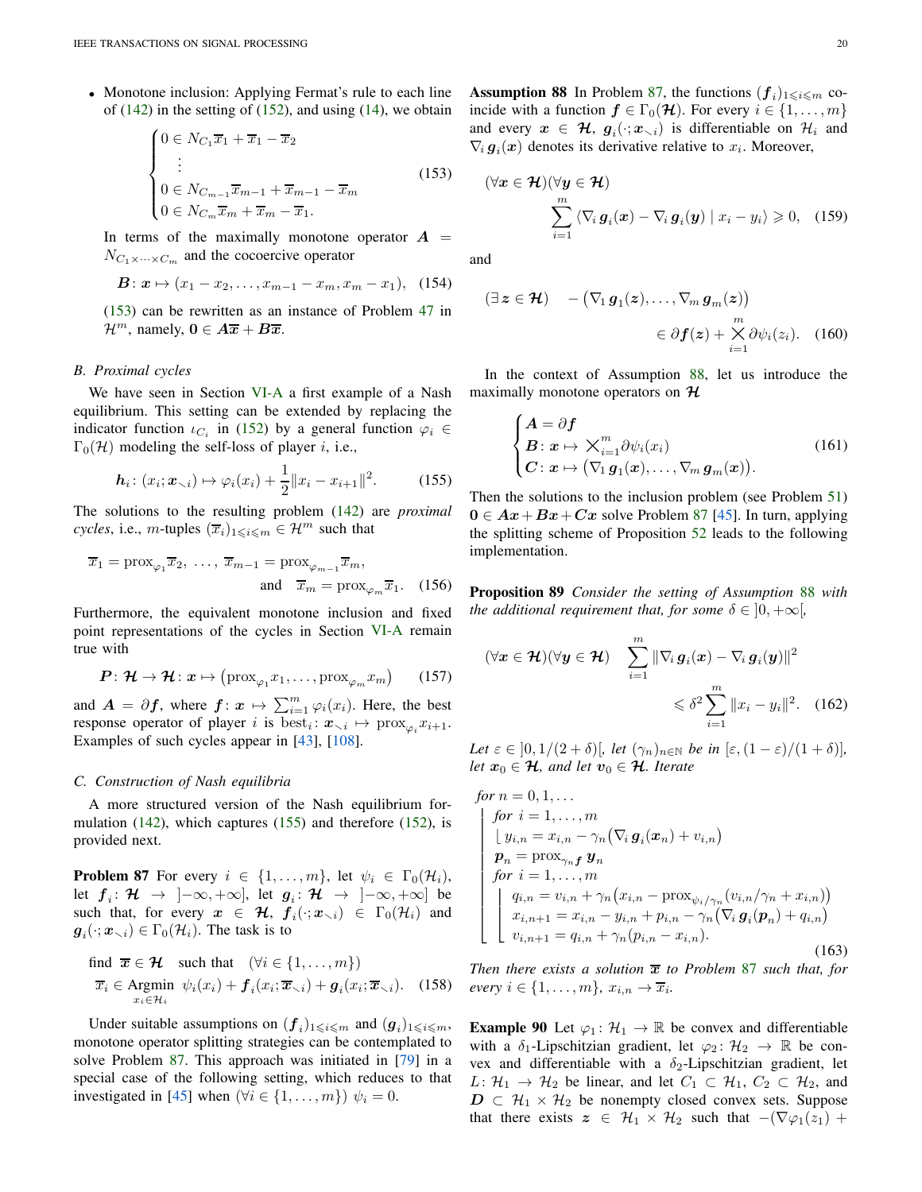- Monotone inclusion: Applying Fermat's rule to each line of (142) in the setting of (152), and using (14), we obtain

$$\begin{cases} 0 \in N_{C_1}\overline{x}_1 + \overline{x}_1 - \overline{x}_2 \\ \quad\vdots \\ 0 \in N_{C_{m-1}}\overline{x}_{m-1} + \overline{x}_{m-1} - \overline{x}_m \\ 0 \in N_{C_m}\overline{x}_m + \overline{x}_m - \overline{x}_1. \end{cases} \tag{153}$$

In terms of the maximally monotone operator $\boldsymbol{A} = N_{C_1\times\cdots\times C_m}$ and the cocoercive operator

$$\boldsymbol{B}\colon \boldsymbol{x} \mapsto (x_1 - x_2, \ldots, x_{m-1} - x_m, x_m - x_1), \tag{154}$$

(153) can be rewritten as an instance of Problem 47 in $\mathcal{H}^m$, namely, $\mathbf{0} \in \boldsymbol{A}\overline{\boldsymbol{x}} + \boldsymbol{B}\overline{\boldsymbol{x}}$.

### B. Proximal cycles

We have seen in Section VI-A a first example of a Nash equilibrium. This setting can be extended by replacing the indicator function $\iota_{C_i}$ in (152) by a general function $\varphi_i \in \Gamma_0(\mathcal{H})$ modeling the self-loss of player $i$, i.e.,

$$\boldsymbol{h}_i\colon (x_i;\boldsymbol{x}_{\smallsetminus i}) \mapsto \varphi_i(x_i) + \frac{1}{2}\|x_i - x_{i+1}\|^2. \tag{155}$$

The solutions to the resulting problem (142) are *proximal cycles*, i.e., $m$-tuples $(\overline{x}_i)_{1\leqslant i\leqslant m} \in \mathcal{H}^m$ such that

$$\overline{x}_1 = \operatorname{prox}_{\varphi_1}\overline{x}_2,\ \ldots,\ \overline{x}_{m-1} = \operatorname{prox}_{\varphi_{m-1}}\overline{x}_m, \quad\text{and}\quad \overline{x}_m = \operatorname{prox}_{\varphi_m}\overline{x}_1. \tag{156}$$

Furthermore, the equivalent monotone inclusion and fixed point representations of the cycles in Section VI-A remain true with

$$\boldsymbol{P}\colon \boldsymbol{\mathcal{H}} \to \boldsymbol{\mathcal{H}}\colon \boldsymbol{x} \mapsto \big(\operatorname{prox}_{\varphi_1}x_1, \ldots, \operatorname{prox}_{\varphi_m}x_m\big) \tag{157}$$

and $\boldsymbol{A} = \partial\boldsymbol{f}$, where $\boldsymbol{f}\colon \boldsymbol{x} \mapsto \sum_{i=1}^m \varphi_i(x_i)$. Here, the best response operator of player $i$ is $\operatorname{best}_i\colon \boldsymbol{x}_{\smallsetminus i} \mapsto \operatorname{prox}_{\varphi_i}x_{i+1}$. Examples of such cycles appear in [43], [108].

### C. Construction of Nash equilibria

A more structured version of the Nash equilibrium formulation (142), which captures (155) and therefore (152), is provided next.

**Problem 87** For every $i \in \{1,\ldots,m\}$, let $\psi_i \in \Gamma_0(\mathcal{H}_i)$, let $\boldsymbol{f}_i\colon \boldsymbol{\mathcal{H}} \to \left]-\infty,+\infty\right]$, let $\boldsymbol{g}_i\colon \boldsymbol{\mathcal{H}} \to \left]-\infty,+\infty\right]$ be such that, for every $\boldsymbol{x} \in \boldsymbol{\mathcal{H}}$, $\boldsymbol{f}_i(\cdot;\boldsymbol{x}_{\smallsetminus i}) \in \Gamma_0(\mathcal{H}_i)$ and $\boldsymbol{g}_i(\cdot;\boldsymbol{x}_{\smallsetminus i}) \in \Gamma_0(\mathcal{H}_i)$. The task is to

$$\text{find } \overline{\boldsymbol{x}} \in \boldsymbol{\mathcal{H}} \quad\text{such that}\quad (\forall i \in \{1,\ldots,m\}) \quad \overline{x}_i \in \underset{x_i\in\mathcal{H}_i}{\operatorname{Argmin}}\ \psi_i(x_i) + \boldsymbol{f}_i(x_i;\overline{\boldsymbol{x}}_{\smallsetminus i}) + \boldsymbol{g}_i(x_i;\overline{\boldsymbol{x}}_{\smallsetminus i}). \tag{158}$$

Under suitable assumptions on $(\boldsymbol{f}_i)_{1\leqslant i\leqslant m}$ and $(\boldsymbol{g}_i)_{1\leqslant i\leqslant m}$, monotone operator splitting strategies can be contemplated to solve Problem 87. This approach was initiated in [79] in a special case of the following setting, which reduces to that investigated in [45] when $(\forall i \in \{1,\ldots,m\})$ $\psi_i = 0$.

**Assumption 88** In Problem 87, the functions $(\boldsymbol{f}_i)_{1\leqslant i\leqslant m}$ coincide with a function $\boldsymbol{f} \in \Gamma_0(\boldsymbol{\mathcal{H}})$. For every $i \in \{1,\ldots,m\}$ and every $\boldsymbol{x} \in \boldsymbol{\mathcal{H}}$, $\boldsymbol{g}_i(\cdot;\boldsymbol{x}_{\smallsetminus i})$ is differentiable on $\mathcal{H}_i$ and $\nabla_i\,\boldsymbol{g}_i(\boldsymbol{x})$ denotes its derivative relative to $x_i$. Moreover,

$$(\forall \boldsymbol{x} \in \boldsymbol{\mathcal{H}})(\forall \boldsymbol{y} \in \boldsymbol{\mathcal{H}}) \quad \sum_{i=1}^m \langle \nabla_i\,\boldsymbol{g}_i(\boldsymbol{x}) - \nabla_i\,\boldsymbol{g}_i(\boldsymbol{y}) \mid x_i - y_i\rangle \geqslant 0, \tag{159}$$

and

$$(\exists\, \boldsymbol{z} \in \boldsymbol{\mathcal{H}}) \quad -\big(\nabla_1\,\boldsymbol{g}_1(\boldsymbol{z}), \ldots, \nabla_m\,\boldsymbol{g}_m(\boldsymbol{z})\big) \in \partial\boldsymbol{f}(\boldsymbol{z}) + \bigtimes_{i=1}^m \partial\psi_i(z_i). \tag{160}$$

In the context of Assumption 88, let us introduce the maximally monotone operators on $\boldsymbol{\mathcal{H}}$

$$\begin{cases} \boldsymbol{A} = \partial\boldsymbol{f} \\ \boldsymbol{B}\colon \boldsymbol{x} \mapsto \bigtimes_{i=1}^m \partial\psi_i(x_i) \\ \boldsymbol{C}\colon \boldsymbol{x} \mapsto \big(\nabla_1\,\boldsymbol{g}_1(\boldsymbol{x}), \ldots, \nabla_m\,\boldsymbol{g}_m(\boldsymbol{x})\big). \end{cases} \tag{161}$$

Then the solutions to the inclusion problem (see Problem 51) $\mathbf{0} \in \boldsymbol{A}\boldsymbol{x} + \boldsymbol{B}\boldsymbol{x} + \boldsymbol{C}\boldsymbol{x}$ solve Problem 87 [45]. In turn, applying the splitting scheme of Proposition 52 leads to the following implementation.

**Proposition 89** *Consider the setting of Assumption 88 with the additional requirement that, for some $\delta \in \left]0,+\infty\right[$,*

$$(\forall \boldsymbol{x} \in \boldsymbol{\mathcal{H}})(\forall \boldsymbol{y} \in \boldsymbol{\mathcal{H}}) \quad \sum_{i=1}^m \|\nabla_i\,\boldsymbol{g}_i(\boldsymbol{x}) - \nabla_i\,\boldsymbol{g}_i(\boldsymbol{y})\|^2 \leqslant \delta^2\sum_{i=1}^m \|x_i - y_i\|^2. \tag{162}$$

*Let $\varepsilon \in \left]0, 1/(2+\delta)\right[$, let $(\gamma_n)_{n\in\mathbb{N}}$ be in $[\varepsilon, (1-\varepsilon)/(1+\delta)]$, let $\boldsymbol{x}_0 \in \boldsymbol{\mathcal{H}}$, and let $\boldsymbol{v}_0 \in \boldsymbol{\mathcal{H}}$. Iterate*

$$\begin{array}{l} \text{for } n = 0,1,\ldots \\ \left\lfloor \begin{array}{l} \text{for } i = 1,\ldots,m \\ \left\lfloor\ y_{i,n} = x_{i,n} - \gamma_n\big(\nabla_i\,\boldsymbol{g}_i(\boldsymbol{x}_n) + v_{i,n}\big) \right. \\ \boldsymbol{p}_n = \operatorname{prox}_{\gamma_n\boldsymbol{f}}\boldsymbol{y}_n \\ \text{for } i = 1,\ldots,m \\ \left\lfloor \begin{array}{l} q_{i,n} = v_{i,n} + \gamma_n\big(x_{i,n} - \operatorname{prox}_{\psi_i/\gamma_n}(v_{i,n}/\gamma_n + x_{i,n})\big) \\ x_{i,n+1} = x_{i,n} - y_{i,n} + p_{i,n} - \gamma_n\big(\nabla_i\,\boldsymbol{g}_i(\boldsymbol{p}_n) + q_{i,n}\big) \\ v_{i,n+1} = q_{i,n} + \gamma_n(p_{i,n} - x_{i,n}). \end{array} \right. \end{array} \right. \end{array} \tag{163}$$

*Then there exists a solution $\overline{\boldsymbol{x}}$ to Problem 87 such that, for every $i \in \{1,\ldots,m\}$, $x_{i,n} \to \overline{x}_i$.*

**Example 90** Let $\varphi_1\colon \mathcal{H}_1 \to \mathbb{R}$ be convex and differentiable with a $\delta_1$-Lipschitzian gradient, let $\varphi_2\colon \mathcal{H}_2 \to \mathbb{R}$ be convex and differentiable with a $\delta_2$-Lipschitzian gradient, let $L\colon \mathcal{H}_1 \to \mathcal{H}_2$ be linear, and let $C_1 \subset \mathcal{H}_1$, $C_2 \subset \mathcal{H}_2$, and $\boldsymbol{D} \subset \mathcal{H}_1 \times \mathcal{H}_2$ be nonempty closed convex sets. Suppose that there exists $\boldsymbol{z} \in \mathcal{H}_1 \times \mathcal{H}_2$ such that $-(\nabla\varphi_1(z_1) +$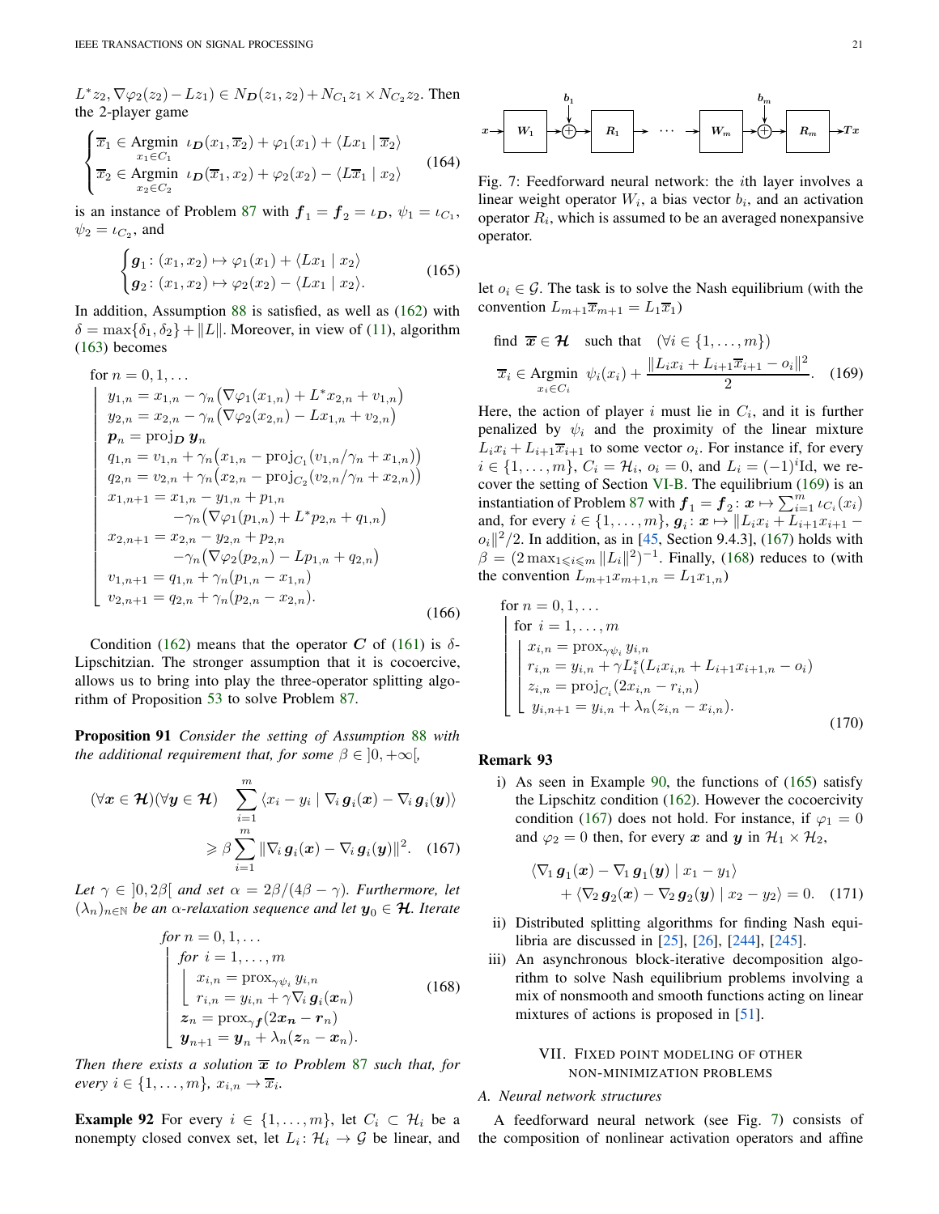$L^*z_2, \nabla\varphi_2(z_2) - Lz_1) \in N_{\boldsymbol{D}}(z_1, z_2) + N_{C_1}z_1 \times N_{C_2}z_2$. Then the 2-player game

$$\begin{cases} \overline{x}_1 \in \underset{x_1 \in C_1}{\text{Argmin}} \;\; \iota_{\boldsymbol{D}}(x_1, \overline{x}_2) + \varphi_1(x_1) + \langle Lx_1 \mid \overline{x}_2\rangle \\ \overline{x}_2 \in \underset{x_2 \in C_2}{\text{Argmin}} \;\; \iota_{\boldsymbol{D}}(\overline{x}_1, x_2) + \varphi_2(x_2) - \langle L\overline{x}_1 \mid x_2\rangle \end{cases} \tag{164}$$

is an instance of Problem 87 with $\boldsymbol{f}_1 = \boldsymbol{f}_2 = \iota_{\boldsymbol{D}}$, $\psi_1 = \iota_{C_1}$, $\psi_2 = \iota_{C_2}$, and

$$\begin{cases} \boldsymbol{g}_1 \colon (x_1, x_2) \mapsto \varphi_1(x_1) + \langle Lx_1 \mid x_2\rangle \\ \boldsymbol{g}_2 \colon (x_1, x_2) \mapsto \varphi_2(x_2) - \langle Lx_1 \mid x_2\rangle. \end{cases} \tag{165}$$

In addition, Assumption 88 is satisfied, as well as (162) with $\delta = \max\{\delta_1, \delta_2\} + \|L\|$. Moreover, in view of (11), algorithm (163) becomes

$$\begin{array}{l}
\text{for } n = 0, 1, \ldots \\
\left\lfloor \begin{array}{l}
y_{1,n} = x_{1,n} - \gamma_n\big(\nabla\varphi_1(x_{1,n}) + L^*x_{2,n} + v_{1,n}\big) \\
y_{2,n} = x_{2,n} - \gamma_n\big(\nabla\varphi_2(x_{2,n}) - Lx_{1,n} + v_{2,n}\big) \\
\boldsymbol{p}_n = \text{proj}_{\boldsymbol{D}}\, \boldsymbol{y}_n \\
q_{1,n} = v_{1,n} + \gamma_n\big(x_{1,n} - \text{proj}_{C_1}(v_{1,n}/\gamma_n + x_{1,n})\big) \\
q_{2,n} = v_{2,n} + \gamma_n\big(x_{2,n} - \text{proj}_{C_2}(v_{2,n}/\gamma_n + x_{2,n})\big) \\
x_{1,n+1} = x_{1,n} - y_{1,n} + p_{1,n} \\
\qquad\quad -\gamma_n\big(\nabla\varphi_1(p_{1,n}) + L^*p_{2,n} + q_{1,n}\big) \\
x_{2,n+1} = x_{2,n} - y_{2,n} + p_{2,n} \\
\qquad\quad -\gamma_n\big(\nabla\varphi_2(p_{2,n}) - Lp_{1,n} + q_{2,n}\big) \\
v_{1,n+1} = q_{1,n} + \gamma_n(p_{1,n} - x_{1,n}) \\
v_{2,n+1} = q_{2,n} + \gamma_n(p_{2,n} - x_{2,n}).
\end{array}\right.
\end{array} \tag{166}$$

Condition (162) means that the operator $\boldsymbol{C}$ of (161) is $\delta$-Lipschitzian. The stronger assumption that it is cocoercive, allows us to bring into play the three-operator splitting algorithm of Proposition 53 to solve Problem 87.

**Proposition 91** *Consider the setting of Assumption 88 with the additional requirement that, for some $\beta \in\, ]0, +\infty[$,*

$$(\forall \boldsymbol{x} \in \boldsymbol{\mathcal{H}})(\forall \boldsymbol{y} \in \boldsymbol{\mathcal{H}}) \quad \sum_{i=1}^m \langle x_i - y_i \mid \nabla_i\, \boldsymbol{g}_i(\boldsymbol{x}) - \nabla_i\, \boldsymbol{g}_i(\boldsymbol{y})\rangle \geqslant \beta \sum_{i=1}^m \|\nabla_i\, \boldsymbol{g}_i(\boldsymbol{x}) - \nabla_i\, \boldsymbol{g}_i(\boldsymbol{y})\|^2. \tag{167}$$

*Let $\gamma \in\, ]0, 2\beta[$ and set $\alpha = 2\beta/(4\beta - \gamma)$. Furthermore, let $(\lambda_n)_{n\in\mathbb{N}}$ be an $\alpha$-relaxation sequence and let $\boldsymbol{y}_0 \in \boldsymbol{\mathcal{H}}$. Iterate*

$$\begin{array}{l}
\text{for } n = 0, 1, \ldots \\
\left\lfloor \begin{array}{l}
\text{for } i = 1, \ldots, m \\
\left\lfloor \begin{array}{l}
x_{i,n} = \text{prox}_{\gamma\psi_i}\, y_{i,n} \\
r_{i,n} = y_{i,n} + \gamma\nabla_i\, \boldsymbol{g}_i(\boldsymbol{x}_n)
\end{array}\right. \\
\boldsymbol{z}_n = \text{prox}_{\gamma\boldsymbol{f}}(2\boldsymbol{x}_n - \boldsymbol{r}_n) \\
\boldsymbol{y}_{n+1} = \boldsymbol{y}_n + \lambda_n(\boldsymbol{z}_n - \boldsymbol{x}_n).
\end{array}\right.
\end{array} \tag{168}$$

*Then there exists a solution $\overline{\boldsymbol{x}}$ to Problem 87 such that, for every $i \in \{1, \ldots, m\}$, $x_{i,n} \to \overline{x}_i$.*

**Example 92** For every $i \in \{1, \ldots, m\}$, let $C_i \subset \mathcal{H}_i$ be a nonempty closed convex set, let $L_i \colon \mathcal{H}_i \to \mathcal{G}$ be linear, and let $o_i \in \mathcal{G}$. The task is to solve the Nash equilibrium (with the convention $L_{m+1}\overline{x}_{m+1} = L_1\overline{x}_1$)

$$\text{find } \overline{\boldsymbol{x}} \in \boldsymbol{\mathcal{H}} \quad \text{such that} \quad (\forall i \in \{1, \ldots, m\}) \quad \overline{x}_i \in \underset{x_i \in C_i}{\text{Argmin}} \;\; \psi_i(x_i) + \frac{\|L_ix_i + L_{i+1}\overline{x}_{i+1} - o_i\|^2}{2}. \tag{169}$$

Here, the action of player $i$ must lie in $C_i$, and it is further penalized by $\psi_i$ and the proximity of the linear mixture $L_ix_i + L_{i+1}\overline{x}_{i+1}$ to some vector $o_i$. For instance if, for every $i \in \{1, \ldots, m\}$, $C_i = \mathcal{H}_i$, $o_i = 0$, and $L_i = (-1)^i\text{Id}$, we recover the setting of Section VI-B. The equilibrium (169) is an instantiation of Problem 87 with $\boldsymbol{f}_1 = \boldsymbol{f}_2 \colon \boldsymbol{x} \mapsto \sum_{i=1}^m \iota_{C_i}(x_i)$ and, for every $i \in \{1, \ldots, m\}$, $\boldsymbol{g}_i \colon \boldsymbol{x} \mapsto \|L_ix_i + L_{i+1}x_{i+1} - o_i\|^2/2$. In addition, as in [45, Section 9.4.3], (167) holds with $\beta = (2\max_{1\leqslant i\leqslant m}\|L_i\|^2)^{-1}$. Finally, (168) reduces to (with the convention $L_{m+1}x_{m+1,n} = L_1x_{1,n}$)

$$\begin{array}{l}
\text{for } n = 0, 1, \ldots \\
\left\lfloor \begin{array}{l}
\text{for } i = 1, \ldots, m \\
\left\lfloor \begin{array}{l}
x_{i,n} = \text{prox}_{\gamma\psi_i}\, y_{i,n} \\
r_{i,n} = y_{i,n} + \gamma L_i^*(L_ix_{i,n} + L_{i+1}x_{i+1,n} - o_i) \\
z_{i,n} = \text{proj}_{C_i}(2x_{i,n} - r_{i,n}) \\
y_{i,n+1} = y_{i,n} + \lambda_n(z_{i,n} - x_{i,n}).
\end{array}\right.
\end{array}\right.
\end{array} \tag{170}$$

**Remark 93**

i) As seen in Example 90, the functions of (165) satisfy the Lipschitz condition (162). However the cocoercivity condition (167) does not hold. For instance, if $\varphi_1 = 0$ and $\varphi_2 = 0$ then, for every $\boldsymbol{x}$ and $\boldsymbol{y}$ in $\mathcal{H}_1 \times \mathcal{H}_2$,

$$\langle \nabla_1\, \boldsymbol{g}_1(\boldsymbol{x}) - \nabla_1\, \boldsymbol{g}_1(\boldsymbol{y}) \mid x_1 - y_1\rangle + \langle \nabla_2\, \boldsymbol{g}_2(\boldsymbol{x}) - \nabla_2\, \boldsymbol{g}_2(\boldsymbol{y}) \mid x_2 - y_2\rangle = 0. \tag{171}$$

ii) Distributed splitting algorithms for finding Nash equilibria are discussed in [25], [26], [244], [245].

iii) An asynchronous block-iterative decomposition algorithm to solve Nash equilibrium problems involving a mix of nonsmooth and smooth functions acting on linear mixtures of actions is proposed in [51].

## VII. Fixed point modeling of other non-minimization problems

### A. Neural network structures

A feedforward neural network (see Fig. 7) consists of the composition of nonlinear activation operators and affine

Fig. 7: Feedforward neural network: the $i$th layer involves a linear weight operator $W_i$, a bias vector $b_i$, and an activation operator $R_i$, which is assumed to be an averaged nonexpansive operator.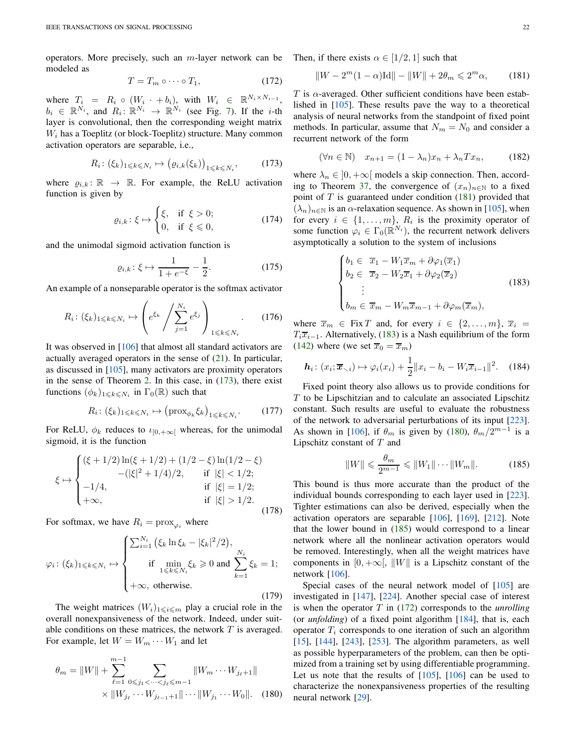operators. More precisely, such an $m$-layer network can be modeled as

$$T = T_m \circ \cdots \circ T_1, \tag{172}$$

where $T_i = R_i \circ (W_i \cdot + b_i)$, with $W_i \in \mathbb{R}^{N_i \times N_{i-1}}$, $b_i \in \mathbb{R}^{N_i}$, and $R_i \colon \mathbb{R}^{N_i} \to \mathbb{R}^{N_i}$ (see Fig. 7). If the $i$-th layer is convolutional, then the corresponding weight matrix $W_i$ has a Toeplitz (or block-Toeplitz) structure. Many common activation operators are separable, i.e.,

$$R_i \colon (\xi_k)_{1 \leqslant k \leqslant N_i} \mapsto \big(\varrho_{i,k}(\xi_k)\big)_{1 \leqslant k \leqslant N_i}, \tag{173}$$

where $\varrho_{i,k} \colon \mathbb{R} \to \mathbb{R}$. For example, the ReLU activation function is given by

$$\varrho_{i,k} \colon \xi \mapsto \begin{cases} \xi, & \text{if } \xi > 0; \\ 0, & \text{if } \xi \leqslant 0, \end{cases} \tag{174}$$

and the unimodal sigmoid activation function is

$$\varrho_{i,k} \colon \xi \mapsto \frac{1}{1+e^{-\xi}} - \frac{1}{2}. \tag{175}$$

An example of a nonseparable operator is the softmax activator

$$R_i \colon (\xi_k)_{1 \leqslant k \leqslant N_i} \mapsto \left( e^{\xi_k} \Bigg/ \sum_{j=1}^{N_i} e^{\xi_j} \right)_{1 \leqslant k \leqslant N_i}. \tag{176}$$

It was observed in [106] that almost all standard activators are actually averaged operators in the sense of (21). In particular, as discussed in [105], many activators are proximity operators in the sense of Theorem 2. In this case, in (173), there exist functions $(\phi_k)_{1 \leqslant k \leqslant N_i}$ in $\Gamma_0(\mathbb{R})$ such that

$$R_i \colon (\xi_k)_{1 \leqslant k \leqslant N_i} \mapsto \big(\operatorname{prox}_{\phi_k} \xi_k\big)_{1 \leqslant k \leqslant N_i}. \tag{177}$$

For ReLU, $\phi_k$ reduces to $\iota_{[0,+\infty[}$ whereas, for the unimodal sigmoid, it is the function

$$\xi \mapsto \begin{cases} (\xi + 1/2)\ln(\xi + 1/2) + (1/2 - \xi)\ln(1/2 - \xi) \\ \qquad -(|\xi|^2 + 1/4)/2, & \text{if } |\xi| < 1/2; \\ -1/4, & \text{if } |\xi| = 1/2; \\ +\infty, & \text{if } |\xi| > 1/2. \end{cases} \tag{178}$$

For softmax, we have $R_i = \operatorname{prox}_{\varphi_i}$ where

$$\varphi_i \colon (\xi_k)_{1 \leqslant k \leqslant N_i} \mapsto \begin{cases} \sum_{i=1}^{N_i} \big(\xi_k \ln \xi_k - |\xi_k|^2/2\big), \\ \qquad \text{if } \min\limits_{1 \leqslant k \leqslant N_i} \xi_k \geqslant 0 \text{ and } \sum\limits_{k=1}^{N_i} \xi_k = 1; \\ +\infty, \text{ otherwise.} \end{cases} \tag{179}$$

The weight matrices $(W_i)_{1 \leqslant i \leqslant m}$ play a crucial role in the overall nonexpansiveness of the network. Indeed, under suitable conditions on these matrices, the network $T$ is averaged. For example, let $W = W_m \cdots W_1$ and let

$$\theta_m = \|W\| + \sum_{\ell=1}^{m-1} \sum_{0 \leqslant j_1 < \cdots < j_\ell \leqslant m-1} \|W_m \cdots W_{j_\ell + 1}\| \\ \times \|W_{j_\ell} \cdots W_{j_{\ell-1}+1}\| \cdots \|W_{j_1} \cdots W_0\|. \tag{180}$$

Then, if there exists $\alpha \in [1/2, 1]$ such that

$$\|W - 2^m(1-\alpha)\mathrm{Id}\| - \|W\| + 2\theta_m \leqslant 2^m \alpha, \tag{181}$$

$T$ is $\alpha$-averaged. Other sufficient conditions have been established in [105]. These results pave the way to a theoretical analysis of neural networks from the standpoint of fixed point methods. In particular, assume that $N_m = N_0$ and consider a recurrent network of the form

$$(\forall n \in \mathbb{N}) \quad x_{n+1} = (1 - \lambda_n)x_n + \lambda_n T x_n, \tag{182}$$

where $\lambda_n \in \,]0, +\infty[$ models a skip connection. Then, according to Theorem 37, the convergence of $(x_n)_{n \in \mathbb{N}}$ to a fixed point of $T$ is guaranteed under condition (181) provided that $(\lambda_n)_{n \in \mathbb{N}}$ is an $\alpha$-relaxation sequence. As shown in [105], when for every $i \in \{1, \ldots, m\}$, $R_i$ is the proximity operator of some function $\varphi_i \in \Gamma_0(\mathbb{R}^{N_i})$, the recurrent network delivers asymptotically a solution to the system of inclusions

$$\begin{cases} b_1 \in \ \overline{x}_1 - W_1 \overline{x}_m + \partial \varphi_1(\overline{x}_1) \\ b_2 \in \ \overline{x}_2 - W_2 \overline{x}_1 + \partial \varphi_2(\overline{x}_2) \\ \quad \vdots \\ b_m \in \overline{x}_m - W_m \overline{x}_{m-1} + \partial \varphi_m(\overline{x}_m), \end{cases} \tag{183}$$

where $\overline{x}_m \in \operatorname{Fix} T$ and, for every $i \in \{2, \ldots, m\}$, $\overline{x}_i = T_i \overline{x}_{i-1}$. Alternatively, (183) is a Nash equilibrium of the form (142) where (we set $\overline{x}_0 = \overline{x}_m$)

$$\boldsymbol{h}_i \colon (x_i; \overline{\boldsymbol{x}}_{\smallsetminus i}) \mapsto \varphi_i(x_i) + \frac{1}{2}\|x_i - b_i - W_i \overline{x}_{i-1}\|^2. \tag{184}$$

Fixed point theory also allows us to provide conditions for $T$ to be Lipschitzian and to calculate an associated Lipschitz constant. Such results are useful to evaluate the robustness of the network to adversarial perturbations of its input [223]. As shown in [106], if $\theta_m$ is given by (180), $\theta_m / 2^{m-1}$ is a Lipschitz constant of $T$ and

$$\|W\| \leqslant \frac{\theta_m}{2^{m-1}} \leqslant \|W_1\| \cdots \|W_m\|. \tag{185}$$

This bound is thus more accurate than the product of the individual bounds corresponding to each layer used in [223]. Tighter estimations can also be derived, especially when the activation operators are separable [106], [169], [212]. Note that the lower bound in (185) would correspond to a linear network where all the nonlinear activation operators would be removed. Interestingly, when all the weight matrices have components in $[0, +\infty[$, $\|W\|$ is a Lipschitz constant of the network [106].

Special cases of the neural network model of [105] are investigated in [147], [224]. Another special case of interest is when the operator $T$ in (172) corresponds to the *unrolling* (or *unfolding*) of a fixed point algorithm [184], that is, each operator $T_i$ corresponds to one iteration of such an algorithm [15], [144], [243], [253]. The algorithm parameters, as well as possible hyperparameters of the problem, can then be optimized from a training set by using differentiable programming. Let us note that the results of [105], [106] can be used to characterize the nonexpansiveness properties of the resulting neural network [29].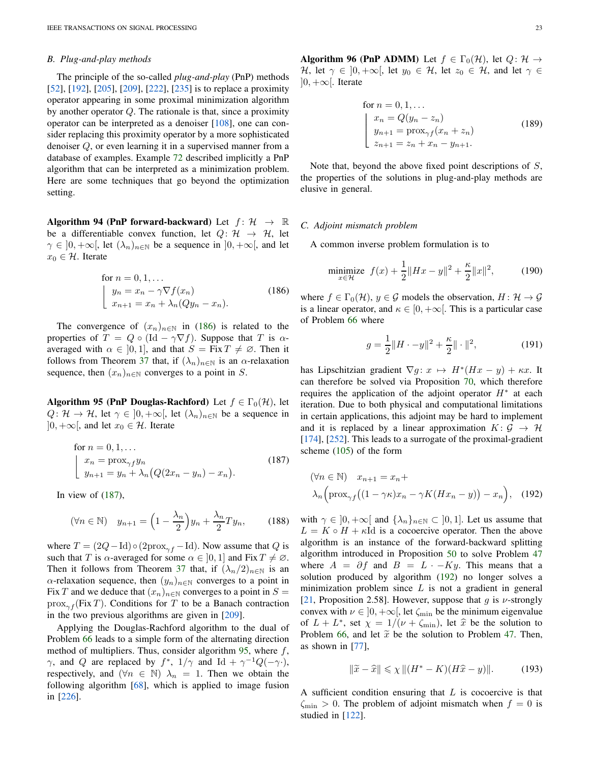## B. Plug-and-play methods

The principle of the so-called *plug-and-play* (PnP) methods [52], [192], [205], [209], [222], [235] is to replace a proximity operator appearing in some proximal minimization algorithm by another operator $Q$. The rationale is that, since a proximity operator can be interpreted as a denoiser [108], one can consider replacing this proximity operator by a more sophisticated denoiser $Q$, or even learning it in a supervised manner from a database of examples. Example 72 described implicitly a PnP algorithm that can be interpreted as a minimization problem. Here are some techniques that go beyond the optimization setting.

**Algorithm 94 (PnP forward-backward)** Let $f\colon \mathcal{H} \to \mathbb{R}$ be a differentiable convex function, let $Q\colon \mathcal{H} \to \mathcal{H}$, let $\gamma \in ]0,+\infty[$, let $(\lambda_n)_{n\in\mathbb{N}}$ be a sequence in $]0,+\infty[$, and let $x_0 \in \mathcal{H}$. Iterate

$$
\begin{array}{l}
\text{for } n = 0, 1, \ldots \\
\left\lfloor
\begin{array}{l}
y_n = x_n - \gamma \nabla f(x_n) \\
x_{n+1} = x_n + \lambda_n (Q y_n - x_n).
\end{array}
\right.
\end{array}
\tag{186}
$$

The convergence of $(x_n)_{n\in\mathbb{N}}$ in (186) is related to the properties of $T = Q \circ (\mathrm{Id} - \gamma\nabla f)$. Suppose that $T$ is $\alpha$-averaged with $\alpha \in ]0,1]$, and that $S = \operatorname{Fix} T \neq \varnothing$. Then it follows from Theorem 37 that, if $(\lambda_n)_{n\in\mathbb{N}}$ is an $\alpha$-relaxation sequence, then $(x_n)_{n\in\mathbb{N}}$ converges to a point in $S$.

**Algorithm 95 (PnP Douglas-Rachford)** Let $f \in \Gamma_0(\mathcal{H})$, let $Q\colon \mathcal{H} \to \mathcal{H}$, let $\gamma \in ]0,+\infty[$, let $(\lambda_n)_{n\in\mathbb{N}}$ be a sequence in $]0,+\infty[$, and let $x_0 \in \mathcal{H}$. Iterate

$$
\begin{array}{l}
\text{for } n = 0, 1, \ldots \\
\left\lfloor
\begin{array}{l}
x_n = \operatorname{prox}_{\gamma f} y_n \\
y_{n+1} = y_n + \lambda_n \big(Q(2x_n - y_n) - x_n\big).
\end{array}
\right.
\end{array}
\tag{187}
$$

In view of (187),

$$
(\forall n \in \mathbb{N}) \quad y_{n+1} = \Big(1 - \frac{\lambda_n}{2}\Big) y_n + \frac{\lambda_n}{2} T y_n, \tag{188}
$$

where $T = (2Q - \mathrm{Id}) \circ (2\operatorname{prox}_{\gamma f} - \mathrm{Id})$. Now assume that $Q$ is such that $T$ is $\alpha$-averaged for some $\alpha \in ]0,1]$ and $\operatorname{Fix} T \neq \varnothing$. Then it follows from Theorem 37 that, if $(\lambda_n/2)_{n\in\mathbb{N}}$ is an $\alpha$-relaxation sequence, then $(y_n)_{n\in\mathbb{N}}$ converges to a point in $\operatorname{Fix} T$ and we deduce that $(x_n)_{n\in\mathbb{N}}$ converges to a point in $S = \operatorname{prox}_{\gamma f}(\operatorname{Fix} T)$. Conditions for $T$ to be a Banach contraction in the two previous algorithms are given in [209].

Applying the Douglas-Rachford algorithm to the dual of Problem 66 leads to a simple form of the alternating direction method of multipliers. Thus, consider algorithm 95, where $f$, $\gamma$, and $Q$ are replaced by $f^*$, $1/\gamma$ and $\mathrm{Id} + \gamma^{-1}Q(-\gamma\cdot)$, respectively, and $(\forall n \in \mathbb{N})$ $\lambda_n = 1$. Then we obtain the following algorithm [68], which is applied to image fusion in [226].

**Algorithm 96 (PnP ADMM)** Let $f \in \Gamma_0(\mathcal{H})$, let $Q\colon \mathcal{H} \to \mathcal{H}$, let $\gamma \in ]0,+\infty[$, let $y_0 \in \mathcal{H}$, let $z_0 \in \mathcal{H}$, and let $\gamma \in ]0,+\infty[$. Iterate

$$
\begin{array}{l}
\text{for } n = 0, 1, \ldots \\
\left\lfloor
\begin{array}{l}
x_n = Q(y_n - z_n) \\
y_{n+1} = \operatorname{prox}_{\gamma f}(x_n + z_n) \\
z_{n+1} = z_n + x_n - y_{n+1}.
\end{array}
\right.
\end{array}
\tag{189}
$$

Note that, beyond the above fixed point descriptions of $S$, the properties of the solutions in plug-and-play methods are elusive in general.

## C. Adjoint mismatch problem

A common inverse problem formulation is to

$$
\underset{x\in\mathcal{H}}{\text{minimize}} \;\; f(x) + \frac{1}{2}\|Hx - y\|^2 + \frac{\kappa}{2}\|x\|^2, \tag{190}
$$

where $f \in \Gamma_0(\mathcal{H})$, $y \in \mathcal{G}$ models the observation, $H\colon \mathcal{H} \to \mathcal{G}$ is a linear operator, and $\kappa \in [0,+\infty[$. This is a particular case of Problem 66 where

$$
g = \frac{1}{2}\|H\cdot - y\|^2 + \frac{\kappa}{2}\|\cdot\|^2, \tag{191}
$$

has Lipschitzian gradient $\nabla g\colon x \mapsto H^*(Hx - y) + \kappa x$. It can therefore be solved via Proposition 70, which therefore requires the application of the adjoint operator $H^*$ at each iteration. Due to both physical and computational limitations in certain applications, this adjoint may be hard to implement and it is replaced by a linear approximation $K\colon \mathcal{G} \to \mathcal{H}$ [174], [252]. This leads to a surrogate of the proximal-gradient scheme (105) of the form

$$
\begin{aligned}
(\forall n \in \mathbb{N}) \quad & x_{n+1} = x_n + \\
& \lambda_n \Big(\operatorname{prox}_{\gamma f}\big((1 - \gamma\kappa)x_n - \gamma K(Hx_n - y)\big) - x_n\Big),
\end{aligned}
\tag{192}
$$

with $\gamma \in ]0,+\infty[$ and $\{\lambda_n\}_{n\in\mathbb{N}} \subset ]0,1]$. Let us assume that $L = K \circ H + \kappa\mathrm{Id}$ is a cocoercive operator. Then the above algorithm is an instance of the forward-backward splitting algorithm introduced in Proposition 50 to solve Problem 47 where $A = \partial f$ and $B = L \cdot - Ky$. This means that a solution produced by algorithm (192) no longer solves a minimization problem since $L$ is not a gradient in general [21, Proposition 2.58]. However, suppose that $g$ is $\nu$-strongly convex with $\nu \in ]0,+\infty[$, let $\zeta_{\min}$ be the minimum eigenvalue of $L + L^*$, set $\chi = 1/(\nu + \zeta_{\min})$, let $\widehat{x}$ be the solution to Problem 66, and let $\widetilde{x}$ be the solution to Problem 47. Then, as shown in [77],

$$
\|\widetilde{x} - \widehat{x}\| \leqslant \chi\,\|(H^* - K)(H\widehat{x} - y)\|. \tag{193}
$$

A sufficient condition ensuring that $L$ is cocoercive is that $\zeta_{\min} > 0$. The problem of adjoint mismatch when $f = 0$ is studied in [122].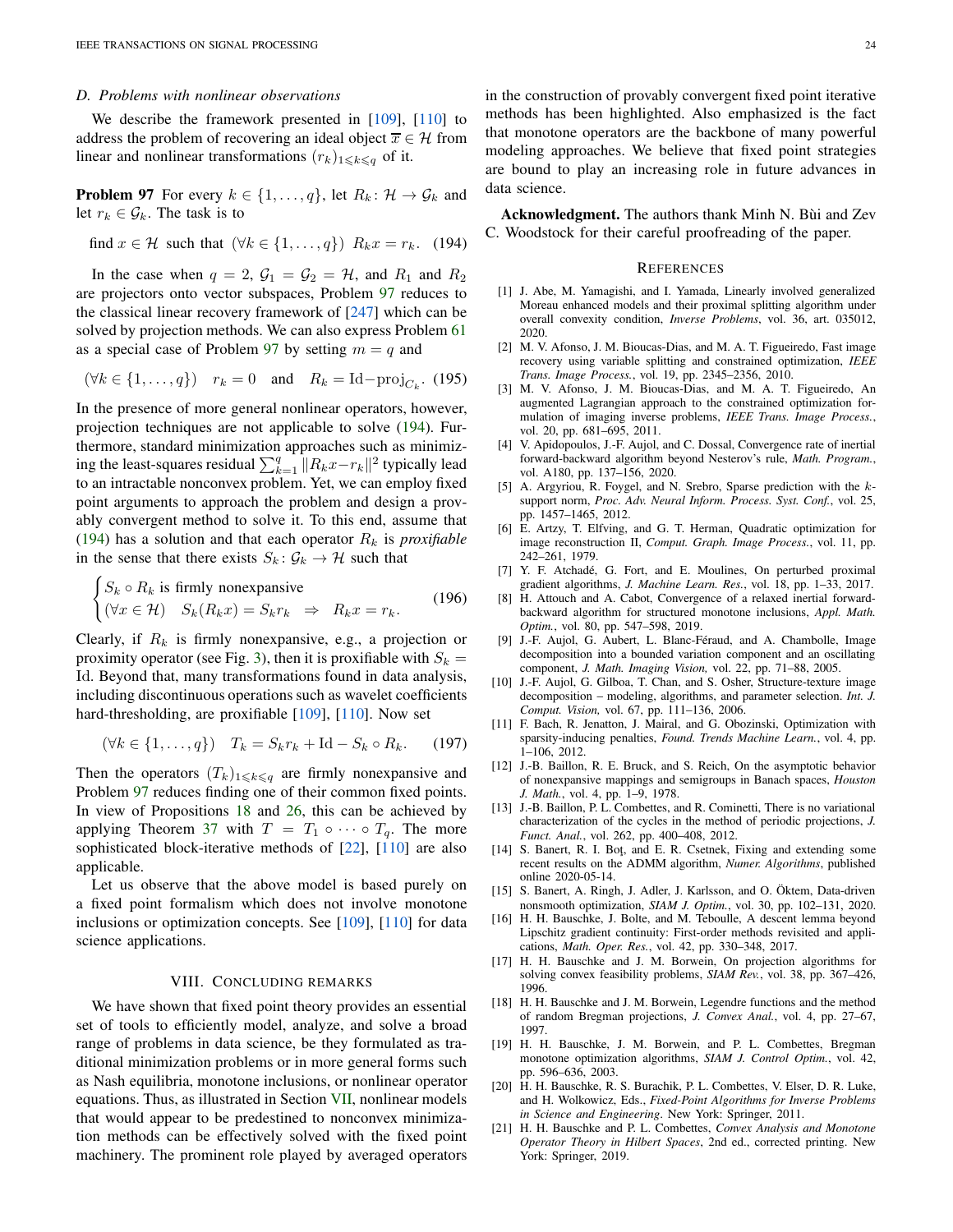### D. Problems with nonlinear observations

We describe the framework presented in [109], [110] to address the problem of recovering an ideal object $\overline{x} \in \mathcal{H}$ from linear and nonlinear transformations $(r_k)_{1 \leqslant k \leqslant q}$ of it.

**Problem 97** For every $k \in \{1, \ldots, q\}$, let $R_k \colon \mathcal{H} \to \mathcal{G}_k$ and let $r_k \in \mathcal{G}_k$. The task is to

$$\text{find } x \in \mathcal{H} \text{ such that } (\forall k \in \{1, \ldots, q\}) \;\; R_k x = r_k. \tag{194}$$

In the case when $q = 2$, $\mathcal{G}_1 = \mathcal{G}_2 = \mathcal{H}$, and $R_1$ and $R_2$ are projectors onto vector subspaces, Problem 97 reduces to the classical linear recovery framework of [247] which can be solved by projection methods. We can also express Problem 61 as a special case of Problem 97 by setting $m = q$ and

$$(\forall k \in \{1, \ldots, q\}) \quad r_k = 0 \quad \text{and} \quad R_k = \mathrm{Id} - \mathrm{proj}_{C_k}. \tag{195}$$

In the presence of more general nonlinear operators, however, projection techniques are not applicable to solve (194). Furthermore, standard minimization approaches such as minimizing the least-squares residual $\sum_{k=1}^{q} \|R_k x - r_k\|^2$ typically lead to an intractable nonconvex problem. Yet, we can employ fixed point arguments to approach the problem and design a provably convergent method to solve it. To this end, assume that (194) has a solution and that each operator $R_k$ is *proxifiable* in the sense that there exists $S_k \colon \mathcal{G}_k \to \mathcal{H}$ such that

$$\begin{cases} S_k \circ R_k \text{ is firmly nonexpansive} \\ (\forall x \in \mathcal{H}) \quad S_k(R_k x) = S_k r_k \;\; \Rightarrow \;\; R_k x = r_k. \end{cases} \tag{196}$$

Clearly, if $R_k$ is firmly nonexpansive, e.g., a projection or proximity operator (see Fig. 3), then it is proxifiable with $S_k = \mathrm{Id}$. Beyond that, many transformations found in data analysis, including discontinuous operations such as wavelet coefficients hard-thresholding, are proxifiable [109], [110]. Now set

$$(\forall k \in \{1, \ldots, q\}) \quad T_k = S_k r_k + \mathrm{Id} - S_k \circ R_k. \tag{197}$$

Then the operators $(T_k)_{1 \leqslant k \leqslant q}$ are firmly nonexpansive and Problem 97 reduces finding one of their common fixed points. In view of Propositions 18 and 26, this can be achieved by applying Theorem 37 with $T = T_1 \circ \cdots \circ T_q$. The more sophisticated block-iterative methods of [22], [110] are also applicable.

Let us observe that the above model is based purely on a fixed point formalism which does not involve monotone inclusions or optimization concepts. See [109], [110] for data science applications.

## VIII. Concluding Remarks

We have shown that fixed point theory provides an essential set of tools to efficiently model, analyze, and solve a broad range of problems in data science, be they formulated as traditional minimization problems or in more general forms such as Nash equilibria, monotone inclusions, or nonlinear operator equations. Thus, as illustrated in Section VII, nonlinear models that would appear to be predestined to nonconvex minimization methods can be effectively solved with the fixed point machinery. The prominent role played by averaged operators in the construction of provably convergent fixed point iterative methods has been highlighted. Also emphasized is the fact that monotone operators are the backbone of many powerful modeling approaches. We believe that fixed point strategies are bound to play an increasing role in future advances in data science.

**Acknowledgment.** The authors thank Minh N. Bùi and Zev C. Woodstock for their careful proofreading of the paper.

## References

[1] J. Abe, M. Yamagishi, and I. Yamada, Linearly involved generalized Moreau enhanced models and their proximal splitting algorithm under overall convexity condition, *Inverse Problems*, vol. 36, art. 035012, 2020.

[2] M. V. Afonso, J. M. Bioucas-Dias, and M. A. T. Figueiredo, Fast image recovery using variable splitting and constrained optimization, *IEEE Trans. Image Process.*, vol. 19, pp. 2345–2356, 2010.

[3] M. V. Afonso, J. M. Bioucas-Dias, and M. A. T. Figueiredo, An augmented Lagrangian approach to the constrained optimization formulation of imaging inverse problems, *IEEE Trans. Image Process.*, vol. 20, pp. 681–695, 2011.

[4] V. Apidopoulos, J.-F. Aujol, and C. Dossal, Convergence rate of inertial forward-backward algorithm beyond Nesterov's rule, *Math. Program.*, vol. A180, pp. 137–156, 2020.

[5] A. Argyriou, R. Foygel, and N. Srebro, Sparse prediction with the $k$-support norm, *Proc. Adv. Neural Inform. Process. Syst. Conf.*, vol. 25, pp. 1457–1465, 2012.

[6] E. Artzy, T. Elfving, and G. T. Herman, Quadratic optimization for image reconstruction II, *Comput. Graph. Image Process.*, vol. 11, pp. 242–261, 1979.

[7] Y. F. Atchadé, G. Fort, and E. Moulines, On perturbed proximal gradient algorithms, *J. Machine Learn. Res.*, vol. 18, pp. 1–33, 2017.

[8] H. Attouch and A. Cabot, Convergence of a relaxed inertial forward-backward algorithm for structured monotone inclusions, *Appl. Math. Optim.*, vol. 80, pp. 547–598, 2019.

[9] J.-F. Aujol, G. Aubert, L. Blanc-Féraud, and A. Chambolle, Image decomposition into a bounded variation component and an oscillating component, *J. Math. Imaging Vision,* vol. 22, pp. 71–88, 2005.

[10] J.-F. Aujol, G. Gilboa, T. Chan, and S. Osher, Structure-texture image decomposition – modeling, algorithms, and parameter selection. *Int. J. Comput. Vision,* vol. 67, pp. 111–136, 2006.

[11] F. Bach, R. Jenatton, J. Mairal, and G. Obozinski, Optimization with sparsity-inducing penalties, *Found. Trends Machine Learn.*, vol. 4, pp. 1–106, 2012.

[12] J.-B. Baillon, R. E. Bruck, and S. Reich, On the asymptotic behavior of nonexpansive mappings and semigroups in Banach spaces, *Houston J. Math.*, vol. 4, pp. 1–9, 1978.

[13] J.-B. Baillon, P. L. Combettes, and R. Cominetti, There is no variational characterization of the cycles in the method of periodic projections, *J. Funct. Anal.*, vol. 262, pp. 400–408, 2012.

[14] S. Banert, R. I. Boţ, and E. R. Csetnek, Fixing and extending some recent results on the ADMM algorithm, *Numer. Algorithms*, published online 2020-05-14.

[15] S. Banert, A. Ringh, J. Adler, J. Karlsson, and O. Öktem, Data-driven nonsmooth optimization, *SIAM J. Optim.*, vol. 30, pp. 102–131, 2020.

[16] H. H. Bauschke, J. Bolte, and M. Teboulle, A descent lemma beyond Lipschitz gradient continuity: First-order methods revisited and applications, *Math. Oper. Res.*, vol. 42, pp. 330–348, 2017.

[17] H. H. Bauschke and J. M. Borwein, On projection algorithms for solving convex feasibility problems, *SIAM Rev.*, vol. 38, pp. 367–426, 1996.

[18] H. H. Bauschke and J. M. Borwein, Legendre functions and the method of random Bregman projections, *J. Convex Anal.*, vol. 4, pp. 27–67, 1997.

[19] H. H. Bauschke, J. M. Borwein, and P. L. Combettes, Bregman monotone optimization algorithms, *SIAM J. Control Optim.*, vol. 42, pp. 596–636, 2003.

[20] H. H. Bauschke, R. S. Burachik, P. L. Combettes, V. Elser, D. R. Luke, and H. Wolkowicz, Eds., *Fixed-Point Algorithms for Inverse Problems in Science and Engineering*. New York: Springer, 2011.

[21] H. H. Bauschke and P. L. Combettes, *Convex Analysis and Monotone Operator Theory in Hilbert Spaces*, 2nd ed., corrected printing. New York: Springer, 2019.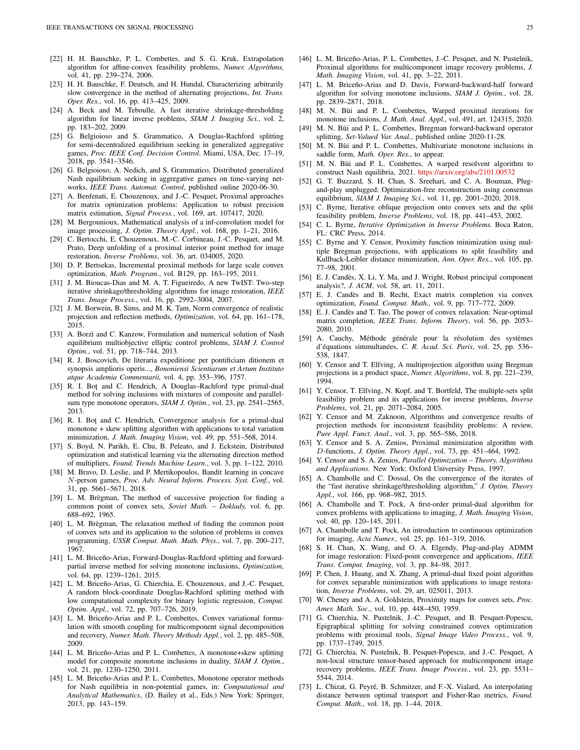[22] H. H. Bauschke, P. L. Combettes, and S. G. Kruk, Extrapolation algorithm for affine-convex feasibility problems, *Numer. Algorithms,* vol. 41, pp. 239–274, 2006.

[23] H. H. Bauschke, F. Deutsch, and H. Hundal, Characterizing arbitrarily slow convergence in the method of alternating projections, *Int. Trans. Oper. Res.*, vol. 16, pp. 413–425, 2009.

[24] A. Beck and M. Teboulle, A fast iterative shrinkage-thresholding algorithm for linear inverse problems, *SIAM J. Imaging Sci.*, vol. 2, pp. 183–202, 2009.

[25] G. Belgioioso and S. Grammatico, A Douglas-Rachford splitting for semi-decentralized equilibrium seeking in generalized aggregative games, *Proc. IEEE Conf. Decision Control*. Miami, USA, Dec. 17–19, 2018, pp. 3541–3546.

[26] G. Belgioioso, A. Nedich, and S. Grammatico, Distributed generalized Nash equilibrium seeking in aggregative games on time-varying networks, *IEEE Trans. Automat. Control*, published online 2020-06-30.

[27] A. Benfenati, E. Chouzenoux, and J.-C. Pesquet, Proximal approaches for matrix optimization problems: Application to robust precision matrix estimation, *Signal Process.*, vol. 169, art. 107417, 2020.

[28] M. Bergounioux, Mathematical analysis of a inf-convolution model for image processing, *J. Optim. Theory Appl.*, vol. 168, pp. 1–21, 2016.

[29] C. Bertocchi, E. Chouzenoux, M.-C. Corbineau, J.-C. Pesquet, and M. Prato, Deep unfolding of a proximal interior point method for image restoration, *Inverse Problems*, vol. 36, art. 034005, 2020.

[30] D. P. Bertsekas, Incremental proximal methods for large scale convex optimization, *Math. Program.*, vol. B129, pp. 163–195, 2011.

[31] J. M. Bioucas-Dias and M. A. T. Figueiredo, A new TwIST: Two-step iterative shrinkage/thresholding algorithms for image restoration, *IEEE Trans. Image Process.*, vol. 16, pp. 2992–3004, 2007.

[32] J. M. Borwein, B. Sims, and M. K. Tam, Norm convergence of realistic projection and reflection methods, *Optimization*, vol. 64, pp. 161–178, 2015.

[33] A. Borzì and C. Kanzow, Formulation and numerical solution of Nash equilibrium multiobjective elliptic control problems, *SIAM J. Control Optim.*, vol. 51, pp. 718–744, 2013.

[34] R. J. Boscovich, De literaria expeditione per pontificiam ditionem et synopsis amplioris operis..., *Bononiensi Scientiarum et Artum Instituto atque Academia Commentarii,* vol. 4, pp. 353–396, 1757.

[35] R. I. Boţ and C. Hendrich, A Douglas–Rachford type primal-dual method for solving inclusions with mixtures of composite and parallel-sum type monotone operators, *SIAM J. Optim.*, vol. 23, pp. 2541–2565, 2013.

[36] R. I. Boţ and C. Hendrich, Convergence analysis for a primal-dual monotone + skew splitting algorithm with applications to total variation minimization, *J. Math. Imaging Vision*, vol. 49, pp. 551–568, 2014.

[37] S. Boyd, N. Parikh, E. Chu, B. Peleato, and J. Eckstein, Distributed optimization and statistical learning via the alternating direction method of multipliers, *Found. Trends Machine Learn.*, vol. 3, pp. 1–122, 2010.

[38] M. Bravo, D. Leslie, and P. Mertikopoulos, Bandit learning in concave $N$-person games, *Proc. Adv. Neural Inform. Process. Syst. Conf.*, vol. 31, pp. 5661–5671, 2018.

[39] L. M. Brègman, The method of successive projection for finding a common point of convex sets, *Soviet Math. – Doklady,* vol. 6, pp. 688–692, 1965.

[40] L. M. Brègman, The relaxation method of finding the common point of convex sets and its application to the solution of problems in convex programming, *USSR Comput. Math. Math. Phys.*, vol. 7, pp. 200–217, 1967.

[41] L. M. Briceño-Arias, Forward-Douglas-Rachford splitting and forward-partial inverse method for solving monotone inclusions, *Optimization*, vol. 64, pp. 1239–1261, 2015.

[42] L. M. Briceño-Arias, G. Chierchia, E. Chouzenoux, and J.-C. Pesquet, A random block-coordinate Douglas-Rachford splitting method with low computational complexity for binary logistic regression, *Comput. Optim. Appl.*, vol. 72, pp. 707–726, 2019.

[43] L. M. Briceño-Arias and P. L. Combettes, Convex variational formulation with smooth coupling for multicomponent signal decomposition and recovery, *Numer. Math. Theory Methods Appl.*, vol. 2, pp. 485–508, 2009.

[44] L. M. Briceño-Arias and P. L. Combettes, A monotone+skew splitting model for composite monotone inclusions in duality, *SIAM J. Optim.*, vol. 21, pp. 1230–1250, 2011.

[45] L. M. Briceño-Arias and P. L. Combettes, Monotone operator methods for Nash equilibria in non-potential games, in: *Computational and Analytical Mathematics*, (D. Bailey et al., Eds.) New York: Springer, 2013, pp. 143–159.

[46] L. M. Briceño-Arias, P. L. Combettes, J.-C. Pesquet, and N. Pustelnik, Proximal algorithms for multicomponent image recovery problems, *J. Math. Imaging Vision*, vol. 41, pp. 3–22, 2011.

[47] L. M. Briceño-Arias and D. Davis, Forward-backward-half forward algorithm for solving monotone inclusions, *SIAM J. Optim.*, vol. 28, pp. 2839–2871, 2018.

[48] M. N. Bùi and P. L. Combettes, Warped proximal iterations for monotone inclusions, *J. Math. Anal. Appl.*, vol. 491, art. 124315, 2020.

[49] M. N. Bùi and P. L. Combettes, Bregman forward-backward operator splitting, *Set-Valued Var. Anal.*, published online 2020-11-28.

[50] M. N. Bùi and P. L. Combettes, Multivariate monotone inclusions in saddle form, *Math. Oper. Res.*, to appear.

[51] M. N. Bùi and P. L. Combettes, A warped resolvent algorithm to construct Nash equilibria, 2021. https://arxiv.org/abs/2101.00532

[52] G. T. Buzzard, S. H. Chan, S. Sreehari, and C. A. Bouman, Plug-and-play unplugged: Optimization-free reconstruction using consensus equilibrium, *SIAM J. Imaging Sci.*, vol. 11, pp. 2001–2020, 2018.

[53] C. Byrne, Iterative oblique projection onto convex sets and the split feasibility problem, *Inverse Problems*, vol. 18, pp. 441–453, 2002.

[54] C. L. Byrne, *Iterative Optimization in Inverse Problems.* Boca Raton, FL: CRC Press, 2014.

[55] C. Byrne and Y. Censor, Proximity function minimization using multiple Bregman projections, with applications to split feasibility and Kullback-Leibler distance minimization, *Ann. Oper. Res.*, vol. 105, pp. 77–98, 2001.

[56] E. J. Candès, X. Li, Y. Ma, and J. Wright, Robust principal component analysis?, *J. ACM*, vol. 58, art. 11, 2011.

[57] E. J. Candès and B. Recht, Exact matrix completion via convex optimization, *Found. Comput. Math.*, vol. 9, pp. 717–772, 2009.

[58] E. J. Candès and T. Tao, The power of convex relaxation: Near-optimal matrix completion, *IEEE Trans. Inform. Theory*, vol. 56, pp. 2053–2080, 2010.

[59] A. Cauchy, Méthode générale pour la résolution des systèmes d'équations simmultanées, *C. R. Acad. Sci. Paris*, vol. 25, pp. 536–538, 1847.

[60] Y. Censor and T. Elfving, A multiprojection algorithm using Bregman projections in a product space, *Numer. Algorithms*, vol. 8, pp. 221–239, 1994.

[61] Y. Censor, T. Elfving, N. Kopf, and T. Bortfeld, The multiple-sets split feasibility problem and its applications for inverse problems, *Inverse Problems*, vol. 21, pp. 2071–2084, 2005.

[62] Y. Censor and M. Zaknoon, Algorithms and convergence results of projection methods for inconsistent feasibility problems: A review, *Pure Appl. Funct. Anal.*, vol. 3, pp. 565–586, 2018.

[63] Y. Censor and S. A. Zenios, Proximal minimization algorithm with $D$-functions, *J. Optim. Theory Appl.*, vol. 73, pp. 451–464, 1992.

[64] Y. Censor and S. A. Zenios, *Parallel Optimization – Theory, Algorithms and Applications.* New York: Oxford University Press, 1997.

[65] A. Chambolle and C. Dossal, On the convergence of the iterates of the "fast iterative shrinkage/thresholding algorithm," *J. Optim. Theory Appl.*, vol. 166, pp. 968–982, 2015.

[66] A. Chambolle and T. Pock, A first-order primal-dual algorithm for convex problems with applications to imaging, *J. Math. Imaging Vision*, vol. 40, pp. 120–145, 2011.

[67] A. Chambolle and T. Pock, An introduction to continuous optimization for imaging, *Acta Numer.*, vol. 25, pp. 161–319, 2016.

[68] S. H. Chan, X. Wang, and O. A. Elgendy, Plug-and-play ADMM for image restoration: Fixed-point convergence and applications, *IEEE Trans. Comput. Imaging*, vol. 3, pp. 84–98, 2017.

[69] P. Chen, J. Huang, and X. Zhang, A primal-dual fixed point algorithm for convex separable minimization with applications to image restoration, *Inverse Problems*, vol. 29, art. 025011, 2013.

[70] W. Cheney and A. A. Goldstein, Proximity maps for convex sets, *Proc. Amer. Math. Soc.*, vol. 10, pp. 448–450, 1959.

[71] G. Chierchia, N. Pustelnik, J.-C. Pesquet, and B. Pesquet-Popescu, Epigraphical splitting for solving constrained convex optimization problems with proximal tools, *Signal Image Video Process.*, vol. 9, pp. 1737–1749, 2015.

[72] G. Chierchia, N. Pustelnik, B. Pesquet-Popescu, and J.-C. Pesquet, A non-local structure tensor-based approach for multicomponent image recovery problems, *IEEE Trans. Image Process.*, vol. 23, pp. 5531–5544, 2014.

[73] L. Chizat, G. Peyré, B. Schmitzer, and F.-X. Vialard, An interpolating distance between optimal transport and Fisher-Rao metrics, *Found. Comput. Math.*, vol. 18, pp. 1–44, 2018.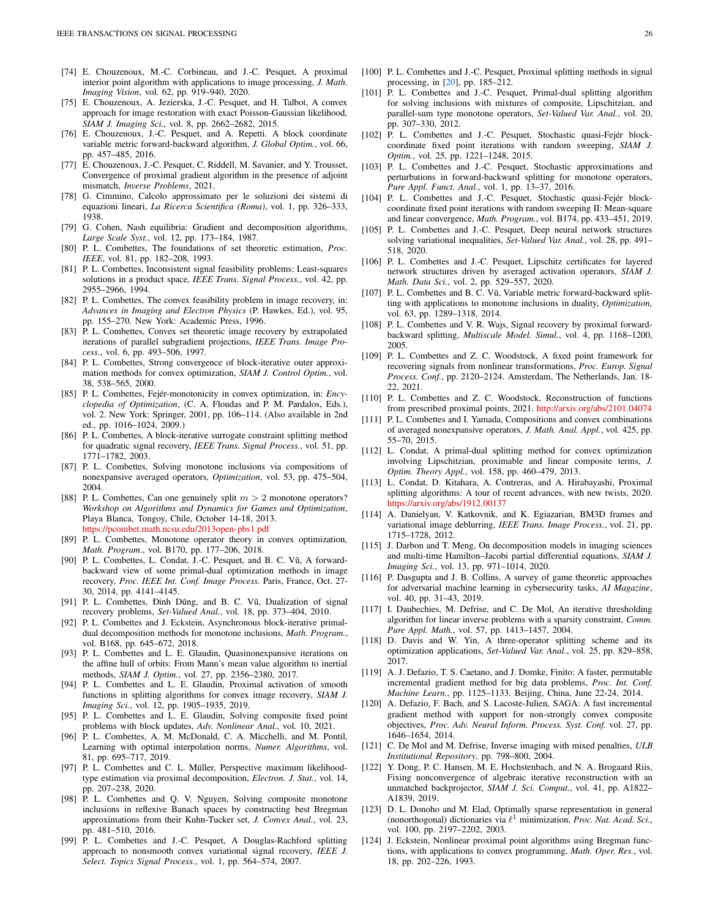[74] E. Chouzenoux, M.-C. Corbineau, and J.-C. Pesquet, A proximal interior point algorithm with applications to image processing, *J. Math. Imaging Vision*, vol. 62, pp. 919–940, 2020.

[75] E. Chouzenoux, A. Jezierska, J.-C. Pesquet, and H. Talbot, A convex approach for image restoration with exact Poisson-Gaussian likelihood, *SIAM J. Imaging Sci.*, vol. 8, pp. 2662–2682, 2015.

[76] E. Chouzenoux, J.-C. Pesquet, and A. Repetti. A block coordinate variable metric forward-backward algorithm, *J. Global Optim.*, vol. 66, pp. 457–485, 2016.

[77] E. Chouzenoux, J.-C. Pesquet, C. Riddell, M. Savanier, and Y. Trousset, Convergence of proximal gradient algorithm in the presence of adjoint mismatch, *Inverse Problems*, 2021.

[78] G. Cimmino, Calcolo approssimato per le soluzioni dei sistemi di equazioni lineari, *La Ricerca Scientifica (Roma)*, vol. 1, pp. 326–333, 1938.

[79] G. Cohen, Nash equilibria: Gradient and decomposition algorithms, *Large Scale Syst.*, vol. 12, pp. 173–184, 1987.

[80] P. L. Combettes, The foundations of set theoretic estimation, *Proc. IEEE*, vol. 81, pp. 182–208, 1993.

[81] P. L. Combettes, Inconsistent signal feasibility problems: Least-squares solutions in a product space, *IEEE Trans. Signal Process.*, vol. 42, pp. 2955–2966, 1994.

[82] P. L. Combettes, The convex feasibility problem in image recovery, in: *Advances in Imaging and Electron Physics* (P. Hawkes, Ed.), vol. 95, pp. 155–270. New York: Academic Press, 1996.

[83] P. L. Combettes, Convex set theoretic image recovery by extrapolated iterations of parallel subgradient projections, *IEEE Trans. Image Process.*, vol. 6, pp. 493–506, 1997.

[84] P. L. Combettes, Strong convergence of block-iterative outer approximation methods for convex optimization, *SIAM J. Control Optim.*, vol. 38, 538–565, 2000.

[85] P. L. Combettes, Fejér-monotonicity in convex optimization, in: *Encyclopedia of Optimization*, (C. A. Floudas and P. M. Pardalos, Eds.), vol. 2. New York: Springer, 2001, pp. 106–114. (Also available in 2nd ed., pp. 1016–1024, 2009.)

[86] P. L. Combettes, A block-iterative surrogate constraint splitting method for quadratic signal recovery, *IEEE Trans. Signal Process.*, vol. 51, pp. 1771–1782, 2003.

[87] P. L. Combettes, Solving monotone inclusions via compositions of nonexpansive averaged operators, *Optimization*, vol. 53, pp. 475–504, 2004.

[88] P. L. Combettes, Can one genuinely split $m > 2$ monotone operators? *Workshop on Algorithms and Dynamics for Games and Optimization*, Playa Blanca, Tongoy, Chile, October 14-18, 2013. https://pcombet.math.ncsu.edu/2013open-pbs1.pdf

[89] P. L. Combettes, Monotone operator theory in convex optimization, *Math. Program.*, vol. B170, pp. 177–206, 2018.

[90] P. L. Combettes, L. Condat, J.-C. Pesquet, and B. C. Vũ, A forward-backward view of some primal-dual optimization methods in image recovery, *Proc. IEEE Int. Conf. Image Process.* Paris, France, Oct. 27-30, 2014, pp. 4141–4145.

[91] P. L. Combettes, Đinh Dũng, and B. C. Vũ, Dualization of signal recovery problems, *Set-Valued Anal.*, vol. 18, pp. 373–404, 2010.

[92] P. L. Combettes and J. Eckstein, Asynchronous block-iterative primal-dual decomposition methods for monotone inclusions, *Math. Program.*, vol. B168, pp. 645–672, 2018.

[93] P. L. Combettes and L. E. Glaudin, Quasinonexpansive iterations on the affine hull of orbits: From Mann's mean value algorithm to inertial methods, *SIAM J. Optim.*, vol. 27, pp. 2356–2380, 2017.

[94] P. L. Combettes and L. E. Glaudin, Proximal activation of smooth functions in splitting algorithms for convex image recovery, *SIAM J. Imaging Sci.*, vol. 12, pp. 1905–1935, 2019.

[95] P. L. Combettes and L. E. Glaudin, Solving composite fixed point problems with block updates, *Adv. Nonlinear Anal.*, vol. 10, 2021.

[96] P. L. Combettes, A. M. McDonald, C. A. Micchelli, and M. Pontil, Learning with optimal interpolation norms, *Numer. Algorithms*, vol. 81, pp. 695–717, 2019.

[97] P. L. Combettes and C. L. Müller, Perspective maximum likelihood-type estimation via proximal decomposition, *Electron. J. Stat.*, vol. 14, pp. 207–238, 2020.

[98] P. L. Combettes and Q. V. Nguyen, Solving composite monotone inclusions in reflexive Banach spaces by constructing best Bregman approximations from their Kuhn-Tucker set, *J. Convex Anal.*, vol. 23, pp. 481–510, 2016.

[99] P. L. Combettes and J.-C. Pesquet, A Douglas-Rachford splitting approach to nonsmooth convex variational signal recovery, *IEEE J. Select. Topics Signal Process.*, vol. 1, pp. 564–574, 2007.

[100] P. L. Combettes and J.-C. Pesquet, Proximal splitting methods in signal processing, in [20], pp. 185–212.

[101] P. L. Combettes and J.-C. Pesquet, Primal-dual splitting algorithm for solving inclusions with mixtures of composite, Lipschitzian, and parallel-sum type monotone operators, *Set-Valued Var. Anal.*, vol. 20, pp. 307–330, 2012.

[102] P. L. Combettes and J.-C. Pesquet, Stochastic quasi-Fejér block-coordinate fixed point iterations with random sweeping, *SIAM J. Optim.*, vol. 25, pp. 1221–1248, 2015.

[103] P. L. Combettes and J.-C. Pesquet, Stochastic approximations and perturbations in forward-backward splitting for monotone operators, *Pure Appl. Funct. Anal.*, vol. 1, pp. 13–37, 2016.

[104] P. L. Combettes and J.-C. Pesquet, Stochastic quasi-Fejér block-coordinate fixed point iterations with random sweeping II: Mean-square and linear convergence, *Math. Program.*, vol. B174, pp. 433–451, 2019.

[105] P. L. Combettes and J.-C. Pesquet, Deep neural network structures solving variational inequalities, *Set-Valued Var. Anal.*, vol. 28, pp. 491–518, 2020.

[106] P. L. Combettes and J.-C. Pesquet, Lipschitz certificates for layered network structures driven by averaged activation operators, *SIAM J. Math. Data Sci.*, vol. 2, pp. 529–557, 2020.

[107] P. L. Combettes and B. C. Vũ, Variable metric forward-backward splitting with applications to monotone inclusions in duality, *Optimization,* vol. 63, pp. 1289–1318, 2014.

[108] P. L. Combettes and V. R. Wajs, Signal recovery by proximal forward-backward splitting, *Multiscale Model. Simul.*, vol. 4, pp. 1168–1200, 2005.

[109] P. L. Combettes and Z. C. Woodstock, A fixed point framework for recovering signals from nonlinear transformations, *Proc. Europ. Signal Process. Conf.*, pp. 2120–2124. Amsterdam, The Netherlands, Jan. 18-22, 2021.

[110] P. L. Combettes and Z. C. Woodstock, Reconstruction of functions from prescribed proximal points, 2021. http://arxiv.org/abs/2101.04074

[111] P. L. Combettes and I. Yamada, Compositions and convex combinations of averaged nonexpansive operators, *J. Math. Anal. Appl.*, vol. 425, pp. 55–70, 2015.

[112] L. Condat, A primal-dual splitting method for convex optimization involving Lipschitzian, proximable and linear composite terms, *J. Optim. Theory Appl.*, vol. 158, pp. 460–479, 2013.

[113] L. Condat, D. Kitahara, A. Contreras, and A. Hirabayashi, Proximal splitting algorithms: A tour of recent advances, with new twists, 2020. https://arxiv.org/abs/1912.00137

[114] A. Danielyan, V. Katkovnik, and K. Egiazarian, BM3D frames and variational image deblurring, *IEEE Trans. Image Process.*, vol. 21, pp. 1715–1728, 2012.

[115] J. Darbon and T. Meng, On decomposition models in imaging sciences and multi-time Hamilton–Jacobi partial differential equations, *SIAM J. Imaging Sci.*, vol. 13, pp. 971–1014, 2020.

[116] P. Dasgupta and J. B. Collins, A survey of game theoretic approaches for adversarial machine learning in cybersecurity tasks, *AI Magazine*, vol. 40, pp. 31–43, 2019.

[117] I. Daubechies, M. Defrise, and C. De Mol, An iterative thresholding algorithm for linear inverse problems with a sparsity constraint, *Comm. Pure Appl. Math.*, vol. 57, pp. 1413–1457, 2004.

[118] D. Davis and W. Yin, A three-operator splitting scheme and its optimization applications, *Set-Valued Var. Anal.*, vol. 25, pp. 829–858, 2017.

[119] A. J. Defazio, T. S. Caetano, and J. Domke, Finito: A faster, permutable incremental gradient method for big data problems, *Proc. Int. Conf. Machine Learn.*, pp. 1125–1133. Beijing, China, June 22-24, 2014.

[120] A. Defazio, F. Bach, and S. Lacoste-Julien, SAGA: A fast incremental gradient method with support for non-strongly convex composite objectives, *Proc. Adv. Neural Inform. Process. Syst. Conf.* vol. 27, pp. 1646–1654, 2014.

[121] C. De Mol and M. Defrise, Inverse imaging with mixed penalties, *ULB Institutional Repository*, pp. 798–800, 2004.

[122] Y. Dong, P. C. Hansen, M. E. Hochstenbach, and N. A. Brogaard Riis, Fixing nonconvergence of algebraic iterative reconstruction with an unmatched backprojector, *SIAM J. Sci. Comput.*, vol. 41, pp. A1822–A1839, 2019.

[123] D. L. Donoho and M. Elad, Optimally sparse representation in general (nonorthogonal) dictionaries via $\ell^1$ minimization, *Proc. Nat. Acad. Sci.*, vol. 100, pp. 2197–2202, 2003.

[124] J. Eckstein, Nonlinear proximal point algorithms using Bregman functions, with applications to convex programming, *Math. Oper. Res.*, vol. 18, pp. 202–226, 1993.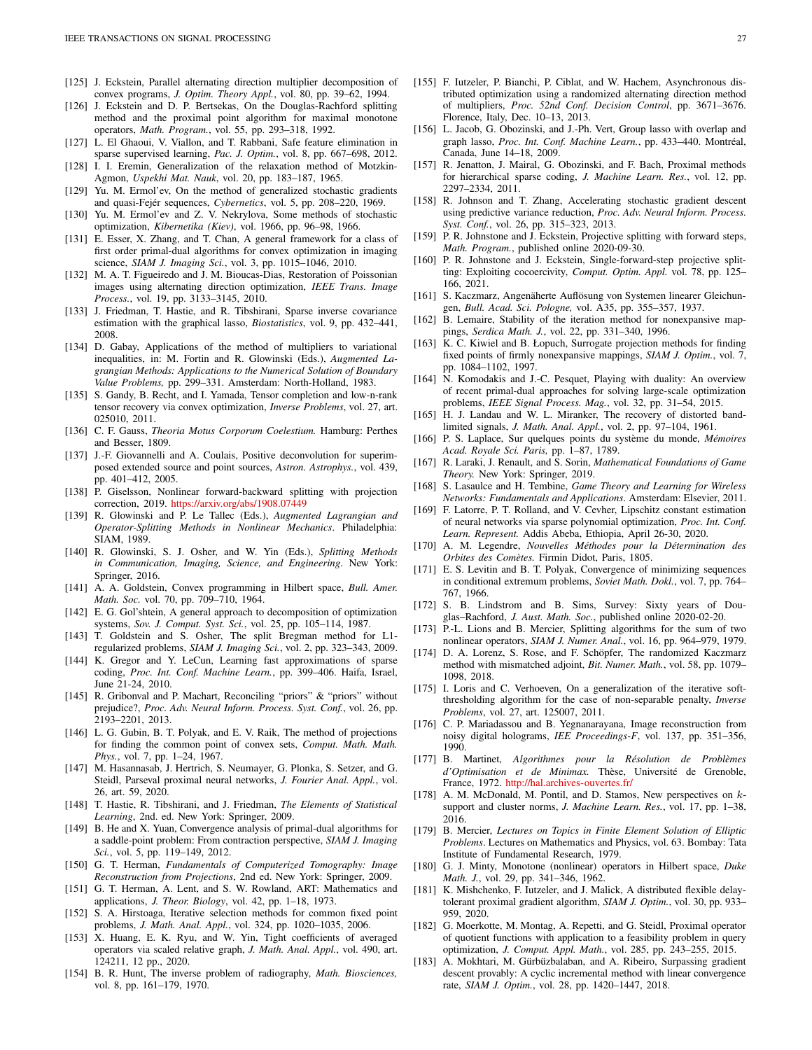[125] J. Eckstein, Parallel alternating direction multiplier decomposition of convex programs, *J. Optim. Theory Appl.*, vol. 80, pp. 39–62, 1994.

[126] J. Eckstein and D. P. Bertsekas, On the Douglas-Rachford splitting method and the proximal point algorithm for maximal monotone operators, *Math. Program.*, vol. 55, pp. 293–318, 1992.

[127] L. El Ghaoui, V. Viallon, and T. Rabbani, Safe feature elimination in sparse supervised learning, *Pac. J. Optim.*, vol. 8, pp. 667–698, 2012.

[128] I. I. Eremin, Generalization of the relaxation method of Motzkin-Agmon, *Uspekhi Mat. Nauk*, vol. 20, pp. 183–187, 1965.

[129] Yu. M. Ermol'ev, On the method of generalized stochastic gradients and quasi-Fejér sequences, *Cybernetics*, vol. 5, pp. 208–220, 1969.

[130] Yu. M. Ermol'ev and Z. V. Nekrylova, Some methods of stochastic optimization, *Kibernetika (Kiev)*, vol. 1966, pp. 96–98, 1966.

[131] E. Esser, X. Zhang, and T. Chan, A general framework for a class of first order primal-dual algorithms for convex optimization in imaging science, *SIAM J. Imaging Sci.*, vol. 3, pp. 1015–1046, 2010.

[132] M. A. T. Figueiredo and J. M. Bioucas-Dias, Restoration of Poissonian images using alternating direction optimization, *IEEE Trans. Image Process.*, vol. 19, pp. 3133–3145, 2010.

[133] J. Friedman, T. Hastie, and R. Tibshirani, Sparse inverse covariance estimation with the graphical lasso, *Biostatistics*, vol. 9, pp. 432–441, 2008.

[134] D. Gabay, Applications of the method of multipliers to variational inequalities, in: M. Fortin and R. Glowinski (Eds.), *Augmented Lagrangian Methods: Applications to the Numerical Solution of Boundary Value Problems,* pp. 299–331. Amsterdam: North-Holland, 1983.

[135] S. Gandy, B. Recht, and I. Yamada, Tensor completion and low-n-rank tensor recovery via convex optimization, *Inverse Problems*, vol. 27, art. 025010, 2011.

[136] C. F. Gauss, *Theoria Motus Corporum Coelestium.* Hamburg: Perthes and Besser, 1809.

[137] J.-F. Giovannelli and A. Coulais, Positive deconvolution for superimposed extended source and point sources, *Astron. Astrophys.*, vol. 439, pp. 401–412, 2005.

[138] P. Giselsson, Nonlinear forward-backward splitting with projection correction, 2019. https://arxiv.org/abs/1908.07449

[139] R. Glowinski and P. Le Tallec (Eds.), *Augmented Lagrangian and Operator-Splitting Methods in Nonlinear Mechanics*. Philadelphia: SIAM, 1989.

[140] R. Glowinski, S. J. Osher, and W. Yin (Eds.), *Splitting Methods in Communication, Imaging, Science, and Engineering*. New York: Springer, 2016.

[141] A. A. Goldstein, Convex programming in Hilbert space, *Bull. Amer. Math. Soc.* vol. 70, pp. 709–710, 1964.

[142] E. G. Gol'shtein, A general approach to decomposition of optimization systems, *Sov. J. Comput. Syst. Sci.*, vol. 25, pp. 105–114, 1987.

[143] T. Goldstein and S. Osher, The split Bregman method for L1-regularized problems, *SIAM J. Imaging Sci.*, vol. 2, pp. 323–343, 2009.

[144] K. Gregor and Y. LeCun, Learning fast approximations of sparse coding, *Proc. Int. Conf. Machine Learn.*, pp. 399–406. Haifa, Israel, June 21-24, 2010.

[145] R. Gribonval and P. Machart, Reconciling "priors" & "priors" without prejudice?, *Proc. Adv. Neural Inform. Process. Syst. Conf.*, vol. 26, pp. 2193–2201, 2013.

[146] L. G. Gubin, B. T. Polyak, and E. V. Raik, The method of projections for finding the common point of convex sets, *Comput. Math. Math. Phys.*, vol. 7, pp. 1–24, 1967.

[147] M. Hasannasab, J. Hertrich, S. Neumayer, G. Plonka, S. Setzer, and G. Steidl, Parseval proximal neural networks, *J. Fourier Anal. Appl.*, vol. 26, art. 59, 2020.

[148] T. Hastie, R. Tibshirani, and J. Friedman, *The Elements of Statistical Learning*, 2nd. ed. New York: Springer, 2009.

[149] B. He and X. Yuan, Convergence analysis of primal-dual algorithms for a saddle-point problem: From contraction perspective, *SIAM J. Imaging Sci.*, vol. 5, pp. 119–149, 2012.

[150] G. T. Herman, *Fundamentals of Computerized Tomography: Image Reconstruction from Projections*, 2nd ed. New York: Springer, 2009.

[151] G. T. Herman, A. Lent, and S. W. Rowland, ART: Mathematics and applications, *J. Theor. Biology*, vol. 42, pp. 1–18, 1973.

[152] S. A. Hirstoaga, Iterative selection methods for common fixed point problems, *J. Math. Anal. Appl.*, vol. 324, pp. 1020–1035, 2006.

[153] X. Huang, E. K. Ryu, and W. Yin, Tight coefficients of averaged operators via scaled relative graph, *J. Math. Anal. Appl.*, vol. 490, art. 124211, 12 pp., 2020.

[154] B. R. Hunt, The inverse problem of radiography, *Math. Biosciences,* vol. 8, pp. 161–179, 1970.

[155] F. Iutzeler, P. Bianchi, P. Ciblat, and W. Hachem, Asynchronous distributed optimization using a randomized alternating direction method of multipliers, *Proc. 52nd Conf. Decision Control*, pp. 3671–3676. Florence, Italy, Dec. 10–13, 2013.

[156] L. Jacob, G. Obozinski, and J.-Ph. Vert, Group lasso with overlap and graph lasso, *Proc. Int. Conf. Machine Learn.*, pp. 433–440. Montréal, Canada, June 14–18, 2009.

[157] R. Jenatton, J. Mairal, G. Obozinski, and F. Bach, Proximal methods for hierarchical sparse coding, *J. Machine Learn. Res.*, vol. 12, pp. 2297–2334, 2011.

[158] R. Johnson and T. Zhang, Accelerating stochastic gradient descent using predictive variance reduction, *Proc. Adv. Neural Inform. Process. Syst. Conf.*, vol. 26, pp. 315–323, 2013.

[159] P. R. Johnstone and J. Eckstein, Projective splitting with forward steps, *Math. Program.*, published online 2020-09-30.

[160] P. R. Johnstone and J. Eckstein, Single-forward-step projective splitting: Exploiting cocoercivity, *Comput. Optim. Appl.* vol. 78, pp. 125–166, 2021.

[161] S. Kaczmarz, Angenäherte Auflösung von Systemen linearer Gleichungen, *Bull. Acad. Sci. Pologne,* vol. A35, pp. 355–357, 1937.

[162] B. Lemaire, Stability of the iteration method for nonexpansive mappings, *Serdica Math. J.*, vol. 22, pp. 331–340, 1996.

[163] K. C. Kiwiel and B. Łopuch, Surrogate projection methods for finding fixed points of firmly nonexpansive mappings, *SIAM J. Optim.*, vol. 7, pp. 1084–1102, 1997.

[164] N. Komodakis and J.-C. Pesquet, Playing with duality: An overview of recent primal-dual approaches for solving large-scale optimization problems, *IEEE Signal Process. Mag.*, vol. 32, pp. 31–54, 2015.

[165] H. J. Landau and W. L. Miranker, The recovery of distorted band-limited signals, *J. Math. Anal. Appl.*, vol. 2, pp. 97–104, 1961.

[166] P. S. Laplace, Sur quelques points du système du monde, *Mémoires Acad. Royale Sci. Paris,* pp. 1–87, 1789.

[167] R. Laraki, J. Renault, and S. Sorin, *Mathematical Foundations of Game Theory.* New York: Springer, 2019.

[168] S. Lasaulce and H. Tembine, *Game Theory and Learning for Wireless Networks: Fundamentals and Applications*. Amsterdam: Elsevier, 2011.

[169] F. Latorre, P. T. Rolland, and V. Cevher, Lipschitz constant estimation of neural networks via sparse polynomial optimization, *Proc. Int. Conf. Learn. Represent.* Addis Abeba, Ethiopia, April 26-30, 2020.

[170] A. M. Legendre, *Nouvelles Méthodes pour la Détermination des Orbites des Comètes.* Firmin Didot, Paris, 1805.

[171] E. S. Levitin and B. T. Polyak, Convergence of minimizing sequences in conditional extremum problems, *Soviet Math. Dokl.*, vol. 7, pp. 764–767, 1966.

[172] S. B. Lindstrom and B. Sims, Survey: Sixty years of Douglas–Rachford, *J. Aust. Math. Soc.*, published online 2020-02-20.

[173] P.-L. Lions and B. Mercier, Splitting algorithms for the sum of two nonlinear operators, *SIAM J. Numer. Anal.*, vol. 16, pp. 964–979, 1979.

[174] D. A. Lorenz, S. Rose, and F. Schöpfer, The randomized Kaczmarz method with mismatched adjoint, *Bit. Numer. Math.*, vol. 58, pp. 1079–1098, 2018.

[175] I. Loris and C. Verhoeven, On a generalization of the iterative soft-thresholding algorithm for the case of non-separable penalty, *Inverse Problems*, vol. 27, art. 125007, 2011.

[176] C. P. Mariadassou and B. Yegnanarayana, Image reconstruction from noisy digital holograms, *IEE Proceedings-F*, vol. 137, pp. 351–356, 1990.

[177] B. Martinet, *Algorithmes pour la Résolution de Problèmes d'Optimisation et de Minimax.* Thèse, Université de Grenoble, France, 1972. http://hal.archives-ouvertes.fr/

[178] A. M. McDonald, M. Pontil, and D. Stamos, New perspectives on $k$-support and cluster norms, *J. Machine Learn. Res.*, vol. 17, pp. 1–38, 2016.

[179] B. Mercier, *Lectures on Topics in Finite Element Solution of Elliptic Problems*. Lectures on Mathematics and Physics, vol. 63. Bombay: Tata Institute of Fundamental Research, 1979.

[180] G. J. Minty, Monotone (nonlinear) operators in Hilbert space, *Duke Math. J.*, vol. 29, pp. 341–346, 1962.

[181] K. Mishchenko, F. Iutzeler, and J. Malick, A distributed flexible delay-tolerant proximal gradient algorithm, *SIAM J. Optim.*, vol. 30, pp. 933–959, 2020.

[182] G. Moerkotte, M. Montag, A. Repetti, and G. Steidl, Proximal operator of quotient functions with application to a feasibility problem in query optimization, *J. Comput. Appl. Math.*, vol. 285, pp. 243–255, 2015.

[183] A. Mokhtari, M. Gürbüzbalaban, and A. Ribeiro, Surpassing gradient descent provably: A cyclic incremental method with linear convergence rate, *SIAM J. Optim.*, vol. 28, pp. 1420–1447, 2018.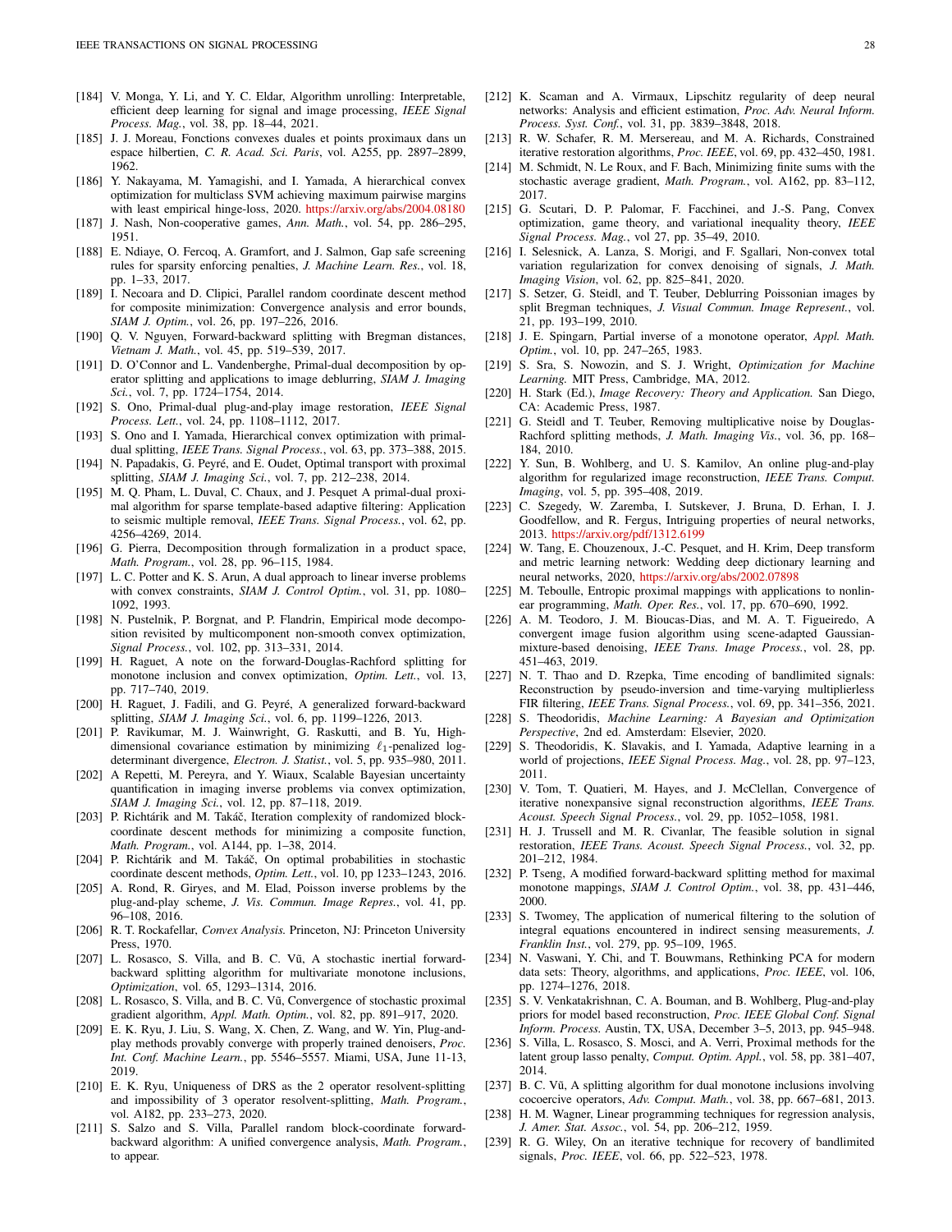[184] V. Monga, Y. Li, and Y. C. Eldar, Algorithm unrolling: Interpretable, efficient deep learning for signal and image processing, *IEEE Signal Process. Mag.*, vol. 38, pp. 18–44, 2021.

[185] J. J. Moreau, Fonctions convexes duales et points proximaux dans un espace hilbertien, *C. R. Acad. Sci. Paris*, vol. A255, pp. 2897–2899, 1962.

[186] Y. Nakayama, M. Yamagishi, and I. Yamada, A hierarchical convex optimization for multiclass SVM achieving maximum pairwise margins with least empirical hinge-loss, 2020. https://arxiv.org/abs/2004.08180

[187] J. Nash, Non-cooperative games, *Ann. Math.*, vol. 54, pp. 286–295, 1951.

[188] E. Ndiaye, O. Fercoq, A. Gramfort, and J. Salmon, Gap safe screening rules for sparsity enforcing penalties, *J. Machine Learn. Res.*, vol. 18, pp. 1–33, 2017.

[189] I. Necoara and D. Clipici, Parallel random coordinate descent method for composite minimization: Convergence analysis and error bounds, *SIAM J. Optim.*, vol. 26, pp. 197–226, 2016.

[190] Q. V. Nguyen, Forward-backward splitting with Bregman distances, *Vietnam J. Math.*, vol. 45, pp. 519–539, 2017.

[191] D. O'Connor and L. Vandenberghe, Primal-dual decomposition by operator splitting and applications to image deblurring, *SIAM J. Imaging Sci.*, vol. 7, pp. 1724–1754, 2014.

[192] S. Ono, Primal-dual plug-and-play image restoration, *IEEE Signal Process. Lett.*, vol. 24, pp. 1108–1112, 2017.

[193] S. Ono and I. Yamada, Hierarchical convex optimization with primal-dual splitting, *IEEE Trans. Signal Process.*, vol. 63, pp. 373–388, 2015.

[194] N. Papadakis, G. Peyré, and E. Oudet, Optimal transport with proximal splitting, *SIAM J. Imaging Sci.*, vol. 7, pp. 212–238, 2014.

[195] M. Q. Pham, L. Duval, C. Chaux, and J. Pesquet A primal-dual proximal algorithm for sparse template-based adaptive filtering: Application to seismic multiple removal, *IEEE Trans. Signal Process.*, vol. 62, pp. 4256–4269, 2014.

[196] G. Pierra, Decomposition through formalization in a product space, *Math. Program.*, vol. 28, pp. 96–115, 1984.

[197] L. C. Potter and K. S. Arun, A dual approach to linear inverse problems with convex constraints, *SIAM J. Control Optim.*, vol. 31, pp. 1080–1092, 1993.

[198] N. Pustelnik, P. Borgnat, and P. Flandrin, Empirical mode decomposition revisited by multicomponent non-smooth convex optimization, *Signal Process.*, vol. 102, pp. 313–331, 2014.

[199] H. Raguet, A note on the forward-Douglas-Rachford splitting for monotone inclusion and convex optimization, *Optim. Lett.*, vol. 13, pp. 717–740, 2019.

[200] H. Raguet, J. Fadili, and G. Peyré, A generalized forward-backward splitting, *SIAM J. Imaging Sci.*, vol. 6, pp. 1199–1226, 2013.

[201] P. Ravikumar, M. J. Wainwright, G. Raskutti, and B. Yu, High-dimensional covariance estimation by minimizing $\ell_1$-penalized log-determinant divergence, *Electron. J. Statist.*, vol. 5, pp. 935–980, 2011.

[202] A Repetti, M. Pereyra, and Y. Wiaux, Scalable Bayesian uncertainty quantification in imaging inverse problems via convex optimization, *SIAM J. Imaging Sci.*, vol. 12, pp. 87–118, 2019.

[203] P. Richtárik and M. Takáč, Iteration complexity of randomized block-coordinate descent methods for minimizing a composite function, *Math. Program.*, vol. A144, pp. 1–38, 2014.

[204] P. Richtárik and M. Takáč, On optimal probabilities in stochastic coordinate descent methods, *Optim. Lett.*, vol. 10, pp 1233–1243, 2016.

[205] A. Rond, R. Giryes, and M. Elad, Poisson inverse problems by the plug-and-play scheme, *J. Vis. Commun. Image Repres.*, vol. 41, pp. 96–108, 2016.

[206] R. T. Rockafellar, *Convex Analysis.* Princeton, NJ: Princeton University Press, 1970.

[207] L. Rosasco, S. Villa, and B. C. Vũ, A stochastic inertial forward-backward splitting algorithm for multivariate monotone inclusions, *Optimization*, vol. 65, 1293–1314, 2016.

[208] L. Rosasco, S. Villa, and B. C. Vũ, Convergence of stochastic proximal gradient algorithm, *Appl. Math. Optim.*, vol. 82, pp. 891–917, 2020.

[209] E. K. Ryu, J. Liu, S. Wang, X. Chen, Z. Wang, and W. Yin, Plug-and-play methods provably converge with properly trained denoisers, *Proc. Int. Conf. Machine Learn.*, pp. 5546–5557. Miami, USA, June 11-13, 2019.

[210] E. K. Ryu, Uniqueness of DRS as the 2 operator resolvent-splitting and impossibility of 3 operator resolvent-splitting, *Math. Program.*, vol. A182, pp. 233–273, 2020.

[211] S. Salzo and S. Villa, Parallel random block-coordinate forward-backward algorithm: A unified convergence analysis, *Math. Program.*, to appear.

[212] K. Scaman and A. Virmaux, Lipschitz regularity of deep neural networks: Analysis and efficient estimation, *Proc. Adv. Neural Inform. Process. Syst. Conf.*, vol. 31, pp. 3839–3848, 2018.

[213] R. W. Schafer, R. M. Mersereau, and M. A. Richards, Constrained iterative restoration algorithms, *Proc. IEEE*, vol. 69, pp. 432–450, 1981.

[214] M. Schmidt, N. Le Roux, and F. Bach, Minimizing finite sums with the stochastic average gradient, *Math. Program.*, vol. A162, pp. 83–112, 2017.

[215] G. Scutari, D. P. Palomar, F. Facchinei, and J.-S. Pang, Convex optimization, game theory, and variational inequality theory, *IEEE Signal Process. Mag.*, vol 27, pp. 35–49, 2010.

[216] I. Selesnick, A. Lanza, S. Morigi, and F. Sgallari, Non-convex total variation regularization for convex denoising of signals, *J. Math. Imaging Vision*, vol. 62, pp. 825–841, 2020.

[217] S. Setzer, G. Steidl, and T. Teuber, Deblurring Poissonian images by split Bregman techniques, *J. Visual Commun. Image Represent.*, vol. 21, pp. 193–199, 2010.

[218] J. E. Spingarn, Partial inverse of a monotone operator, *Appl. Math. Optim.*, vol. 10, pp. 247–265, 1983.

[219] S. Sra, S. Nowozin, and S. J. Wright, *Optimization for Machine Learning.* MIT Press, Cambridge, MA, 2012.

[220] H. Stark (Ed.), *Image Recovery: Theory and Application.* San Diego, CA: Academic Press, 1987.

[221] G. Steidl and T. Teuber, Removing multiplicative noise by Douglas-Rachford splitting methods, *J. Math. Imaging Vis.*, vol. 36, pp. 168–184, 2010.

[222] Y. Sun, B. Wohlberg, and U. S. Kamilov, An online plug-and-play algorithm for regularized image reconstruction, *IEEE Trans. Comput. Imaging*, vol. 5, pp. 395–408, 2019.

[223] C. Szegedy, W. Zaremba, I. Sutskever, J. Bruna, D. Erhan, I. J. Goodfellow, and R. Fergus, Intriguing properties of neural networks, 2013. https://arxiv.org/pdf/1312.6199

[224] W. Tang, E. Chouzenoux, J.-C. Pesquet, and H. Krim, Deep transform and metric learning network: Wedding deep dictionary learning and neural networks, 2020, https://arxiv.org/abs/2002.07898

[225] M. Teboulle, Entropic proximal mappings with applications to nonlinear programming, *Math. Oper. Res.*, vol. 17, pp. 670–690, 1992.

[226] A. M. Teodoro, J. M. Bioucas-Dias, and M. A. T. Figueiredo, A convergent image fusion algorithm using scene-adapted Gaussian-mixture-based denoising, *IEEE Trans. Image Process.*, vol. 28, pp. 451–463, 2019.

[227] N. T. Thao and D. Rzepka, Time encoding of bandlimited signals: Reconstruction by pseudo-inversion and time-varying multiplierless FIR filtering, *IEEE Trans. Signal Process.*, vol. 69, pp. 341–356, 2021.

[228] S. Theodoridis, *Machine Learning: A Bayesian and Optimization Perspective*, 2nd ed. Amsterdam: Elsevier, 2020.

[229] S. Theodoridis, K. Slavakis, and I. Yamada, Adaptive learning in a world of projections, *IEEE Signal Process. Mag.*, vol. 28, pp. 97–123, 2011.

[230] V. Tom, T. Quatieri, M. Hayes, and J. McClellan, Convergence of iterative nonexpansive signal reconstruction algorithms, *IEEE Trans. Acoust. Speech Signal Process.*, vol. 29, pp. 1052–1058, 1981.

[231] H. J. Trussell and M. R. Civanlar, The feasible solution in signal restoration, *IEEE Trans. Acoust. Speech Signal Process.*, vol. 32, pp. 201–212, 1984.

[232] P. Tseng, A modified forward-backward splitting method for maximal monotone mappings, *SIAM J. Control Optim.*, vol. 38, pp. 431–446, 2000.

[233] S. Twomey, The application of numerical filtering to the solution of integral equations encountered in indirect sensing measurements, *J. Franklin Inst.*, vol. 279, pp. 95–109, 1965.

[234] N. Vaswani, Y. Chi, and T. Bouwmans, Rethinking PCA for modern data sets: Theory, algorithms, and applications, *Proc. IEEE*, vol. 106, pp. 1274–1276, 2018.

[235] S. V. Venkatakrishnan, C. A. Bouman, and B. Wohlberg, Plug-and-play priors for model based reconstruction, *Proc. IEEE Global Conf. Signal Inform. Process.* Austin, TX, USA, December 3–5, 2013, pp. 945–948.

[236] S. Villa, L. Rosasco, S. Mosci, and A. Verri, Proximal methods for the latent group lasso penalty, *Comput. Optim. Appl.*, vol. 58, pp. 381–407, 2014.

[237] B. C. Vũ, A splitting algorithm for dual monotone inclusions involving cocoercive operators, *Adv. Comput. Math.*, vol. 38, pp. 667–681, 2013.

[238] H. M. Wagner, Linear programming techniques for regression analysis, *J. Amer. Stat. Assoc.*, vol. 54, pp. 206–212, 1959.

[239] R. G. Wiley, On an iterative technique for recovery of bandlimited signals, *Proc. IEEE*, vol. 66, pp. 522–523, 1978.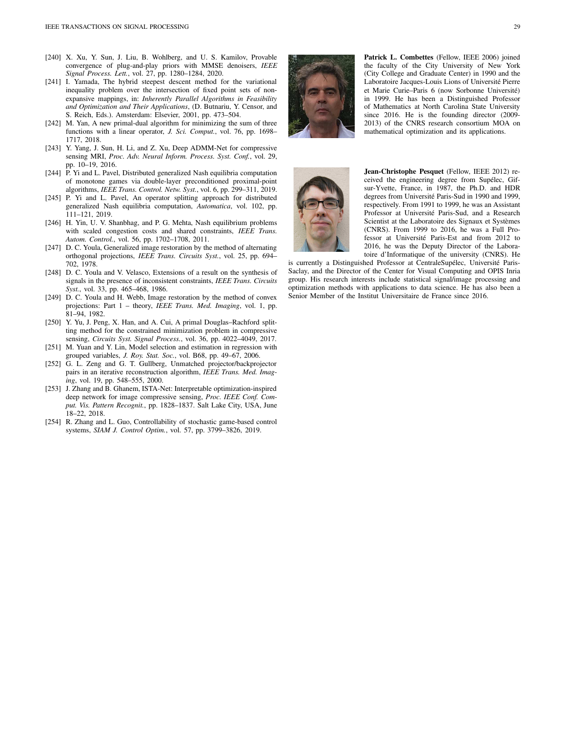[240] X. Xu, Y. Sun, J. Liu, B. Wohlberg, and U. S. Kamilov, Provable convergence of plug-and-play priors with MMSE denoisers, *IEEE Signal Process. Lett.*, vol. 27, pp. 1280–1284, 2020.

[241] I. Yamada, The hybrid steepest descent method for the variational inequality problem over the intersection of fixed point sets of nonexpansive mappings, in: *Inherently Parallel Algorithms in Feasibility and Optimization and Their Applications*, (D. Butnariu, Y. Censor, and S. Reich, Eds.). Amsterdam: Elsevier, 2001, pp. 473–504.

[242] M. Yan, A new primal-dual algorithm for minimizing the sum of three functions with a linear operator, *J. Sci. Comput.*, vol. 76, pp. 1698–1717, 2018.

[243] Y. Yang, J. Sun, H. Li, and Z. Xu, Deep ADMM-Net for compressive sensing MRI, *Proc. Adv. Neural Inform. Process. Syst. Conf.*, vol. 29, pp. 10–19, 2016.

[244] P. Yi and L. Pavel, Distributed generalized Nash equilibria computation of monotone games via double-layer preconditioned proximal-point algorithms, *IEEE Trans. Control. Netw. Syst.*, vol. 6, pp. 299–311, 2019.

[245] P. Yi and L. Pavel, An operator splitting approach for distributed generalized Nash equilibria computation, *Automatica*, vol. 102, pp. 111–121, 2019.

[246] H. Yin, U. V. Shanbhag, and P. G. Mehta, Nash equilibrium problems with scaled congestion costs and shared constraints, *IEEE Trans. Autom. Control.*, vol. 56, pp. 1702–1708, 2011.

[247] D. C. Youla, Generalized image restoration by the method of alternating orthogonal projections, *IEEE Trans. Circuits Syst.*, vol. 25, pp. 694–702, 1978.

[248] D. C. Youla and V. Velasco, Extensions of a result on the synthesis of signals in the presence of inconsistent constraints, *IEEE Trans. Circuits Syst.*, vol. 33, pp. 465–468, 1986.

[249] D. C. Youla and H. Webb, Image restoration by the method of convex projections: Part 1 – theory, *IEEE Trans. Med. Imaging*, vol. 1, pp. 81–94, 1982.

[250] Y. Yu, J. Peng, X. Han, and A. Cui, A primal Douglas–Rachford splitting method for the constrained minimization problem in compressive sensing, *Circuits Syst. Signal Process.*, vol. 36, pp. 4022–4049, 2017.

[251] M. Yuan and Y. Lin, Model selection and estimation in regression with grouped variables, *J. Roy. Stat. Soc.*, vol. B68, pp. 49–67, 2006.

[252] G. L. Zeng and G. T. Gullberg, Unmatched projector/backprojector pairs in an iterative reconstruction algorithm, *IEEE Trans. Med. Imaging*, vol. 19, pp. 548–555, 2000.

[253] J. Zhang and B. Ghanem, ISTA-Net: Interpretable optimization-inspired deep network for image compressive sensing, *Proc. IEEE Conf. Comput. Vis. Pattern Recognit.*, pp. 1828–1837. Salt Lake City, USA, June 18–22, 2018.

[254] R. Zhang and L. Guo, Controllability of stochastic game-based control systems, *SIAM J. Control Optim.*, vol. 57, pp. 3799–3826, 2019.

**Patrick L. Combettes** (Fellow, IEEE 2006) joined the faculty of the City University of New York (City College and Graduate Center) in 1990 and the Laboratoire Jacques-Louis Lions of Université Pierre et Marie Curie–Paris 6 (now Sorbonne Université) in 1999. He has been a Distinguished Professor of Mathematics at North Carolina State University since 2016. He is the founding director (2009-2013) of the CNRS research consortium MOA on mathematical optimization and its applications.

**Jean-Christophe Pesquet** (Fellow, IEEE 2012) received the engineering degree from Supélec, Gif-sur-Yvette, France, in 1987, the Ph.D. and HDR degrees from Université Paris-Sud in 1990 and 1999, respectively. From 1991 to 1999, he was an Assistant Professor at Université Paris-Sud, and a Research Scientist at the Laboratoire des Signaux et Systèmes (CNRS). From 1999 to 2016, he was a Full Professor at Université Paris-Est and from 2012 to 2016, he was the Deputy Director of the Laboratoire d'Informatique of the university (CNRS). He is currently a Distinguished Professor at CentraleSupélec, Université Paris-Saclay, and the Director of the Center for Visual Computing and OPIS Inria group. His research interests include statistical signal/image processing and optimization methods with applications to data science. He has also been a Senior Member of the Institut Universitaire de France since 2016.